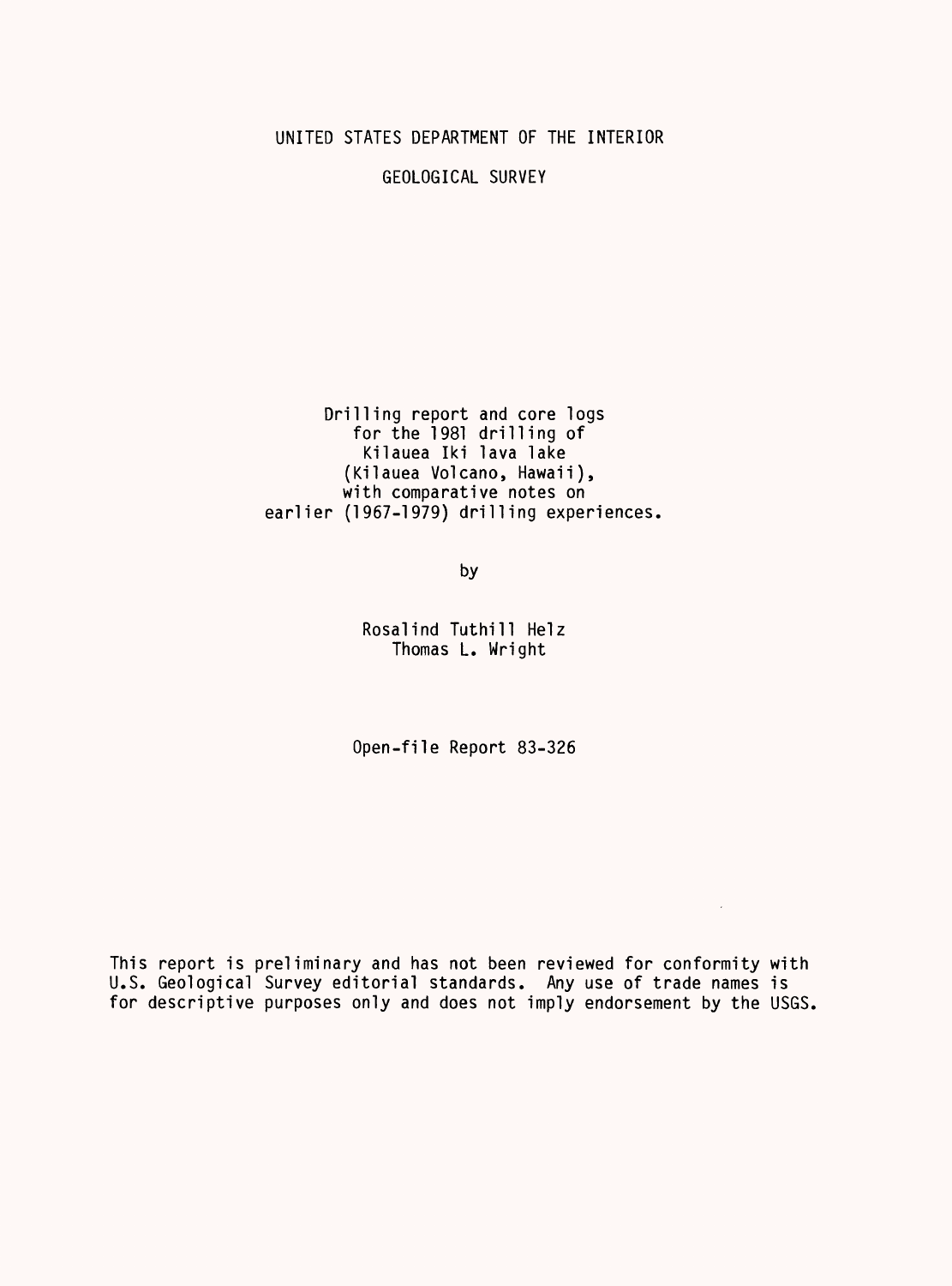UNITED STATES DEPARTMENT OF THE INTERIOR

GEOLOGICAL SURVEY

# Drilling report and core logs for the 1981 drilling of Kilauea Iki lava lake (Kilauea Volcano, Hawaii), with comparative notes on earlier (1967-1979) drilling experiences.

by

Rosalind Tuthill Helz
Thomas L. Wright

Open-file Report 83-326

This report is preliminary and has not been reviewed for conformity with U.S. Geological Survey editorial standards. Any use of trade names is for descriptive purposes only and does not imply endorsement by the USGS.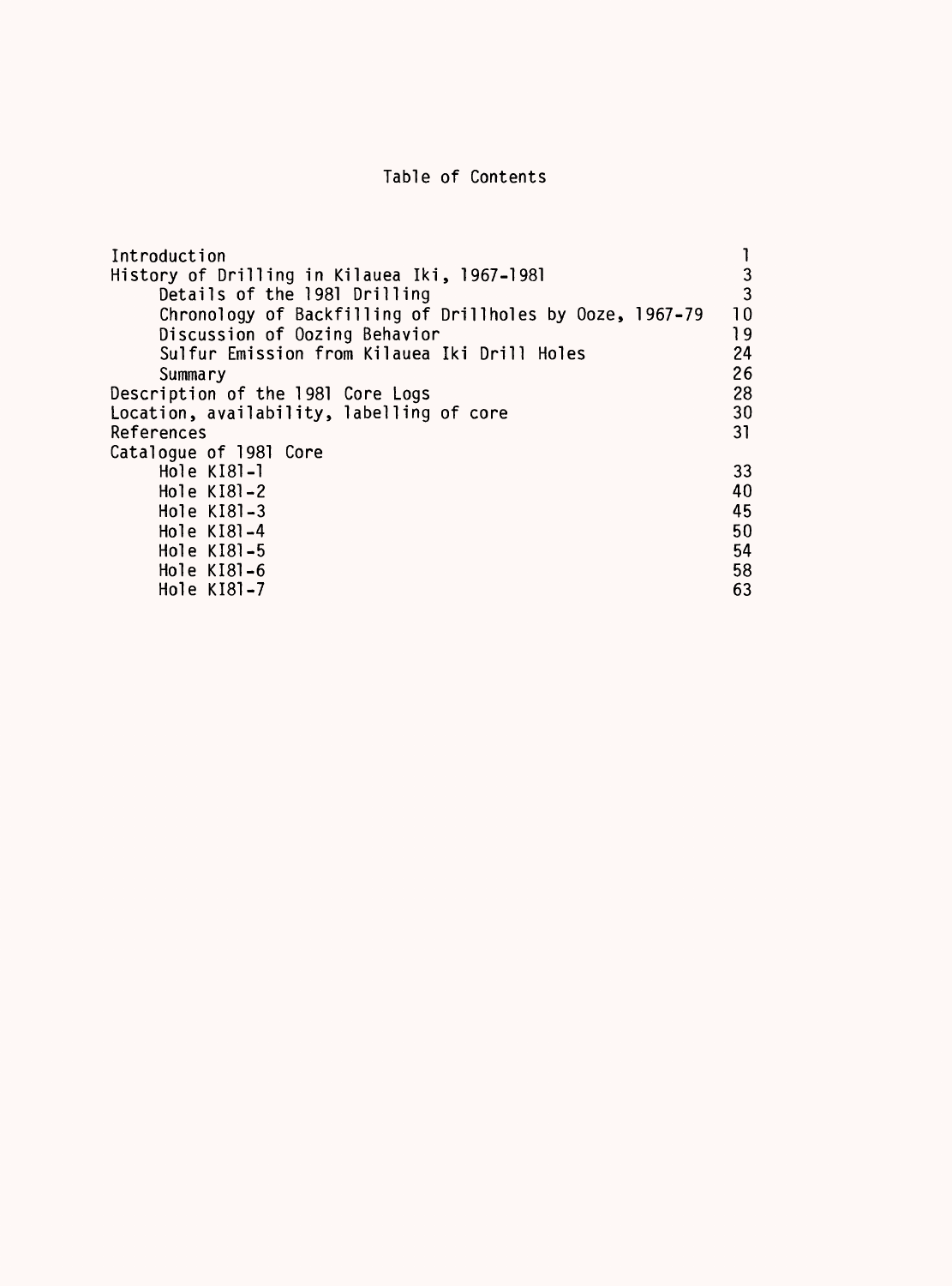# Table of Contents

| | |
|---|---|
| Introduction | 1 |
| History of Drilling in Kilauea Iki, 1967-1981 | 3 |
| Details of the 1981 Drilling | 3 |
| Chronology of Backfilling of Drillholes by Ooze, 1967-79 | 10 |
| Discussion of Oozing Behavior | 19 |
| Sulfur Emission from Kilauea Iki Drill Holes | 24 |
| Summary | 26 |
| Description of the 1981 Core Logs | 28 |
| Location, availability, labelling of core | 30 |
| References | 31 |
| Catalogue of 1981 Core | |
| Hole KI81-1 | 33 |
| Hole KI81-2 | 40 |
| Hole KI81-3 | 45 |
| Hole KI81-4 | 50 |
| Hole KI81-5 | 54 |
| Hole KI81-6 | 58 |
| Hole KI81-7 | 63 |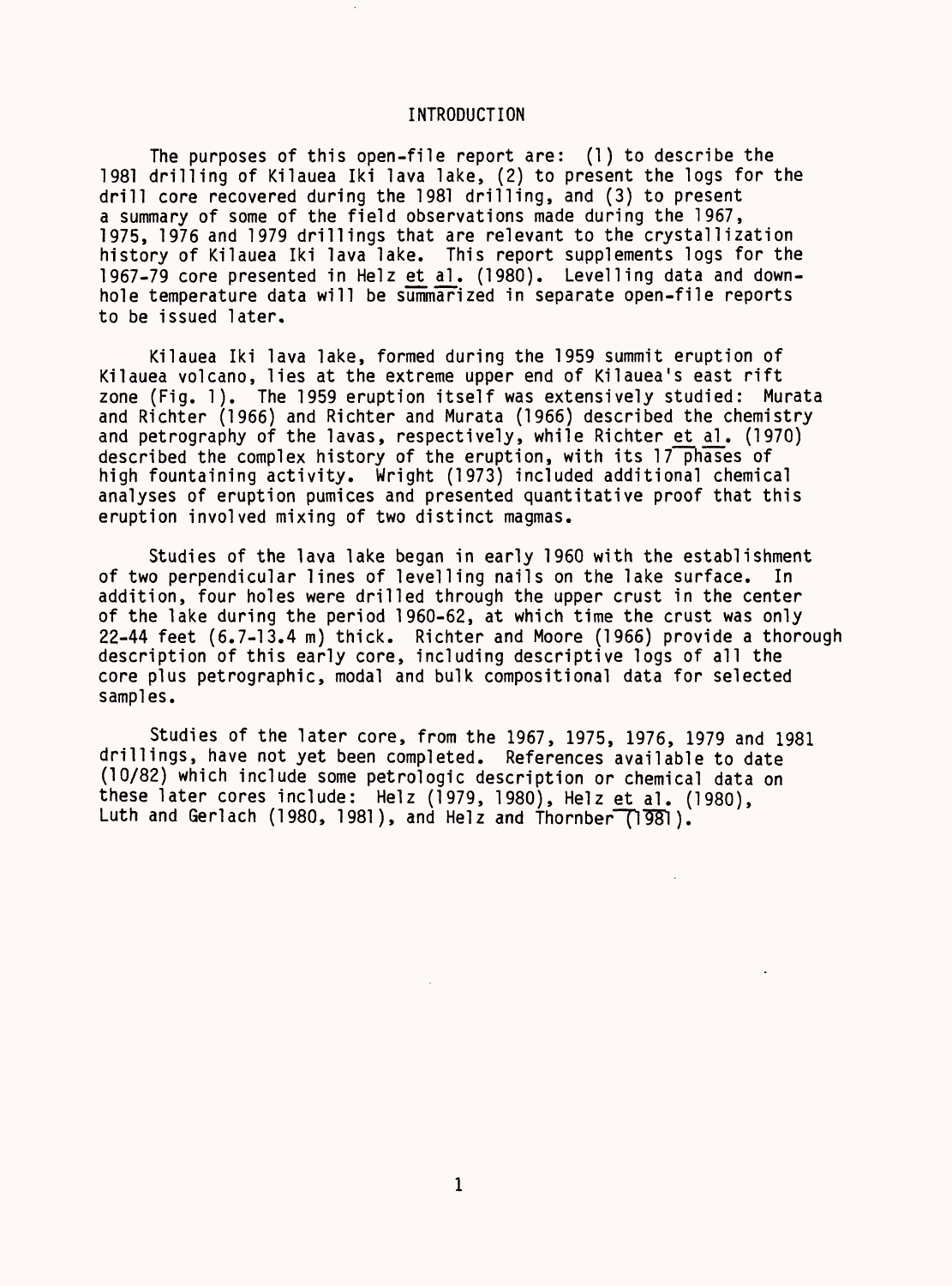# INTRODUCTION

The purposes of this open-file report are: (1) to describe the 1981 drilling of Kilauea Iki lava lake, (2) to present the logs for the drill core recovered during the 1981 drilling, and (3) to present a summary of some of the field observations made during the 1967, 1975, 1976 and 1979 drillings that are relevant to the crystallization history of Kilauea Iki lava lake. This report supplements logs for the 1967-79 core presented in Helz et al. (1980). Levelling data and down-hole temperature data will be summarized in separate open-file reports to be issued later.

Kilauea Iki lava lake, formed during the 1959 summit eruption of Kilauea volcano, lies at the extreme upper end of Kilauea's east rift zone (Fig. 1). The 1959 eruption itself was extensively studied: Murata and Richter (1966) and Richter and Murata (1966) described the chemistry and petrography of the lavas, respectively, while Richter et al. (1970) described the complex history of the eruption, with its 17 phases of high fountaining activity. Wright (1973) included additional chemical analyses of eruption pumices and presented quantitative proof that this eruption involved mixing of two distinct magmas.

Studies of the lava lake began in early 1960 with the establishment of two perpendicular lines of levelling nails on the lake surface. In addition, four holes were drilled through the upper crust in the center of the lake during the period 1960-62, at which time the crust was only 22-44 feet (6.7-13.4 m) thick. Richter and Moore (1966) provide a thorough description of this early core, including descriptive logs of all the core plus petrographic, modal and bulk compositional data for selected samples.

Studies of the later core, from the 1967, 1975, 1976, 1979 and 1981 drillings, have not yet been completed. References available to date (10/82) which include some petrologic description or chemical data on these later cores include: Helz (1979, 1980), Helz et al. (1980), Luth and Gerlach (1980, 1981), and Helz and Thornber (1981).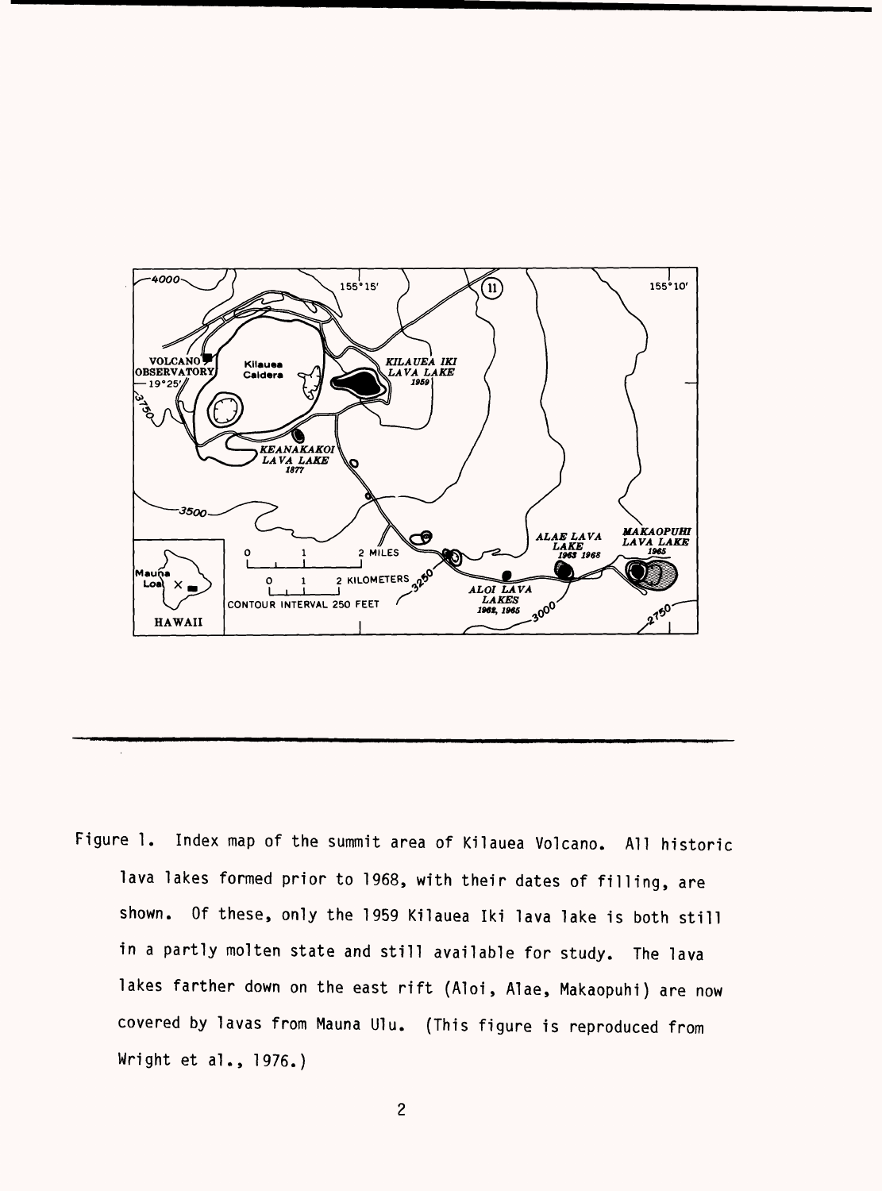Figure 1. Index map of the summit area of Kilauea Volcano. All historic lava lakes formed prior to 1968, with their dates of filling, are shown. Of these, only the 1959 Kilauea Iki lava lake is both still in a partly molten state and still available for study. The lava lakes farther down on the east rift (Aloi, Alae, Makaopuhi) are now covered by lavas from Mauna Ulu. (This figure is reproduced from Wright et al., 1976.)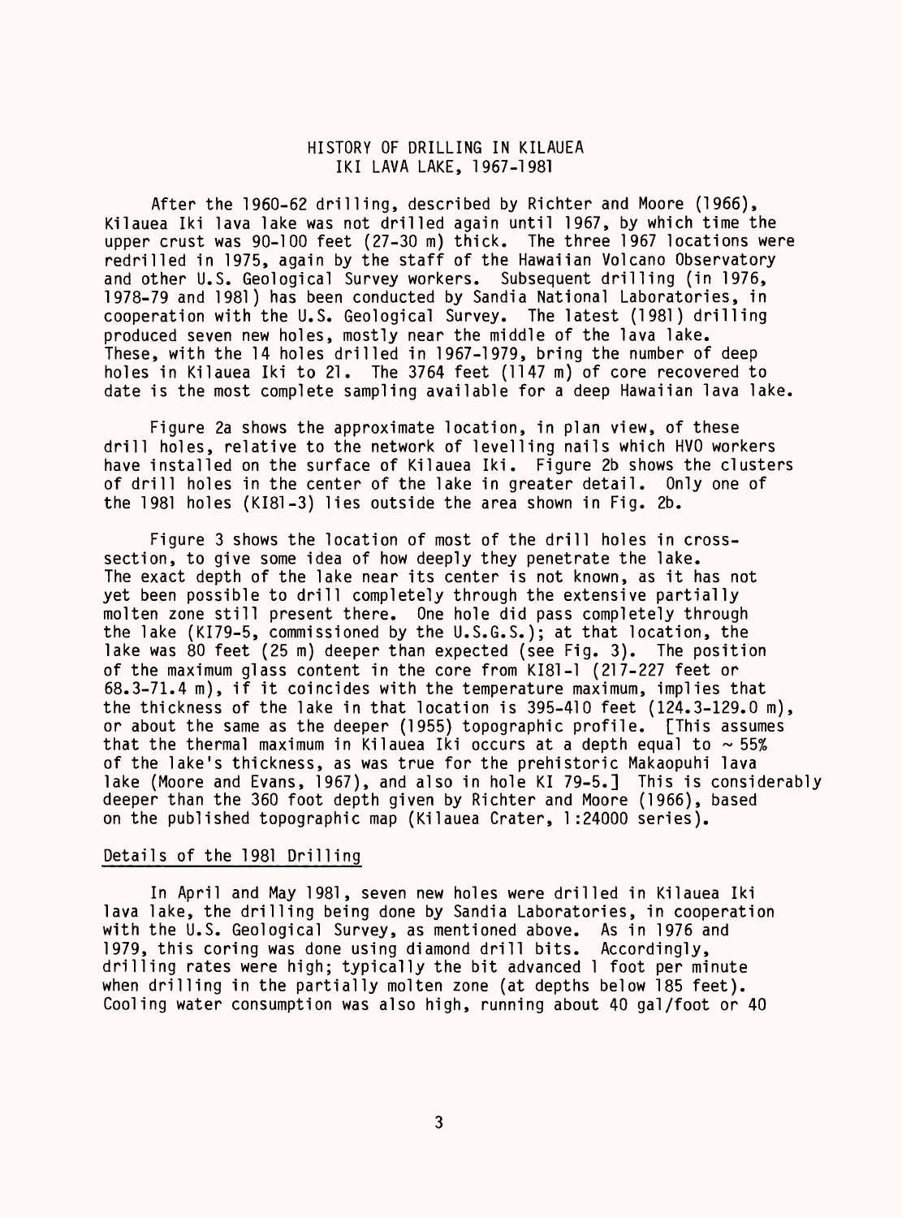# HISTORY OF DRILLING IN KILAUEA IKI LAVA LAKE, 1967-1981

After the 1960-62 drilling, described by Richter and Moore (1966), Kilauea Iki lava lake was not drilled again until 1967, by which time the upper crust was 90-100 feet (27-30 m) thick. The three 1967 locations were redrilled in 1975, again by the staff of the Hawaiian Volcano Observatory and other U.S. Geological Survey workers. Subsequent drilling (in 1976, 1978-79 and 1981) has been conducted by Sandia National Laboratories, in cooperation with the U.S. Geological Survey. The latest (1981) drilling produced seven new holes, mostly near the middle of the lava lake. These, with the 14 holes drilled in 1967-1979, bring the number of deep holes in Kilauea Iki to 21. The 3764 feet (1147 m) of core recovered to date is the most complete sampling available for a deep Hawaiian lava lake.

Figure 2a shows the approximate location, in plan view, of these drill holes, relative to the network of levelling nails which HVO workers have installed on the surface of Kilauea Iki. Figure 2b shows the clusters of drill holes in the center of the lake in greater detail. Only one of the 1981 holes (KI81-3) lies outside the area shown in Fig. 2b.

Figure 3 shows the location of most of the drill holes in cross-section, to give some idea of how deeply they penetrate the lake. The exact depth of the lake near its center is not known, as it has not yet been possible to drill completely through the extensive partially molten zone still present there. One hole did pass completely through the lake (KI79-5, commissioned by the U.S.G.S.); at that location, the lake was 80 feet (25 m) deeper than expected (see Fig. 3). The position of the maximum glass content in the core from KI81-1 (217-227 feet or 68.3-71.4 m), if it coincides with the temperature maximum, implies that the thickness of the lake in that location is 395-410 feet (124.3-129.0 m), or about the same as the deeper (1955) topographic profile. [This assumes that the thermal maximum in Kilauea Iki occurs at a depth equal to $\sim 55\%$ of the lake's thickness, as was true for the prehistoric Makaopuhi lava lake (Moore and Evans, 1967), and also in hole KI 79-5.] This is considerably deeper than the 360 foot depth given by Richter and Moore (1966), based on the published topographic map (Kilauea Crater, 1:24000 series).

## Details of the 1981 Drilling

In April and May 1981, seven new holes were drilled in Kilauea Iki lava lake, the drilling being done by Sandia Laboratories, in cooperation with the U.S. Geological Survey, as mentioned above. As in 1976 and 1979, this coring was done using diamond drill bits. Accordingly, drilling rates were high; typically the bit advanced 1 foot per minute when drilling in the partially molten zone (at depths below 185 feet). Cooling water consumption was also high, running about 40 gal/foot or 40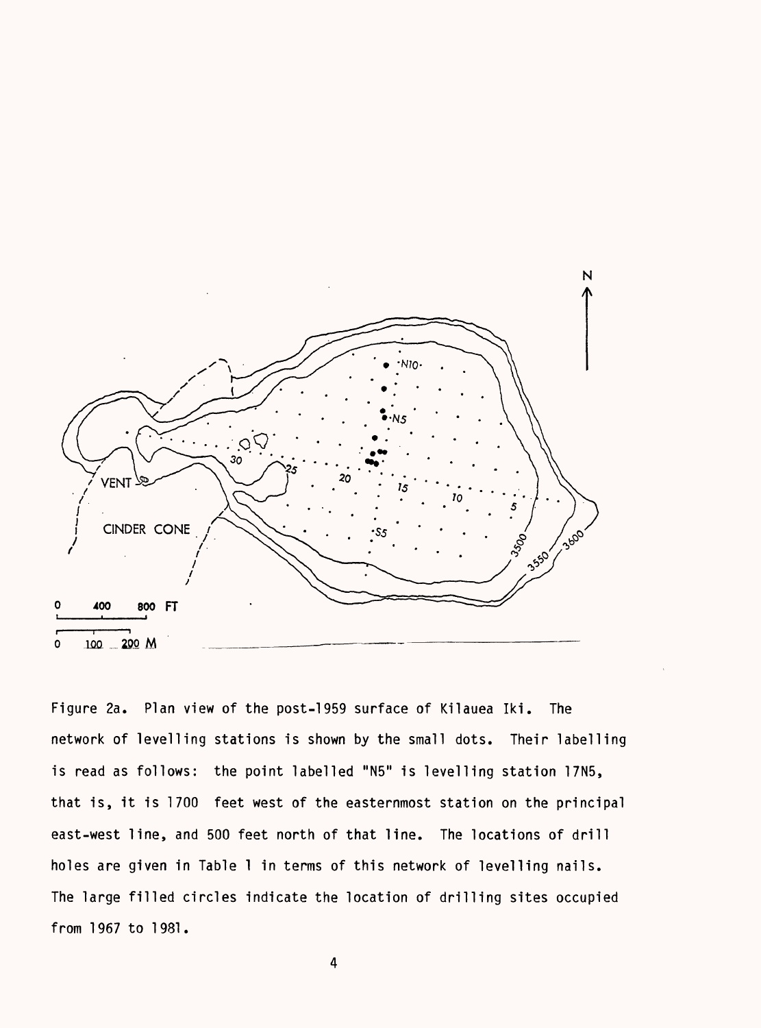Figure 2a. Plan view of the post-1959 surface of Kilauea Iki. The network of levelling stations is shown by the small dots. Their labelling is read as follows: the point labelled "N5" is levelling station 17N5, that is, it is 1700 feet west of the easternmost station on the principal east-west line, and 500 feet north of that line. The locations of drill holes are given in Table 1 in terms of this network of levelling nails. The large filled circles indicate the location of drilling sites occupied from 1967 to 1981.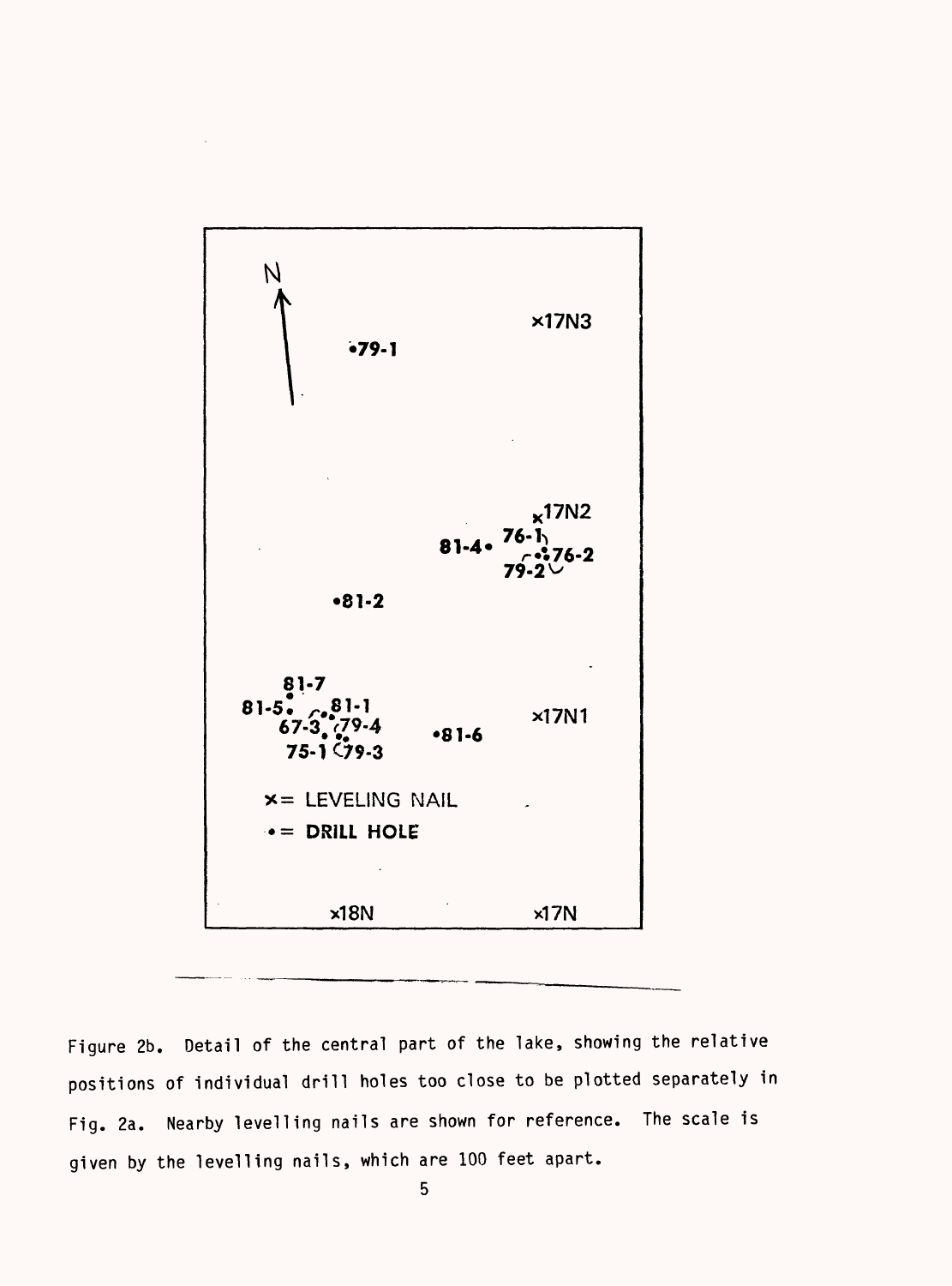Figure 2b. Detail of the central part of the lake, showing the relative positions of individual drill holes too close to be plotted separately in Fig. 2a. Nearby levelling nails are shown for reference. The scale is given by the levelling nails, which are 100 feet apart.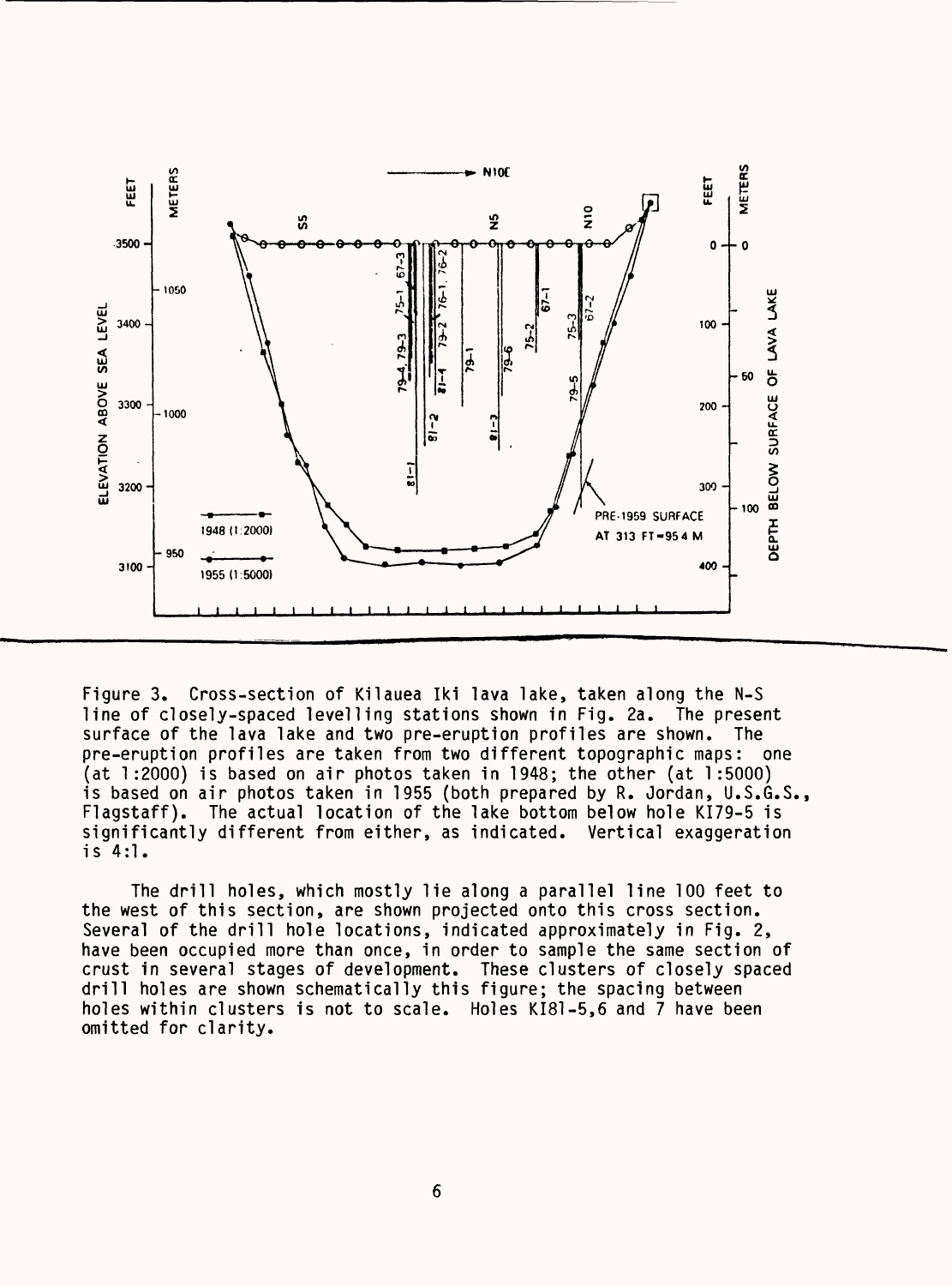Figure 3. Cross-section of Kilauea Iki lava lake, taken along the N-S line of closely-spaced levelling stations shown in Fig. 2a. The present surface of the lava lake and two pre-eruption profiles are shown. The pre-eruption profiles are taken from two different topographic maps: one (at 1:2000) is based on air photos taken in 1948; the other (at 1:5000) is based on air photos taken in 1955 (both prepared by R. Jordan, U.S.G.S., Flagstaff). The actual location of the lake bottom below hole KI79-5 is significantly different from either, as indicated. Vertical exaggeration is 4:1.

The drill holes, which mostly lie along a parallel line 100 feet to the west of this section, are shown projected onto this cross section. Several of the drill hole locations, indicated approximately in Fig. 2, have been occupied more than once, in order to sample the same section of crust in several stages of development. These clusters of closely spaced drill holes are shown schematically this figure; the spacing between holes within clusters is not to scale. Holes KI81-5,6 and 7 have been omitted for clarity.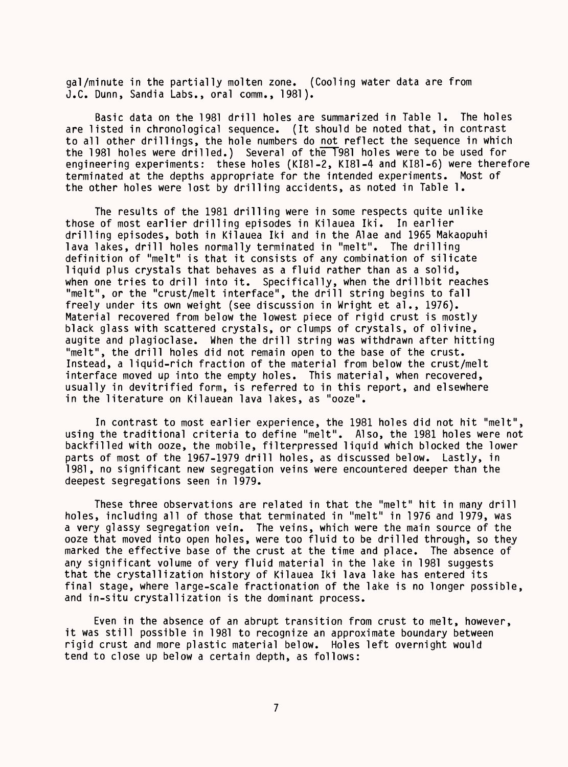gal/minute in the partially molten zone. (Cooling water data are from J.C. Dunn, Sandia Labs., oral comm., 1981).

Basic data on the 1981 drill holes are summarized in Table 1. The holes are listed in chronological sequence. (It should be noted that, in contrast to all other drillings, the hole numbers do not reflect the sequence in which the 1981 holes were drilled.) Several of the 1981 holes were to be used for engineering experiments: these holes (KI81-2, KI81-4 and KI81-6) were therefore terminated at the depths appropriate for the intended experiments. Most of the other holes were lost by drilling accidents, as noted in Table 1.

The results of the 1981 drilling were in some respects quite unlike those of most earlier drilling episodes in Kilauea Iki. In earlier drilling episodes, both in Kilauea Iki and in the Alae and 1965 Makaopuhi lava lakes, drill holes normally terminated in "melt". The drilling definition of "melt" is that it consists of any combination of silicate liquid plus crystals that behaves as a fluid rather than as a solid, when one tries to drill into it. Specifically, when the drillbit reaches "melt", or the "crust/melt interface", the drill string begins to fall freely under its own weight (see discussion in Wright et al., 1976). Material recovered from below the lowest piece of rigid crust is mostly black glass with scattered crystals, or clumps of crystals, of olivine, augite and plagioclase. When the drill string was withdrawn after hitting "melt", the drill holes did not remain open to the base of the crust. Instead, a liquid-rich fraction of the material from below the crust/melt interface moved up into the empty holes. This material, when recovered, usually in devitrified form, is referred to in this report, and elsewhere in the literature on Kilauean lava lakes, as "ooze".

In contrast to most earlier experience, the 1981 holes did not hit "melt", using the traditional criteria to define "melt". Also, the 1981 holes were not backfilled with ooze, the mobile, filterpressed liquid which blocked the lower parts of most of the 1967-1979 drill holes, as discussed below. Lastly, in 1981, no significant new segregation veins were encountered deeper than the deepest segregations seen in 1979.

These three observations are related in that the "melt" hit in many drill holes, including all of those that terminated in "melt" in 1976 and 1979, was a very glassy segregation vein. The veins, which were the main source of the ooze that moved into open holes, were too fluid to be drilled through, so they marked the effective base of the crust at the time and place. The absence of any significant volume of very fluid material in the lake in 1981 suggests that the crystallization history of Kilauea Iki lava lake has entered its final stage, where large-scale fractionation of the lake is no longer possible, and in-situ crystallization is the dominant process.

Even in the absence of an abrupt transition from crust to melt, however, it was still possible in 1981 to recognize an approximate boundary between rigid crust and more plastic material below. Holes left overnight would tend to close up below a certain depth, as follows: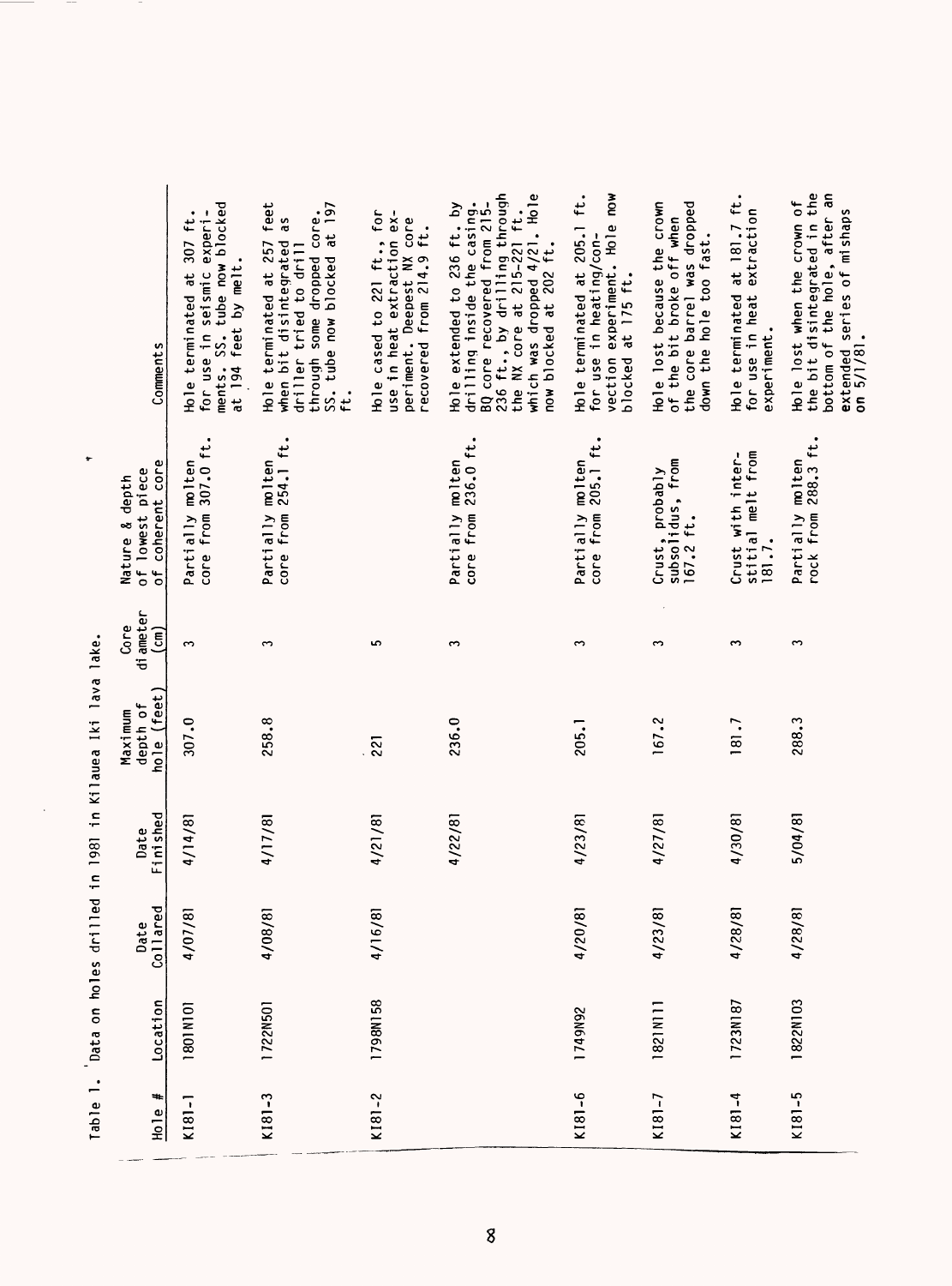Table 1. Data on holes drilled in 1981 in Kilauea Iki lava lake.

| Hole # | Location | Date Collared | Date Finished | Maximum depth of hole (feet) | Core diameter (cm) | Nature & depth of lowest piece of coherent core | Comments |
|---|---|---|---|---|---|---|---|
| KI81-1 | 1801N101 | 4/07/81 | 4/14/81 | 307.0 | 3 | Partially molten core from 307.0 ft. | Hole terminated at 307 ft. for use in seismic experiments. SS. tube now blocked at 194 feet by melt. |
| KI81-3 | 1722N501 | 4/08/81 | 4/17/81 | 258.8 | 3 | Partially molten core from 254.1 ft. | Hole terminated at 257 feet when bit disintegrated as driller tried to drill through some dropped core. SS. tube now blocked at 197 ft. |
| KI81-2 | 1798N158 | 4/16/81 | 4/21/81 | 221 | 5 | | Hole cased to 221 ft., for use in heat extraction experiment. Deepest NX core recovered from 214.9 ft. |
| | | | 4/22/81 | 236.0 | 3 | Partially molten core from 236.0 ft. | Hole extended to 236 ft. by drilling inside the casing. BQ core recovered from 215-236 ft., by drilling through the NX core at 215-221 ft. which was dropped 4/21. Hole now blocked at 202 ft. |
| KI81-6 | 1749N92 | 4/20/81 | 4/23/81 | 205.1 | 3 | Partially molten core from 205.1 ft. | Hole terminated at 205.1 ft. for use in heating/convection experiment. Hole now blocked at 175 ft. |
| KI81-7 | 1821N111 | 4/23/81 | 4/27/81 | 167.2 | 3 | Crust, probably subsolidus, from 167.2 ft. | Hole lost because the crown of the bit broke off when the core barrel was dropped down the hole too fast. |
| KI81-4 | 1723N187 | 4/28/81 | 4/30/81 | 181.7 | 3 | Crust with interstitial melt from 181.7. | Hole terminated at 181.7 ft. for use in heat extraction experiment. |
| KI81-5 | 1822N103 | 4/28/81 | 5/04/81 | 288.3 | 3 | Partially molten rock from 288.3 ft. | Hole lost when the crown of the bit disintegrated in the bottom of the hole, after an extended series of mishaps on 5/1/81. |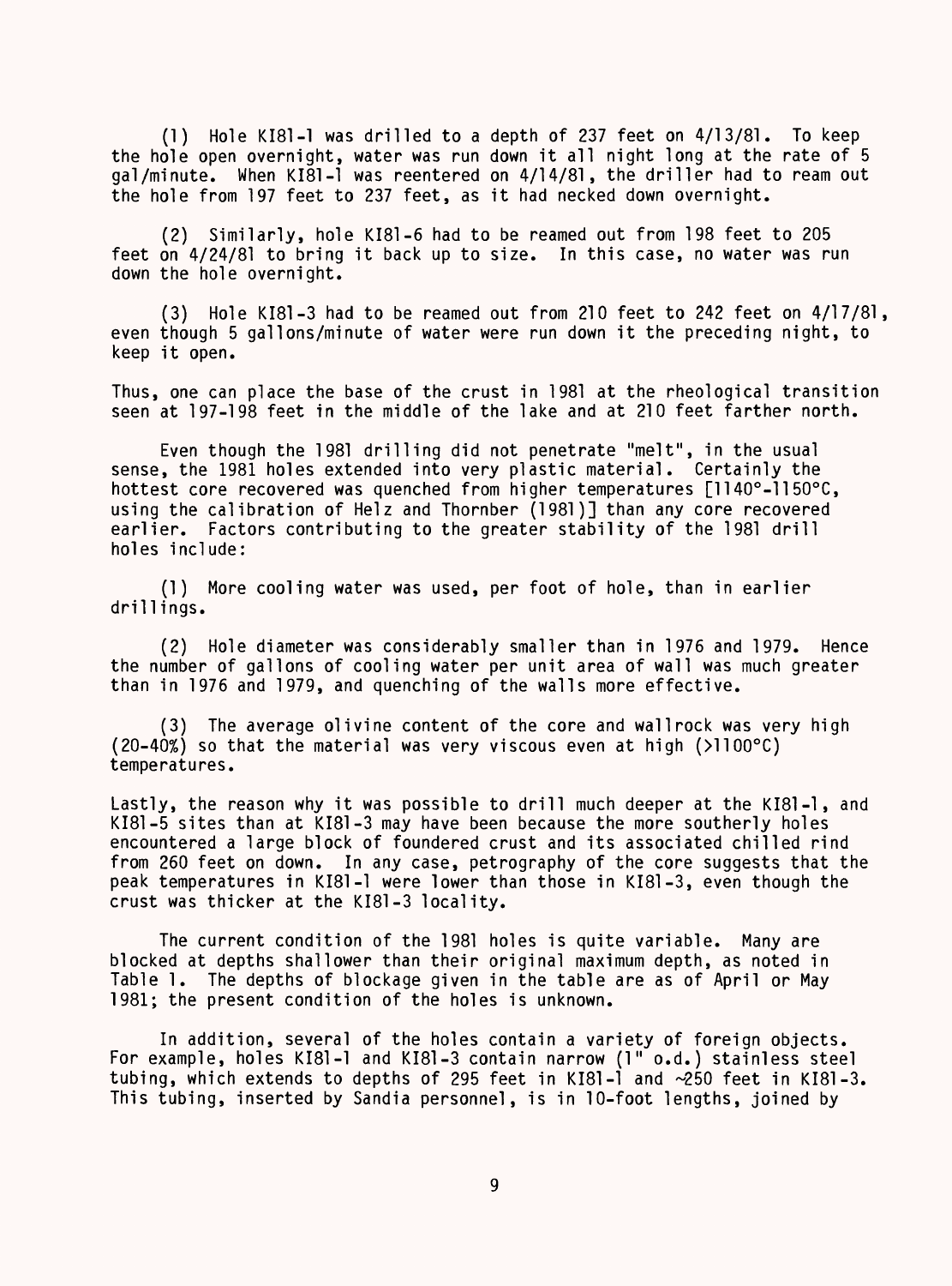(1) Hole KI81-1 was drilled to a depth of 237 feet on 4/13/81. To keep the hole open overnight, water was run down it all night long at the rate of 5 gal/minute. When KI81-1 was reentered on 4/14/81, the driller had to ream out the hole from 197 feet to 237 feet, as it had necked down overnight.

(2) Similarly, hole KI81-6 had to be reamed out from 198 feet to 205 feet on 4/24/81 to bring it back up to size. In this case, no water was run down the hole overnight.

(3) Hole KI81-3 had to be reamed out from 210 feet to 242 feet on 4/17/81, even though 5 gallons/minute of water were run down it the preceding night, to keep it open.

Thus, one can place the base of the crust in 1981 at the rheological transition seen at 197-198 feet in the middle of the lake and at 210 feet farther north.

Even though the 1981 drilling did not penetrate "melt", in the usual sense, the 1981 holes extended into very plastic material. Certainly the hottest core recovered was quenched from higher temperatures [1140°-1150°C, using the calibration of Helz and Thornber (1981)] than any core recovered earlier. Factors contributing to the greater stability of the 1981 drill holes include:

(1) More cooling water was used, per foot of hole, than in earlier drillings.

(2) Hole diameter was considerably smaller than in 1976 and 1979. Hence the number of gallons of cooling water per unit area of wall was much greater than in 1976 and 1979, and quenching of the walls more effective.

(3) The average olivine content of the core and wallrock was very high (20-40%) so that the material was very viscous even at high (>1100°C) temperatures.

Lastly, the reason why it was possible to drill much deeper at the KI81-1, and KI81-5 sites than at KI81-3 may have been because the more southerly holes encountered a large block of foundered crust and its associated chilled rind from 260 feet on down. In any case, petrography of the core suggests that the peak temperatures in KI81-1 were lower than those in KI81-3, even though the crust was thicker at the KI81-3 locality.

The current condition of the 1981 holes is quite variable. Many are blocked at depths shallower than their original maximum depth, as noted in Table 1. The depths of blockage given in the table are as of April or May 1981; the present condition of the holes is unknown.

In addition, several of the holes contain a variety of foreign objects. For example, holes KI81-1 and KI81-3 contain narrow (1" o.d.) stainless steel tubing, which extends to depths of 295 feet in KI81-1 and ~250 feet in KI81-3. This tubing, inserted by Sandia personnel, is in 10-foot lengths, joined by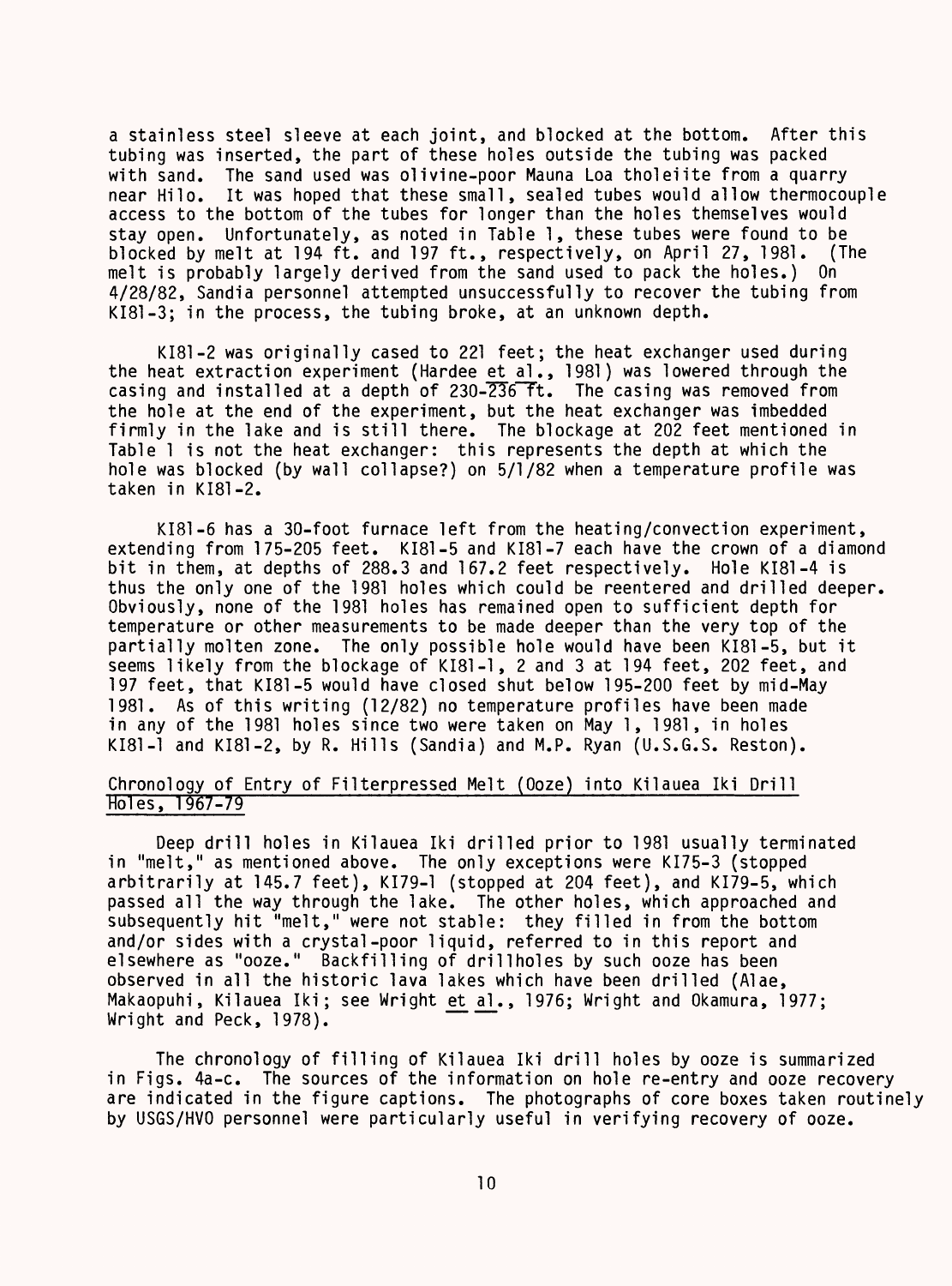a stainless steel sleeve at each joint, and blocked at the bottom. After this tubing was inserted, the part of these holes outside the tubing was packed with sand. The sand used was olivine-poor Mauna Loa tholeiite from a quarry near Hilo. It was hoped that these small, sealed tubes would allow thermocouple access to the bottom of the tubes for longer than the holes themselves would stay open. Unfortunately, as noted in Table 1, these tubes were found to be blocked by melt at 194 ft. and 197 ft., respectively, on April 27, 1981. (The melt is probably largely derived from the sand used to pack the holes.) On 4/28/82, Sandia personnel attempted unsuccessfully to recover the tubing from KI81-3; in the process, the tubing broke, at an unknown depth.

KI81-2 was originally cased to 221 feet; the heat exchanger used during the heat extraction experiment (Hardee et al., 1981) was lowered through the casing and installed at a depth of 230-236 ft. The casing was removed from the hole at the end of the experiment, but the heat exchanger was imbedded firmly in the lake and is still there. The blockage at 202 feet mentioned in Table 1 is not the heat exchanger: this represents the depth at which the hole was blocked (by wall collapse?) on 5/1/82 when a temperature profile was taken in KI81-2.

KI81-6 has a 30-foot furnace left from the heating/convection experiment, extending from 175-205 feet. KI81-5 and KI81-7 each have the crown of a diamond bit in them, at depths of 288.3 and 167.2 feet respectively. Hole KI81-4 is thus the only one of the 1981 holes which could be reentered and drilled deeper. Obviously, none of the 1981 holes has remained open to sufficient depth for temperature or other measurements to be made deeper than the very top of the partially molten zone. The only possible hole would have been KI81-5, but it seems likely from the blockage of KI81-1, 2 and 3 at 194 feet, 202 feet, and 197 feet, that KI81-5 would have closed shut below 195-200 feet by mid-May 1981. As of this writing (12/82) no temperature profiles have been made in any of the 1981 holes since two were taken on May 1, 1981, in holes KI81-1 and KI81-2, by R. Hills (Sandia) and M.P. Ryan (U.S.G.S. Reston).

## Chronology of Entry of Filterpressed Melt (Ooze) into Kilauea Iki Drill Holes, 1967-79

Deep drill holes in Kilauea Iki drilled prior to 1981 usually terminated in "melt," as mentioned above. The only exceptions were KI75-3 (stopped arbitrarily at 145.7 feet), KI79-1 (stopped at 204 feet), and KI79-5, which passed all the way through the lake. The other holes, which approached and subsequently hit "melt," were not stable: they filled in from the bottom and/or sides with a crystal-poor liquid, referred to in this report and elsewhere as "ooze." Backfilling of drillholes by such ooze has been observed in all the historic lava lakes which have been drilled (Alae, Makaopuhi, Kilauea Iki; see Wright et al., 1976; Wright and Okamura, 1977; Wright and Peck, 1978).

The chronology of filling of Kilauea Iki drill holes by ooze is summarized in Figs. 4a-c. The sources of the information on hole re-entry and ooze recovery are indicated in the figure captions. The photographs of core boxes taken routinely by USGS/HVO personnel were particularly useful in verifying recovery of ooze.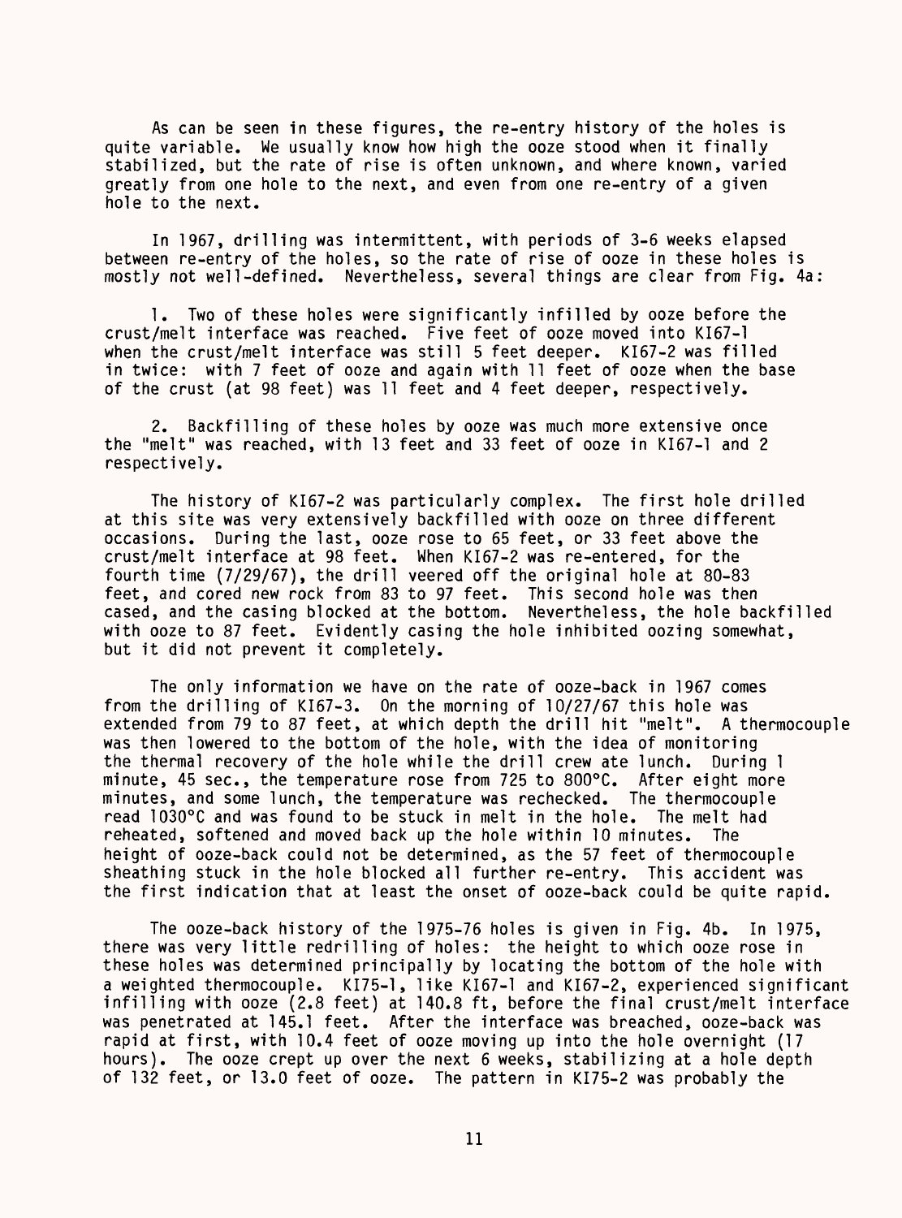As can be seen in these figures, the re-entry history of the holes is quite variable. We usually know how high the ooze stood when it finally stabilized, but the rate of rise is often unknown, and where known, varied greatly from one hole to the next, and even from one re-entry of a given hole to the next.

In 1967, drilling was intermittent, with periods of 3-6 weeks elapsed between re-entry of the holes, so the rate of rise of ooze in these holes is mostly not well-defined. Nevertheless, several things are clear from Fig. 4a:

1. Two of these holes were significantly infilled by ooze before the crust/melt interface was reached. Five feet of ooze moved into KI67-1 when the crust/melt interface was still 5 feet deeper. KI67-2 was filled in twice: with 7 feet of ooze and again with 11 feet of ooze when the base of the crust (at 98 feet) was 11 feet and 4 feet deeper, respectively.

2. Backfilling of these holes by ooze was much more extensive once the "melt" was reached, with 13 feet and 33 feet of ooze in KI67-1 and 2 respectively.

The history of KI67-2 was particularly complex. The first hole drilled at this site was very extensively backfilled with ooze on three different occasions. During the last, ooze rose to 65 feet, or 33 feet above the crust/melt interface at 98 feet. When KI67-2 was re-entered, for the fourth time (7/29/67), the drill veered off the original hole at 80-83 feet, and cored new rock from 83 to 97 feet. This second hole was then cased, and the casing blocked at the bottom. Nevertheless, the hole backfilled with ooze to 87 feet. Evidently casing the hole inhibited oozing somewhat, but it did not prevent it completely.

The only information we have on the rate of ooze-back in 1967 comes from the drilling of KI67-3. On the morning of 10/27/67 this hole was extended from 79 to 87 feet, at which depth the drill hit "melt". A thermocouple was then lowered to the bottom of the hole, with the idea of monitoring the thermal recovery of the hole while the drill crew ate lunch. During 1 minute, 45 sec., the temperature rose from 725 to 800°C. After eight more minutes, and some lunch, the temperature was rechecked. The thermocouple read 1030°C and was found to be stuck in melt in the hole. The melt had reheated, softened and moved back up the hole within 10 minutes. The height of ooze-back could not be determined, as the 57 feet of thermocouple sheathing stuck in the hole blocked all further re-entry. This accident was the first indication that at least the onset of ooze-back could be quite rapid.

The ooze-back history of the 1975-76 holes is given in Fig. 4b. In 1975, there was very little redrilling of holes: the height to which ooze rose in these holes was determined principally by locating the bottom of the hole with a weighted thermocouple. KI75-1, like KI67-1 and KI67-2, experienced significant infilling with ooze (2.8 feet) at 140.8 ft, before the final crust/melt interface was penetrated at 145.1 feet. After the interface was breached, ooze-back was rapid at first, with 10.4 feet of ooze moving up into the hole overnight (17 hours). The ooze crept up over the next 6 weeks, stabilizing at a hole depth of 132 feet, or 13.0 feet of ooze. The pattern in KI75-2 was probably the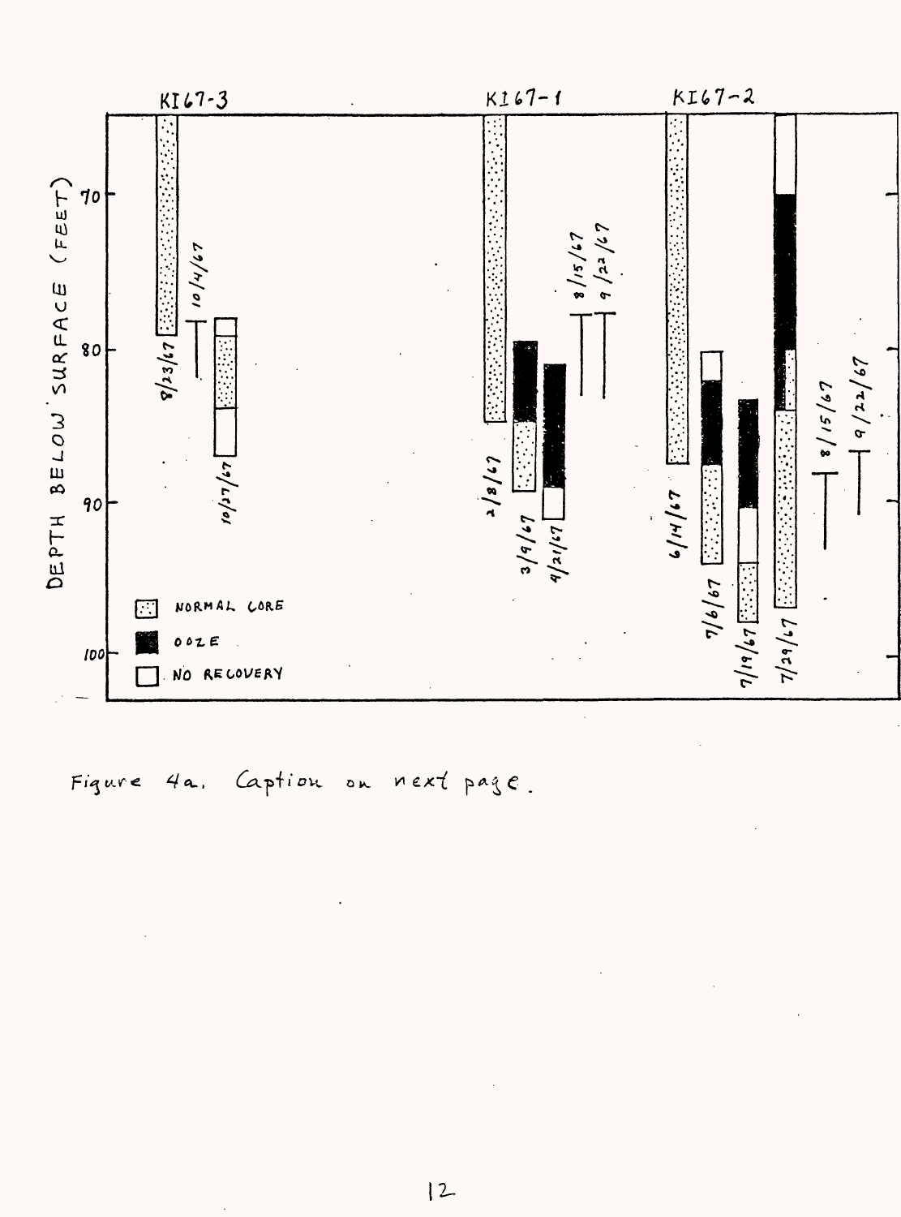Figure 4a. Caption on next page.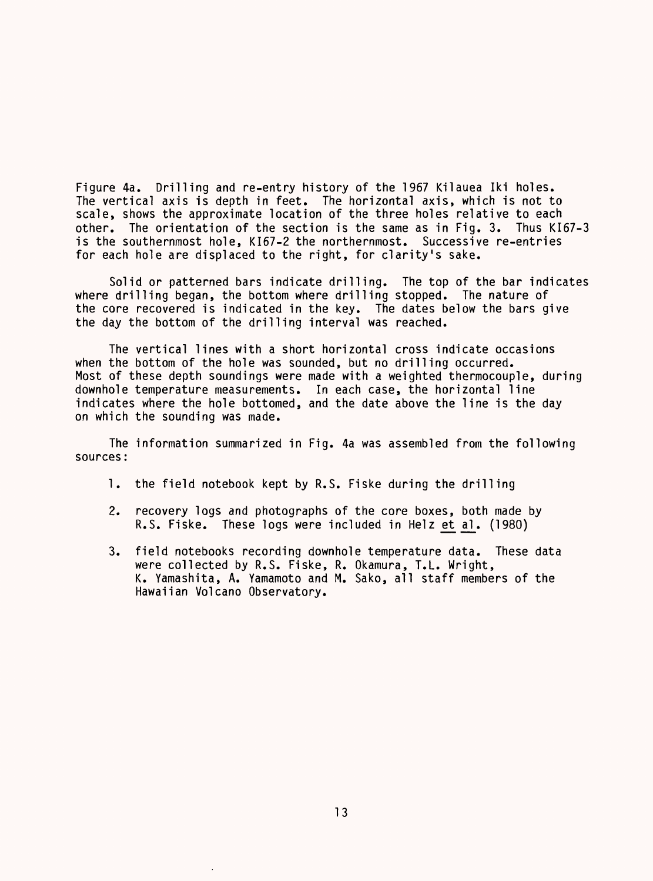Figure 4a. Drilling and re-entry history of the 1967 Kilauea Iki holes. The vertical axis is depth in feet. The horizontal axis, which is not to scale, shows the approximate location of the three holes relative to each other. The orientation of the section is the same as in Fig. 3. Thus KI67-3 is the southernmost hole, KI67-2 the northernmost. Successive re-entries for each hole are displaced to the right, for clarity's sake.

Solid or patterned bars indicate drilling. The top of the bar indicates where drilling began, the bottom where drilling stopped. The nature of the core recovered is indicated in the key. The dates below the bars give the day the bottom of the drilling interval was reached.

The vertical lines with a short horizontal cross indicate occasions when the bottom of the hole was sounded, but no drilling occurred. Most of these depth soundings were made with a weighted thermocouple, during downhole temperature measurements. In each case, the horizontal line indicates where the hole bottomed, and the date above the line is the day on which the sounding was made.

The information summarized in Fig. 4a was assembled from the following sources:

1. the field notebook kept by R.S. Fiske during the drilling
2. recovery logs and photographs of the core boxes, both made by R.S. Fiske. These logs were included in Helz _et al._ (1980)
3. field notebooks recording downhole temperature data. These data were collected by R.S. Fiske, R. Okamura, T.L. Wright, K. Yamashita, A. Yamamoto and M. Sako, all staff members of the Hawaiian Volcano Observatory.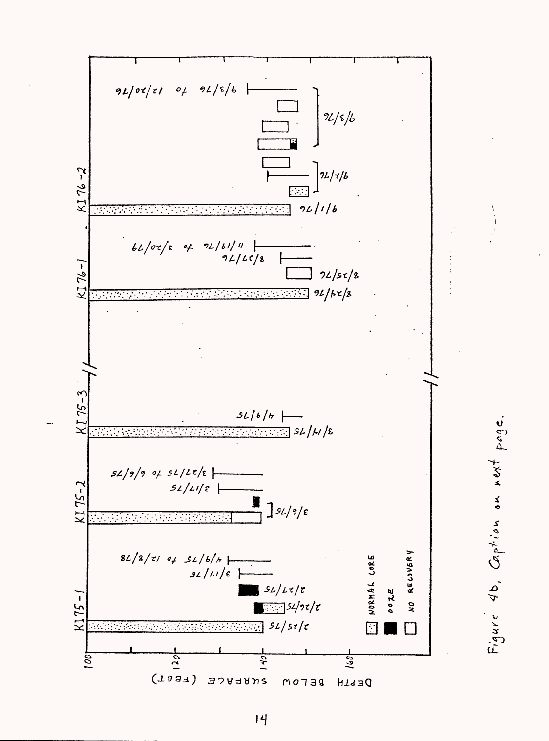Figure 4b, Caption on next page.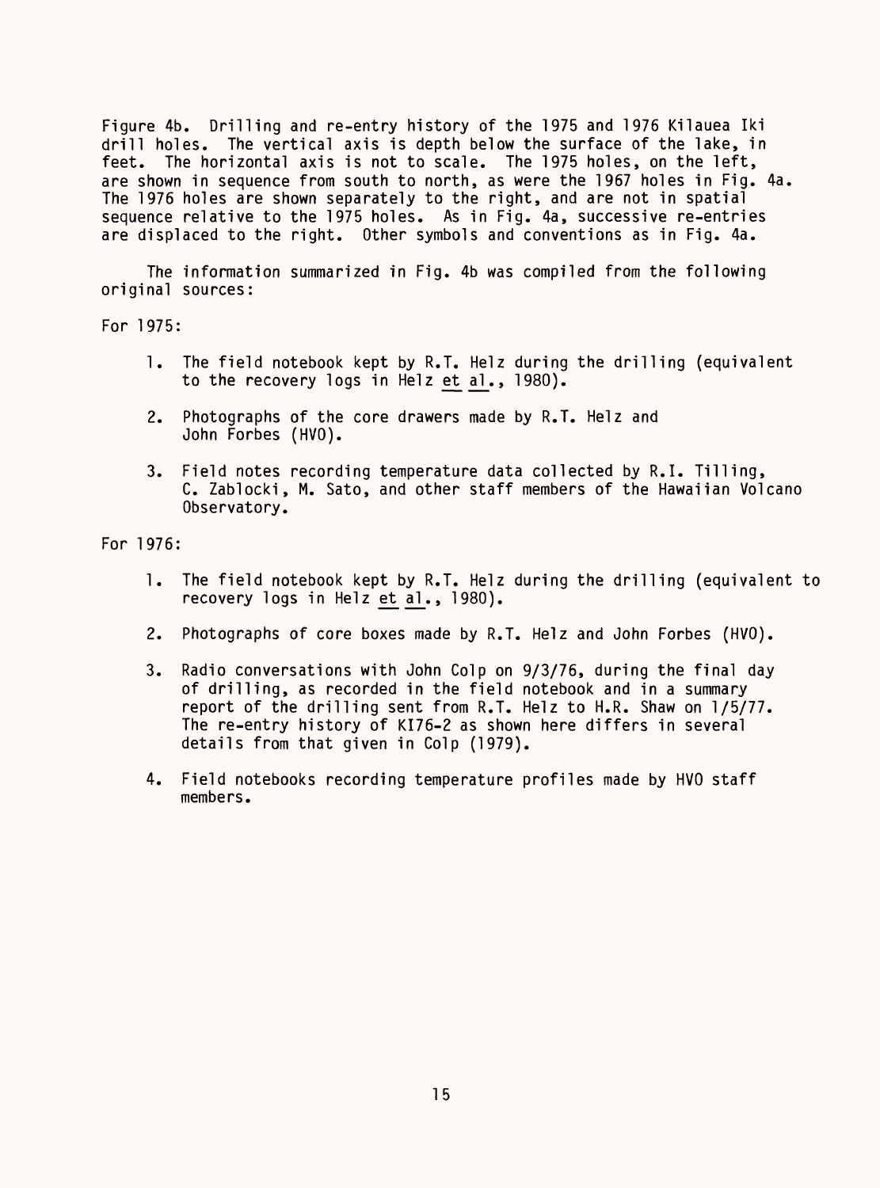Figure 4b. Drilling and re-entry history of the 1975 and 1976 Kilauea Iki drill holes. The vertical axis is depth below the surface of the lake, in feet. The horizontal axis is not to scale. The 1975 holes, on the left, are shown in sequence from south to north, as were the 1967 holes in Fig. 4a. The 1976 holes are shown separately to the right, and are not in spatial sequence relative to the 1975 holes. As in Fig. 4a, successive re-entries are displaced to the right. Other symbols and conventions as in Fig. 4a.

The information summarized in Fig. 4b was compiled from the following original sources:

For 1975:

1. The field notebook kept by R.T. Helz during the drilling (equivalent to the recovery logs in Helz _et al._, 1980).
2. Photographs of the core drawers made by R.T. Helz and John Forbes (HVO).
3. Field notes recording temperature data collected by R.I. Tilling, C. Zablocki, M. Sato, and other staff members of the Hawaiian Volcano Observatory.

For 1976:

1. The field notebook kept by R.T. Helz during the drilling (equivalent to recovery logs in Helz _et al._, 1980).
2. Photographs of core boxes made by R.T. Helz and John Forbes (HVO).
3. Radio conversations with John Colp on 9/3/76, during the final day of drilling, as recorded in the field notebook and in a summary report of the drilling sent from R.T. Helz to H.R. Shaw on 1/5/77. The re-entry history of KI76-2 as shown here differs in several details from that given in Colp (1979).
4. Field notebooks recording temperature profiles made by HVO staff members.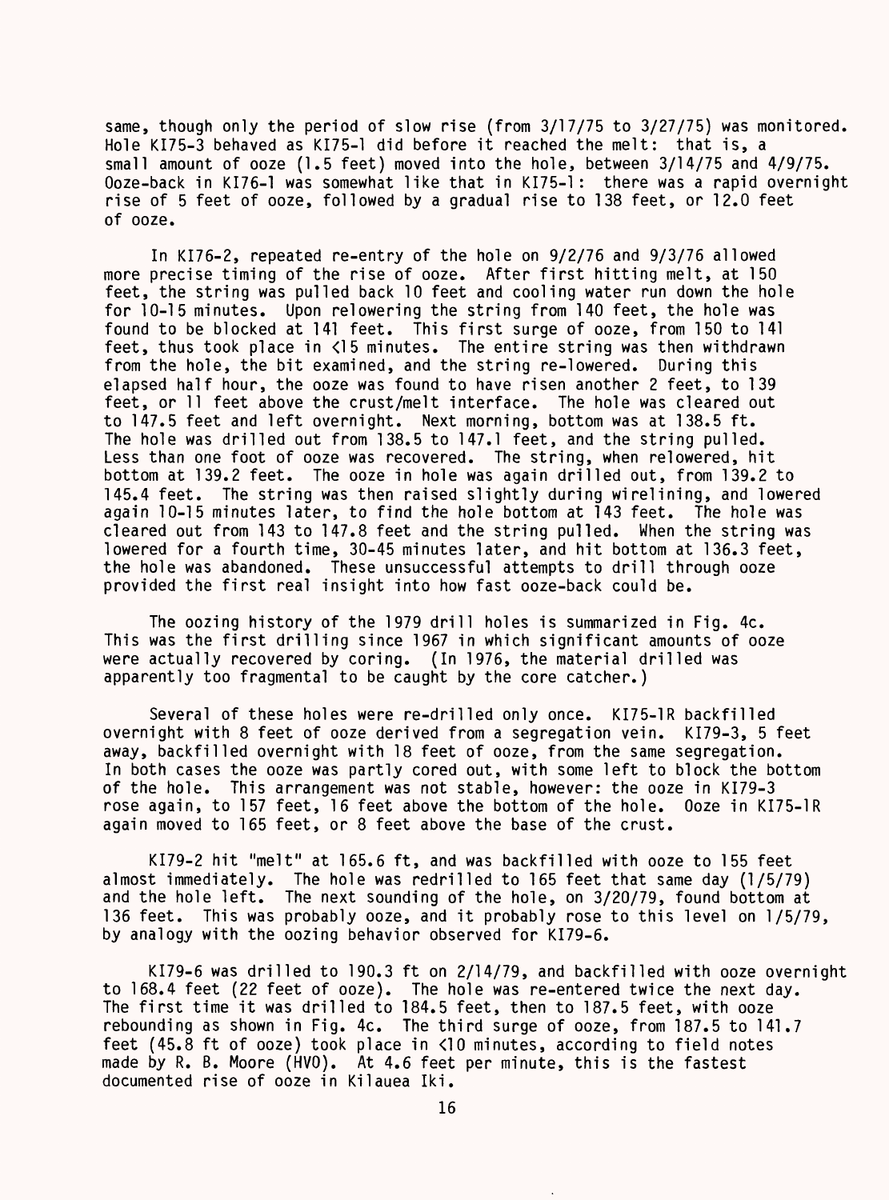same, though only the period of slow rise (from 3/17/75 to 3/27/75) was monitored. Hole KI75-3 behaved as KI75-1 did before it reached the melt: that is, a small amount of ooze (1.5 feet) moved into the hole, between 3/14/75 and 4/9/75. Ooze-back in KI76-1 was somewhat like that in KI75-1: there was a rapid overnight rise of 5 feet of ooze, followed by a gradual rise to 138 feet, or 12.0 feet of ooze.

In KI76-2, repeated re-entry of the hole on 9/2/76 and 9/3/76 allowed more precise timing of the rise of ooze. After first hitting melt, at 150 feet, the string was pulled back 10 feet and cooling water run down the hole for 10-15 minutes. Upon relowering the string from 140 feet, the hole was found to be blocked at 141 feet. This first surge of ooze, from 150 to 141 feet, thus took place in <15 minutes. The entire string was then withdrawn from the hole, the bit examined, and the string re-lowered. During this elapsed half hour, the ooze was found to have risen another 2 feet, to 139 feet, or 11 feet above the crust/melt interface. The hole was cleared out to 147.5 feet and left overnight. Next morning, bottom was at 138.5 ft. The hole was drilled out from 138.5 to 147.1 feet, and the string pulled. Less than one foot of ooze was recovered. The string, when relowered, hit bottom at 139.2 feet. The ooze in hole was again drilled out, from 139.2 to 145.4 feet. The string was then raised slightly during wirelining, and lowered again 10-15 minutes later, to find the hole bottom at 143 feet. The hole was cleared out from 143 to 147.8 feet and the string pulled. When the string was lowered for a fourth time, 30-45 minutes later, and hit bottom at 136.3 feet, the hole was abandoned. These unsuccessful attempts to drill through ooze provided the first real insight into how fast ooze-back could be.

The oozing history of the 1979 drill holes is summarized in Fig. 4c. This was the first drilling since 1967 in which significant amounts of ooze were actually recovered by coring. (In 1976, the material drilled was apparently too fragmental to be caught by the core catcher.)

Several of these holes were re-drilled only once. KI75-1R backfilled overnight with 8 feet of ooze derived from a segregation vein. KI79-3, 5 feet away, backfilled overnight with 18 feet of ooze, from the same segregation. In both cases the ooze was partly cored out, with some left to block the bottom of the hole. This arrangement was not stable, however: the ooze in KI79-3 rose again, to 157 feet, 16 feet above the bottom of the hole. Ooze in KI75-1R again moved to 165 feet, or 8 feet above the base of the crust.

KI79-2 hit "melt" at 165.6 ft, and was backfilled with ooze to 155 feet almost immediately. The hole was redrilled to 165 feet that same day (1/5/79) and the hole left. The next sounding of the hole, on 3/20/79, found bottom at 136 feet. This was probably ooze, and it probably rose to this level on 1/5/79, by analogy with the oozing behavior observed for KI79-6.

KI79-6 was drilled to 190.3 ft on 2/14/79, and backfilled with ooze overnight to 168.4 feet (22 feet of ooze). The hole was re-entered twice the next day. The first time it was drilled to 184.5 feet, then to 187.5 feet, with ooze rebounding as shown in Fig. 4c. The third surge of ooze, from 187.5 to 141.7 feet (45.8 ft of ooze) took place in <10 minutes, according to field notes made by R. B. Moore (HVO). At 4.6 feet per minute, this is the fastest documented rise of ooze in Kilauea Iki.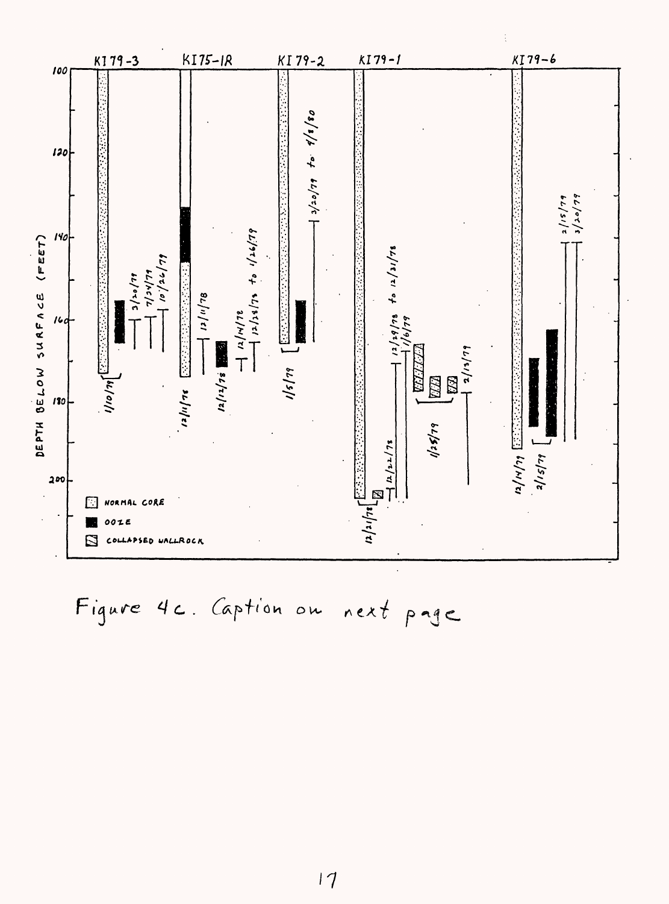Figure 4c. Caption on next page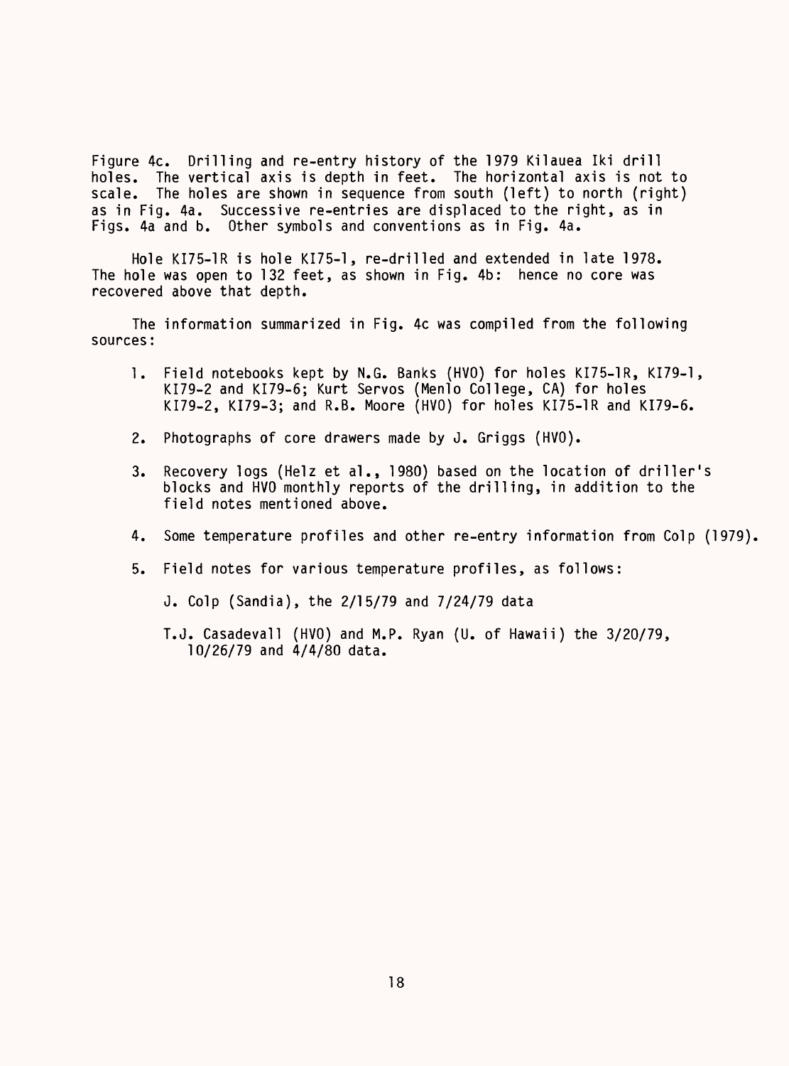Figure 4c. Drilling and re-entry history of the 1979 Kilauea Iki drill holes. The vertical axis is depth in feet. The horizontal axis is not to scale. The holes are shown in sequence from south (left) to north (right) as in Fig. 4a. Successive re-entries are displaced to the right, as in Figs. 4a and b. Other symbols and conventions as in Fig. 4a.

Hole KI75-1R is hole KI75-1, re-drilled and extended in late 1978. The hole was open to 132 feet, as shown in Fig. 4b: hence no core was recovered above that depth.

The information summarized in Fig. 4c was compiled from the following sources:

1. Field notebooks kept by N.G. Banks (HVO) for holes KI75-1R, KI79-1, KI79-2 and KI79-6; Kurt Servos (Menlo College, CA) for holes KI79-2, KI79-3; and R.B. Moore (HVO) for holes KI75-1R and KI79-6.

2. Photographs of core drawers made by J. Griggs (HVO).

3. Recovery logs (Helz et al., 1980) based on the location of driller's blocks and HVO monthly reports of the drilling, in addition to the field notes mentioned above.

4. Some temperature profiles and other re-entry information from Colp (1979).

5. Field notes for various temperature profiles, as follows:

   J. Colp (Sandia), the 2/15/79 and 7/24/79 data

   T.J. Casadevall (HVO) and M.P. Ryan (U. of Hawaii) the 3/20/79, 10/26/79 and 4/4/80 data.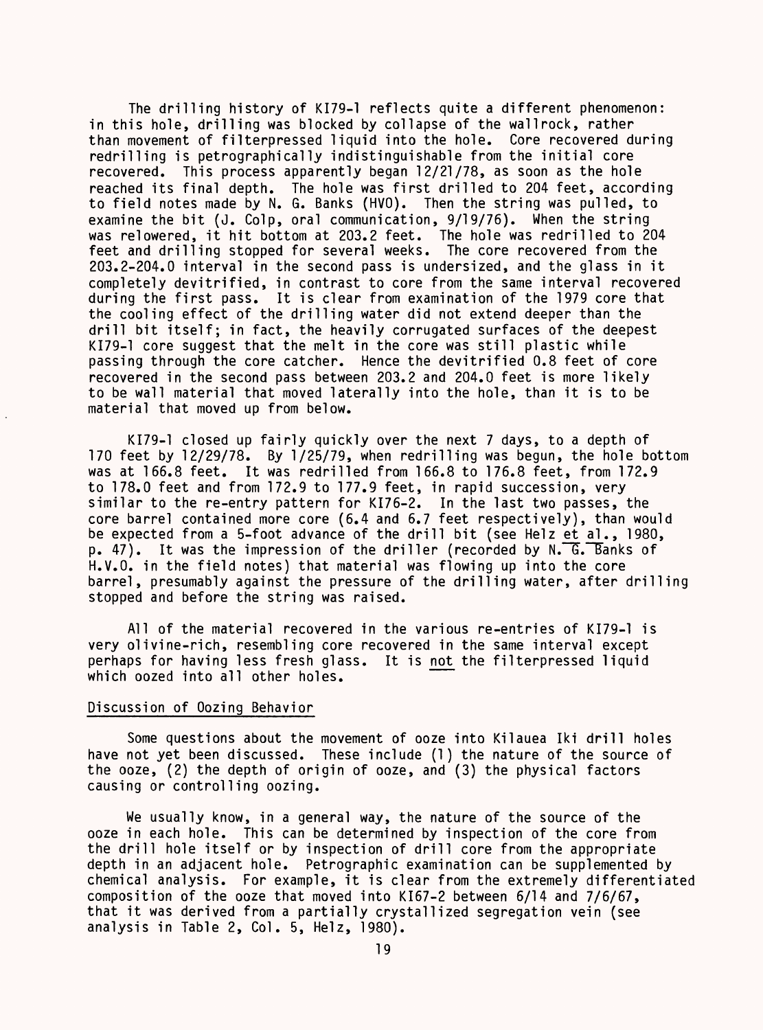The drilling history of KI79-1 reflects quite a different phenomenon: in this hole, drilling was blocked by collapse of the wallrock, rather than movement of filterpressed liquid into the hole. Core recovered during redrilling is petrographically indistinguishable from the initial core recovered. This process apparently began 12/21/78, as soon as the hole reached its final depth. The hole was first drilled to 204 feet, according to field notes made by N. G. Banks (HVO). Then the string was pulled, to examine the bit (J. Colp, oral communication, 9/19/76). When the string was relowered, it hit bottom at 203.2 feet. The hole was redrilled to 204 feet and drilling stopped for several weeks. The core recovered from the 203.2-204.0 interval in the second pass is undersized, and the glass in it completely devitrified, in contrast to core from the same interval recovered during the first pass. It is clear from examination of the 1979 core that the cooling effect of the drilling water did not extend deeper than the drill bit itself; in fact, the heavily corrugated surfaces of the deepest KI79-1 core suggest that the melt in the core was still plastic while passing through the core catcher. Hence the devitrified 0.8 feet of core recovered in the second pass between 203.2 and 204.0 feet is more likely to be wall material that moved laterally into the hole, than it is to be material that moved up from below.

KI79-1 closed up fairly quickly over the next 7 days, to a depth of 170 feet by 12/29/78. By 1/25/79, when redrilling was begun, the hole bottom was at 166.8 feet. It was redrilled from 166.8 to 176.8 feet, from 172.9 to 178.0 feet and from 172.9 to 177.9 feet, in rapid succession, very similar to the re-entry pattern for KI76-2. In the last two passes, the core barrel contained more core (6.4 and 6.7 feet respectively), than would be expected from a 5-foot advance of the drill bit (see Helz et al., 1980, p. 47). It was the impression of the driller (recorded by N. G. Banks of H.V.O. in the field notes) that material was flowing up into the core barrel, presumably against the pressure of the drilling water, after drilling stopped and before the string was raised.

All of the material recovered in the various re-entries of KI79-1 is very olivine-rich, resembling core recovered in the same interval except perhaps for having less fresh glass. It is not the filterpressed liquid which oozed into all other holes.

## Discussion of Oozing Behavior

Some questions about the movement of ooze into Kilauea Iki drill holes have not yet been discussed. These include (1) the nature of the source of the ooze, (2) the depth of origin of ooze, and (3) the physical factors causing or controlling oozing.

We usually know, in a general way, the nature of the source of the ooze in each hole. This can be determined by inspection of the core from the drill hole itself or by inspection of drill core from the appropriate depth in an adjacent hole. Petrographic examination can be supplemented by chemical analysis. For example, it is clear from the extremely differentiated composition of the ooze that moved into KI67-2 between 6/14 and 7/6/67, that it was derived from a partially crystallized segregation vein (see analysis in Table 2, Col. 5, Helz, 1980).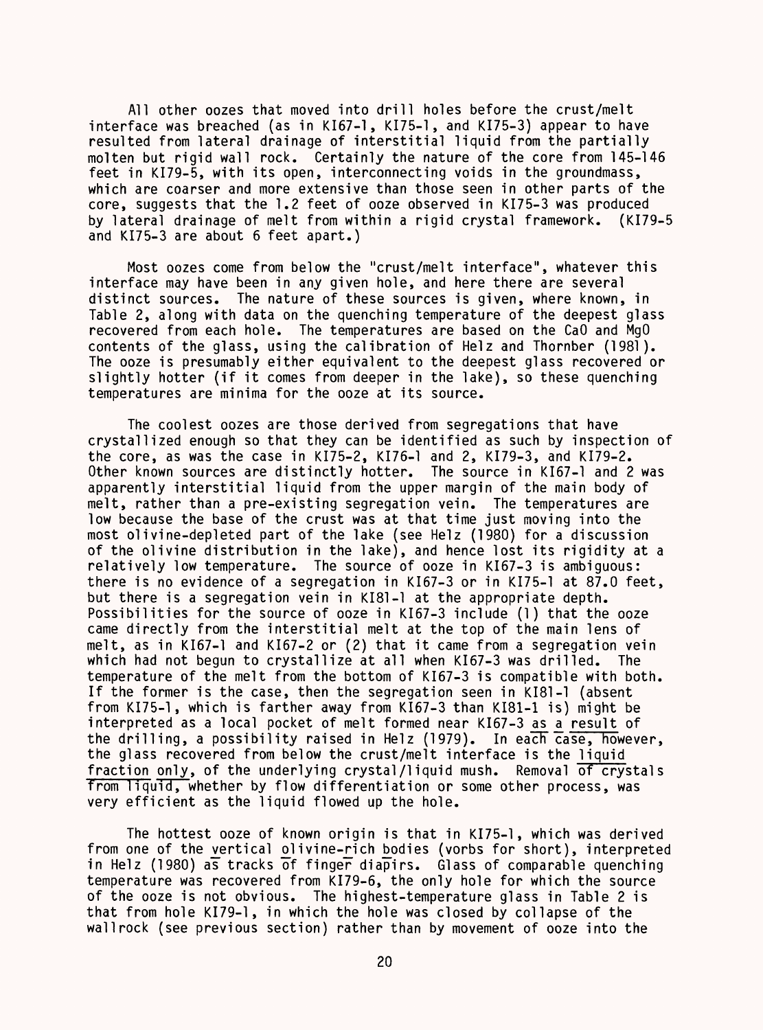All other oozes that moved into drill holes before the crust/melt interface was breached (as in KI67-1, KI75-1, and KI75-3) appear to have resulted from lateral drainage of interstitial liquid from the partially molten but rigid wall rock. Certainly the nature of the core from 145-146 feet in KI79-5, with its open, interconnecting voids in the groundmass, which are coarser and more extensive than those seen in other parts of the core, suggests that the 1.2 feet of ooze observed in KI75-3 was produced by lateral drainage of melt from within a rigid crystal framework. (KI79-5 and KI75-3 are about 6 feet apart.)

Most oozes come from below the "crust/melt interface", whatever this interface may have been in any given hole, and here there are several distinct sources. The nature of these sources is given, where known, in Table 2, along with data on the quenching temperature of the deepest glass recovered from each hole. The temperatures are based on the CaO and MgO contents of the glass, using the calibration of Helz and Thornber (1981). The ooze is presumably either equivalent to the deepest glass recovered or slightly hotter (if it comes from deeper in the lake), so these quenching temperatures are minima for the ooze at its source.

The coolest oozes are those derived from segregations that have crystallized enough so that they can be identified as such by inspection of the core, as was the case in KI75-2, KI76-1 and 2, KI79-3, and KI79-2. Other known sources are distinctly hotter. The source in KI67-1 and 2 was apparently interstitial liquid from the upper margin of the main body of melt, rather than a pre-existing segregation vein. The temperatures are low because the base of the crust was at that time just moving into the most olivine-depleted part of the lake (see Helz (1980) for a discussion of the olivine distribution in the lake), and hence lost its rigidity at a relatively low temperature. The source of ooze in KI67-3 is ambiguous: there is no evidence of a segregation in KI67-3 or in KI75-1 at 87.0 feet, but there is a segregation vein in KI81-1 at the appropriate depth. Possibilities for the source of ooze in KI67-3 include (1) that the ooze came directly from the interstitial melt at the top of the main lens of melt, as in KI67-1 and KI67-2 or (2) that it came from a segregation vein which had not begun to crystallize at all when KI67-3 was drilled. The temperature of the melt from the bottom of KI67-3 is compatible with both. If the former is the case, then the segregation seen in KI81-1 (absent from KI75-1, which is farther away from KI67-3 than KI81-1 is) might be interpreted as a local pocket of melt formed near KI67-3 as a result of the drilling, a possibility raised in Helz (1979). In each case, however, the glass recovered from below the crust/melt interface is the liquid fraction only, of the underlying crystal/liquid mush. Removal of crystals from liquid, whether by flow differentiation or some other process, was very efficient as the liquid flowed up the hole.

The hottest ooze of known origin is that in KI75-1, which was derived from one of the vertical olivine-rich bodies (vorbs for short), interpreted in Helz (1980) as tracks of finger diapirs. Glass of comparable quenching temperature was recovered from KI79-6, the only hole for which the source of the ooze is not obvious. The highest-temperature glass in Table 2 is that from hole KI79-1, in which the hole was closed by collapse of the wallrock (see previous section) rather than by movement of ooze into the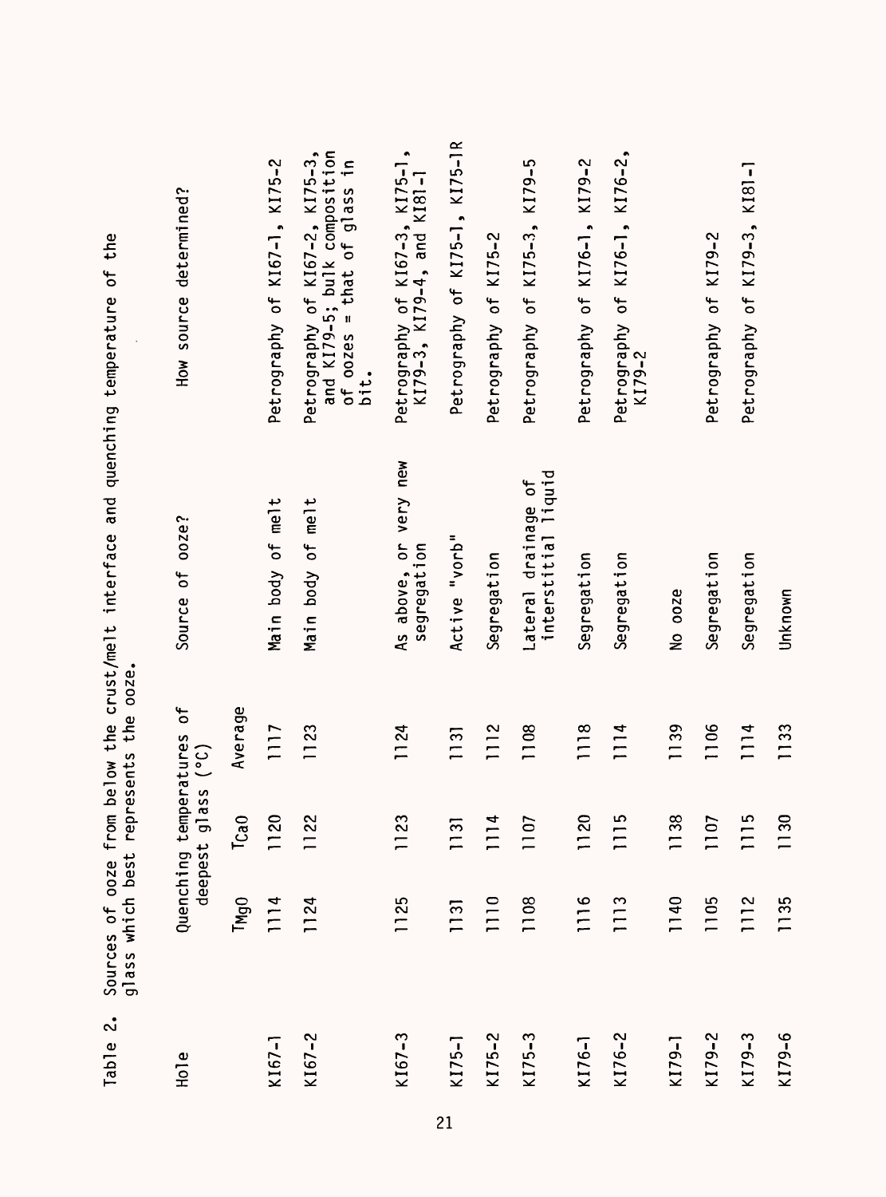Table 2. Sources of ooze from below the crust/melt interface and quenching temperature of the glass which best represents the ooze.

| Hole | Quenching temperatures of deepest glass (°C) | | | Source of ooze? | How source determined? |
|---|---|---|---|---|---|
| | $T_{MgO}$ | $T_{CaO}$ | Average | | |
| KI67-1 | 1114 | 1120 | 1117 | Main body of melt | Petrography of KI67-1, KI75-2 |
| KI67-2 | 1124 | 1122 | 1123 | Main body of melt | Petrography of KI67-2, KI75-3, and KI79-5; bulk composition of oozes = that of glass in bit. |
| KI67-3 | 1125 | 1123 | 1124 | As above, or very new segregation | Petrography of KI67-3, KI75-1, KI79-3, KI79-4, and KI81-1 |
| KI75-1 | 1131 | 1131 | 1131 | Active "vorb" | Petrography of KI75-1, KI75-1R |
| KI75-2 | 1110 | 1114 | 1112 | Segregation | Petrography of KI75-2 |
| KI75-3 | 1108 | 1107 | 1108 | Lateral drainage of interstitial liquid | Petrography of KI75-3, KI79-5 |
| KI76-1 | 1116 | 1120 | 1118 | Segregation | Petrography of KI76-1, KI79-2 |
| KI76-2 | 1113 | 1115 | 1114 | Segregation | Petrography of KI76-1, KI76-2, KI79-2 |
| KI79-1 | 1140 | 1138 | 1139 | No ooze | |
| KI79-2 | 1105 | 1107 | 1106 | Segregation | Petrography of KI79-2 |
| KI79-3 | 1112 | 1115 | 1114 | Segregation | Petrography of KI79-3, KI81-1 |
| KI79-6 | 1135 | 1130 | 1133 | Unknown | |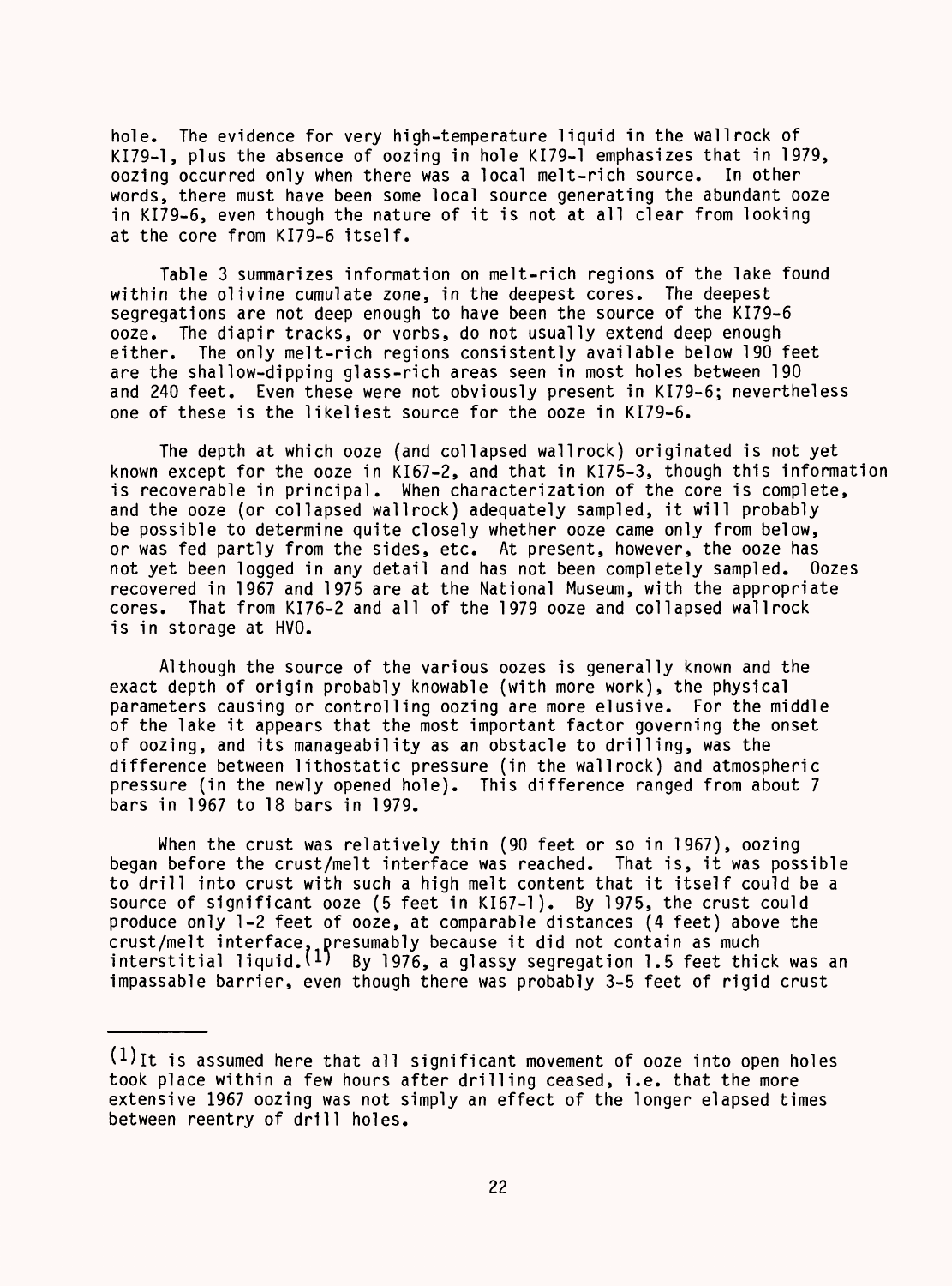hole. The evidence for very high-temperature liquid in the wallrock of KI79-1, plus the absence of oozing in hole KI79-1 emphasizes that in 1979, oozing occurred only when there was a local melt-rich source. In other words, there must have been some local source generating the abundant ooze in KI79-6, even though the nature of it is not at all clear from looking at the core from KI79-6 itself.

Table 3 summarizes information on melt-rich regions of the lake found within the olivine cumulate zone, in the deepest cores. The deepest segregations are not deep enough to have been the source of the KI79-6 ooze. The diapir tracks, or vorbs, do not usually extend deep enough either. The only melt-rich regions consistently available below 190 feet are the shallow-dipping glass-rich areas seen in most holes between 190 and 240 feet. Even these were not obviously present in KI79-6; nevertheless one of these is the likeliest source for the ooze in KI79-6.

The depth at which ooze (and collapsed wallrock) originated is not yet known except for the ooze in KI67-2, and that in KI75-3, though this information is recoverable in principal. When characterization of the core is complete, and the ooze (or collapsed wallrock) adequately sampled, it will probably be possible to determine quite closely whether ooze came only from below, or was fed partly from the sides, etc. At present, however, the ooze has not yet been logged in any detail and has not been completely sampled. Oozes recovered in 1967 and 1975 are at the National Museum, with the appropriate cores. That from KI76-2 and all of the 1979 ooze and collapsed wallrock is in storage at HVO.

Although the source of the various oozes is generally known and the exact depth of origin probably knowable (with more work), the physical parameters causing or controlling oozing are more elusive. For the middle of the lake it appears that the most important factor governing the onset of oozing, and its manageability as an obstacle to drilling, was the difference between lithostatic pressure (in the wallrock) and atmospheric pressure (in the newly opened hole). This difference ranged from about 7 bars in 1967 to 18 bars in 1979.

When the crust was relatively thin (90 feet or so in 1967), oozing began before the crust/melt interface was reached. That is, it was possible to drill into crust with such a high melt content that it itself could be a source of significant ooze (5 feet in KI67-1). By 1975, the crust could produce only 1-2 feet of ooze, at comparable distances (4 feet) above the crust/melt interface, presumably because it did not contain as much interstitial liquid.(1) By 1976, a glassy segregation 1.5 feet thick was an impassable barrier, even though there was probably 3-5 feet of rigid crust

---

(1) It is assumed here that all significant movement of ooze into open holes took place within a few hours after drilling ceased, i.e. that the more extensive 1967 oozing was not simply an effect of the longer elapsed times between reentry of drill holes.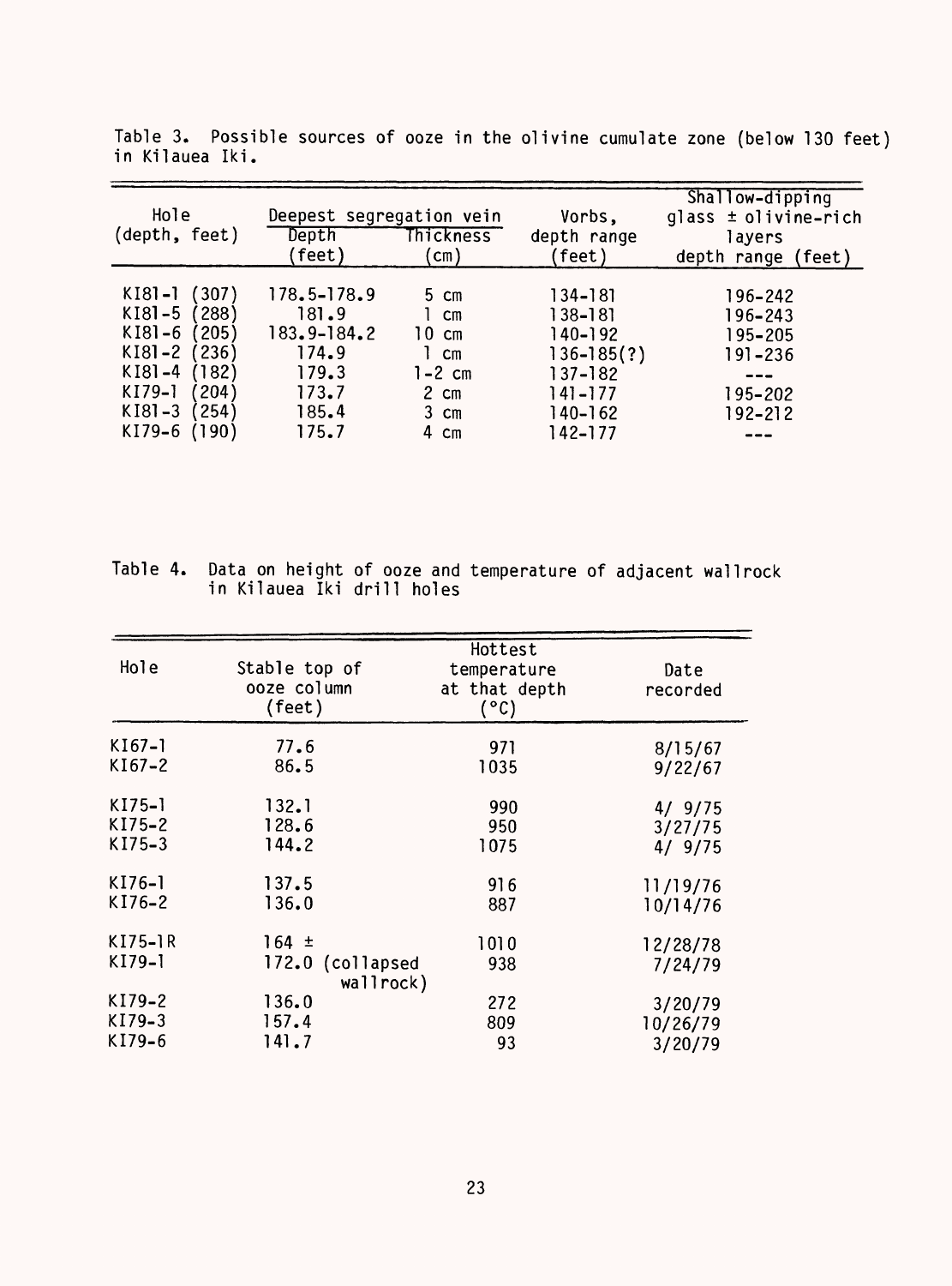Table 3. Possible sources of ooze in the olivine cumulate zone (below 130 feet) in Kilauea Iki.

| Hole (depth, feet) | Deepest segregation vein | | Vorbs, depth range (feet) | Shallow-dipping glass ± olivine-rich layers depth range (feet) |
|---|---|---|---|---|
| | Depth (feet) | Thickness (cm) | | |
| KI81-1 (307) | 178.5-178.9 | 5 cm | 134-181 | 196-242 |
| KI81-5 (288) | 181.9 | 1 cm | 138-181 | 196-243 |
| KI81-6 (205) | 183.9-184.2 | 10 cm | 140-192 | 195-205 |
| KI81-2 (236) | 174.9 | 1 cm | 136-185(?) | 191-236 |
| KI81-4 (182) | 179.3 | 1-2 cm | 137-182 | --- |
| KI79-1 (204) | 173.7 | 2 cm | 141-177 | 195-202 |
| KI81-3 (254) | 185.4 | 3 cm | 140-162 | 192-212 |
| KI79-6 (190) | 175.7 | 4 cm | 142-177 | --- |

Table 4. Data on height of ooze and temperature of adjacent wallrock in Kilauea Iki drill holes

| Hole | Stable top of ooze column (feet) | Hottest temperature at that depth (°C) | Date recorded |
|---|---|---|---|
| KI67-1 | 77.6 | 971 | 8/15/67 |
| KI67-2 | 86.5 | 1035 | 9/22/67 |
| KI75-1 | 132.1 | 990 | 4/ 9/75 |
| KI75-2 | 128.6 | 950 | 3/27/75 |
| KI75-3 | 144.2 | 1075 | 4/ 9/75 |
| KI76-1 | 137.5 | 916 | 11/19/76 |
| KI76-2 | 136.0 | 887 | 10/14/76 |
| KI75-1R | 164 ± | 1010 | 12/28/78 |
| KI79-1 | 172.0 (collapsed wallrock) | 938 | 7/24/79 |
| KI79-2 | 136.0 | 272 | 3/20/79 |
| KI79-3 | 157.4 | 809 | 10/26/79 |
| KI79-6 | 141.7 | 93 | 3/20/79 |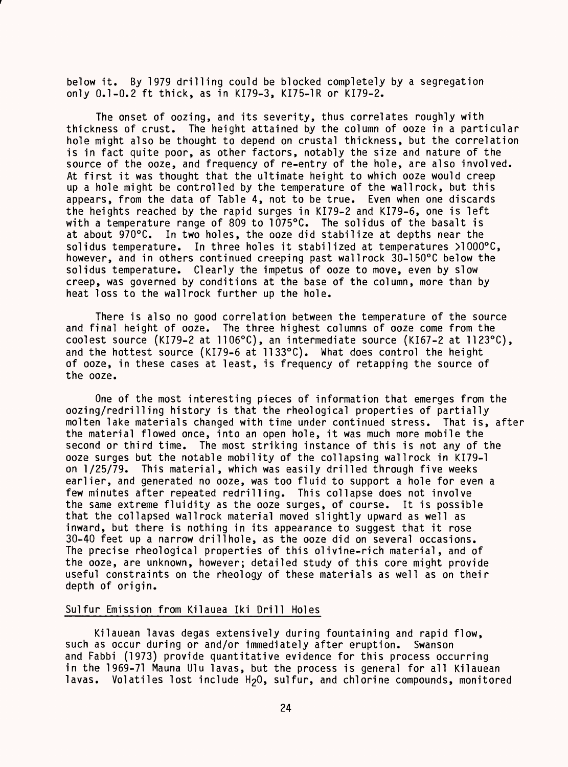below it. By 1979 drilling could be blocked completely by a segregation only 0.1-0.2 ft thick, as in KI79-3, KI75-1R or KI79-2.

The onset of oozing, and its severity, thus correlates roughly with thickness of crust. The height attained by the column of ooze in a particular hole might also be thought to depend on crustal thickness, but the correlation is in fact quite poor, as other factors, notably the size and nature of the source of the ooze, and frequency of re-entry of the hole, are also involved. At first it was thought that the ultimate height to which ooze would creep up a hole might be controlled by the temperature of the wallrock, but this appears, from the data of Table 4, not to be true. Even when one discards the heights reached by the rapid surges in KI79-2 and KI79-6, one is left with a temperature range of 809 to 1075°C. The solidus of the basalt is at about 970°C. In two holes, the ooze did stabilize at depths near the solidus temperature. In three holes it stabilized at temperatures >1000°C, however, and in others continued creeping past wallrock 30-150°C below the solidus temperature. Clearly the impetus of ooze to move, even by slow creep, was governed by conditions at the base of the column, more than by heat loss to the wallrock further up the hole.

There is also no good correlation between the temperature of the source and final height of ooze. The three highest columns of ooze come from the coolest source (KI79-2 at 1106°C), an intermediate source (KI67-2 at 1123°C), and the hottest source (KI79-6 at 1133°C). What does control the height of ooze, in these cases at least, is frequency of retapping the source of the ooze.

One of the most interesting pieces of information that emerges from the oozing/redrilling history is that the rheological properties of partially molten lake materials changed with time under continued stress. That is, after the material flowed once, into an open hole, it was much more mobile the second or third time. The most striking instance of this is not any of the ooze surges but the notable mobility of the collapsing wallrock in KI79-1 on 1/25/79. This material, which was easily drilled through five weeks earlier, and generated no ooze, was too fluid to support a hole for even a few minutes after repeated redrilling. This collapse does not involve the same extreme fluidity as the ooze surges, of course. It is possible that the collapsed wallrock material moved slightly upward as well as inward, but there is nothing in its appearance to suggest that it rose 30-40 feet up a narrow drillhole, as the ooze did on several occasions. The precise rheological properties of this olivine-rich material, and of the ooze, are unknown, however; detailed study of this core might provide useful constraints on the rheology of these materials as well as on their depth of origin.

## Sulfur Emission from Kilauea Iki Drill Holes

Kilauean lavas degas extensively during fountaining and rapid flow, such as occur during or and/or immediately after eruption. Swanson and Fabbi (1973) provide quantitative evidence for this process occurring in the 1969-71 Mauna Ulu lavas, but the process is general for all Kilauean lavas. Volatiles lost include $H_2O$, sulfur, and chlorine compounds, monitored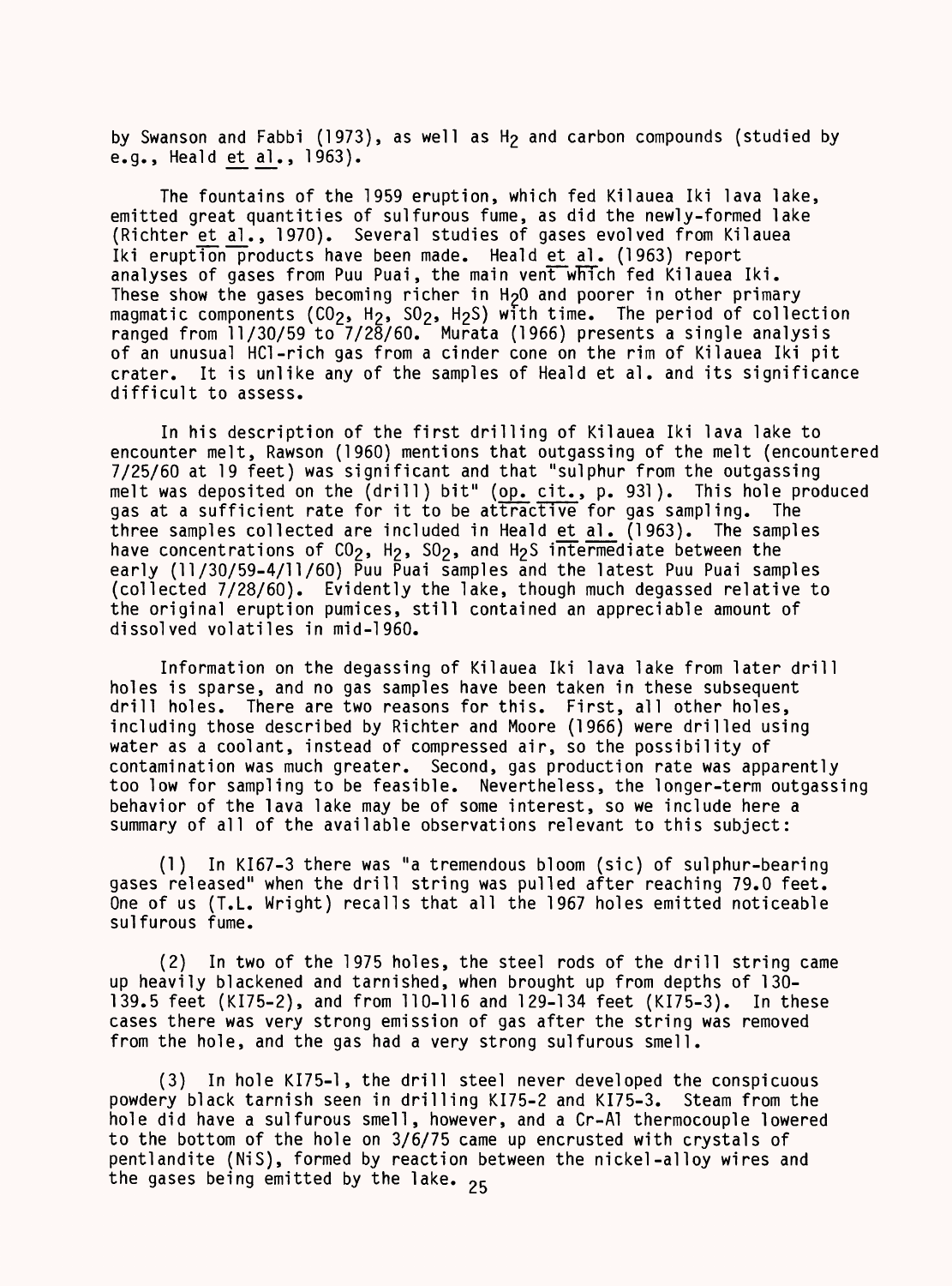by Swanson and Fabbi (1973), as well as $H_2$ and carbon compounds (studied by e.g., Heald et al., 1963).

The fountains of the 1959 eruption, which fed Kilauea Iki lava lake, emitted great quantities of sulfurous fume, as did the newly-formed lake (Richter et al., 1970). Several studies of gases evolved from Kilauea Iki eruption products have been made. Heald et al. (1963) report analyses of gases from Puu Puai, the main vent which fed Kilauea Iki. These show the gases becoming richer in $H_2O$ and poorer in other primary magmatic components ($CO_2$, $H_2$, $SO_2$, $H_2S$) with time. The period of collection ranged from 11/30/59 to 7/28/60. Murata (1966) presents a single analysis of an unusual HCl-rich gas from a cinder cone on the rim of Kilauea Iki pit crater. It is unlike any of the samples of Heald et al. and its significance difficult to assess.

In his description of the first drilling of Kilauea Iki lava lake to encounter melt, Rawson (1960) mentions that outgassing of the melt (encountered 7/25/60 at 19 feet) was significant and that "sulphur from the outgassing melt was deposited on the (drill) bit" (op. cit., p. 931). This hole produced gas at a sufficient rate for it to be attractive for gas sampling. The three samples collected are included in Heald et al. (1963). The samples have concentrations of $CO_2$, $H_2$, $SO_2$, and $H_2S$ intermediate between the early (11/30/59-4/11/60) Puu Puai samples and the latest Puu Puai samples (collected 7/28/60). Evidently the lake, though much degassed relative to the original eruption pumices, still contained an appreciable amount of dissolved volatiles in mid-1960.

Information on the degassing of Kilauea Iki lava lake from later drill holes is sparse, and no gas samples have been taken in these subsequent drill holes. There are two reasons for this. First, all other holes, including those described by Richter and Moore (1966) were drilled using water as a coolant, instead of compressed air, so the possibility of contamination was much greater. Second, gas production rate was apparently too low for sampling to be feasible. Nevertheless, the longer-term outgassing behavior of the lava lake may be of some interest, so we include here a summary of all of the available observations relevant to this subject:

(1) In KI67-3 there was "a tremendous bloom (sic) of sulphur-bearing gases released" when the drill string was pulled after reaching 79.0 feet. One of us (T.L. Wright) recalls that all the 1967 holes emitted noticeable sulfurous fume.

(2) In two of the 1975 holes, the steel rods of the drill string came up heavily blackened and tarnished, when brought up from depths of 130-139.5 feet (KI75-2), and from 110-116 and 129-134 feet (KI75-3). In these cases there was very strong emission of gas after the string was removed from the hole, and the gas had a very strong sulfurous smell.

(3) In hole KI75-1, the drill steel never developed the conspicuous powdery black tarnish seen in drilling KI75-2 and KI75-3. Steam from the hole did have a sulfurous smell, however, and a Cr-Al thermocouple lowered to the bottom of the hole on 3/6/75 came up encrusted with crystals of pentlandite (NiS), formed by reaction between the nickel-alloy wires and the gases being emitted by the lake.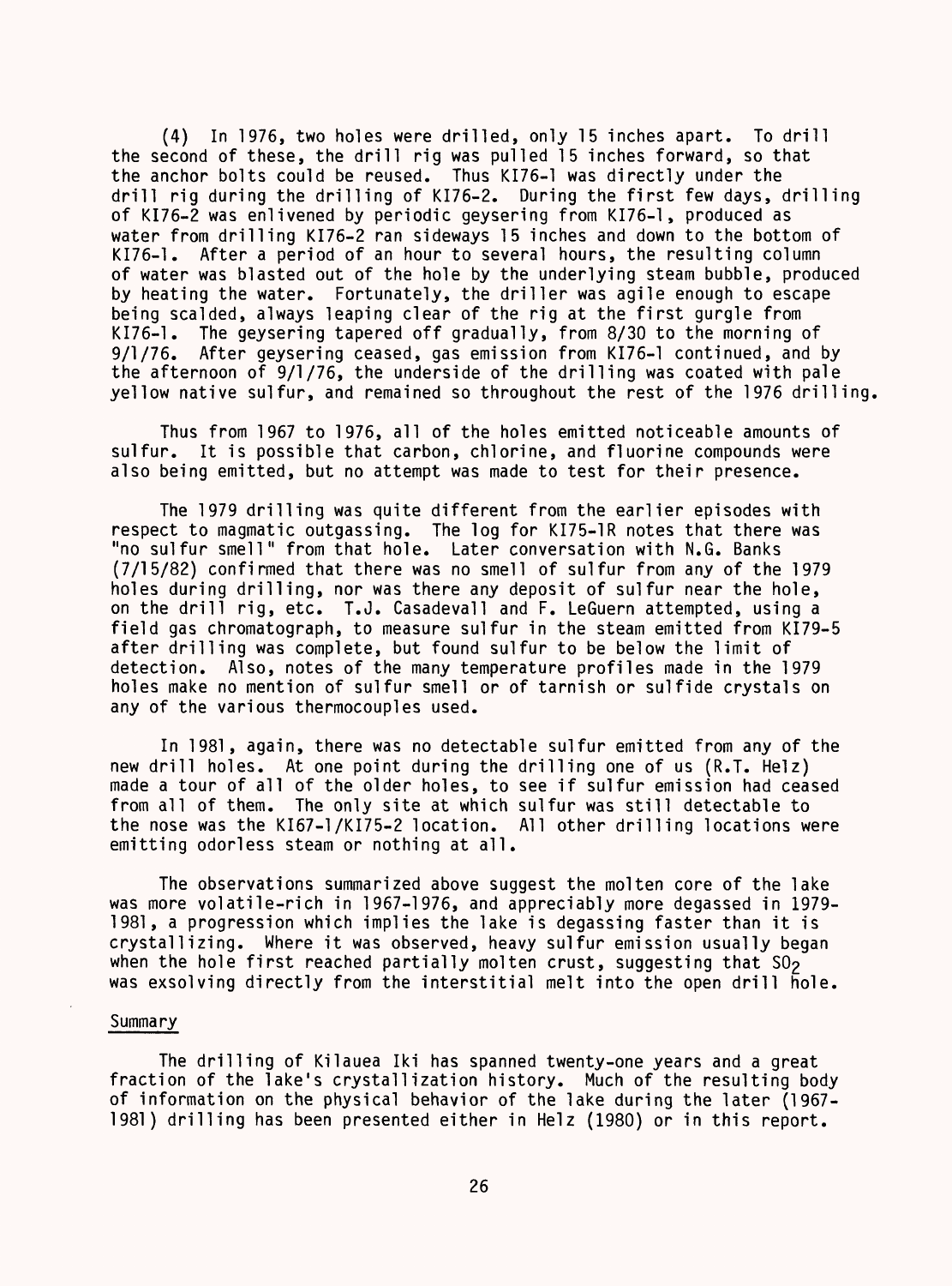(4) In 1976, two holes were drilled, only 15 inches apart. To drill the second of these, the drill rig was pulled 15 inches forward, so that the anchor bolts could be reused. Thus KI76-1 was directly under the drill rig during the drilling of KI76-2. During the first few days, drilling of KI76-2 was enlivened by periodic geysering from KI76-1, produced as water from drilling KI76-2 ran sideways 15 inches and down to the bottom of KI76-1. After a period of an hour to several hours, the resulting column of water was blasted out of the hole by the underlying steam bubble, produced by heating the water. Fortunately, the driller was agile enough to escape being scalded, always leaping clear of the rig at the first gurgle from KI76-1. The geysering tapered off gradually, from 8/30 to the morning of 9/1/76. After geysering ceased, gas emission from KI76-1 continued, and by the afternoon of 9/1/76, the underside of the drilling was coated with pale yellow native sulfur, and remained so throughout the rest of the 1976 drilling.

Thus from 1967 to 1976, all of the holes emitted noticeable amounts of sulfur. It is possible that carbon, chlorine, and fluorine compounds were also being emitted, but no attempt was made to test for their presence.

The 1979 drilling was quite different from the earlier episodes with respect to magmatic outgassing. The log for KI75-1R notes that there was "no sulfur smell" from that hole. Later conversation with N.G. Banks (7/15/82) confirmed that there was no smell of sulfur from any of the 1979 holes during drilling, nor was there any deposit of sulfur near the hole, on the drill rig, etc. T.J. Casadevall and F. LeGuern attempted, using a field gas chromatograph, to measure sulfur in the steam emitted from KI79-5 after drilling was complete, but found sulfur to be below the limit of detection. Also, notes of the many temperature profiles made in the 1979 holes make no mention of sulfur smell or of tarnish or sulfide crystals on any of the various thermocouples used.

In 1981, again, there was no detectable sulfur emitted from any of the new drill holes. At one point during the drilling one of us (R.T. Helz) made a tour of all of the older holes, to see if sulfur emission had ceased from all of them. The only site at which sulfur was still detectable to the nose was the KI67-1/KI75-2 location. All other drilling locations were emitting odorless steam or nothing at all.

The observations summarized above suggest the molten core of the lake was more volatile-rich in 1967-1976, and appreciably more degassed in 1979-1981, a progression which implies the lake is degassing faster than it is crystallizing. Where it was observed, heavy sulfur emission usually began when the hole first reached partially molten crust, suggesting that $SO_2$ was exsolving directly from the interstitial melt into the open drill hole.

## Summary

The drilling of Kilauea Iki has spanned twenty-one years and a great fraction of the lake's crystallization history. Much of the resulting body of information on the physical behavior of the lake during the later (1967-1981) drilling has been presented either in Helz (1980) or in this report.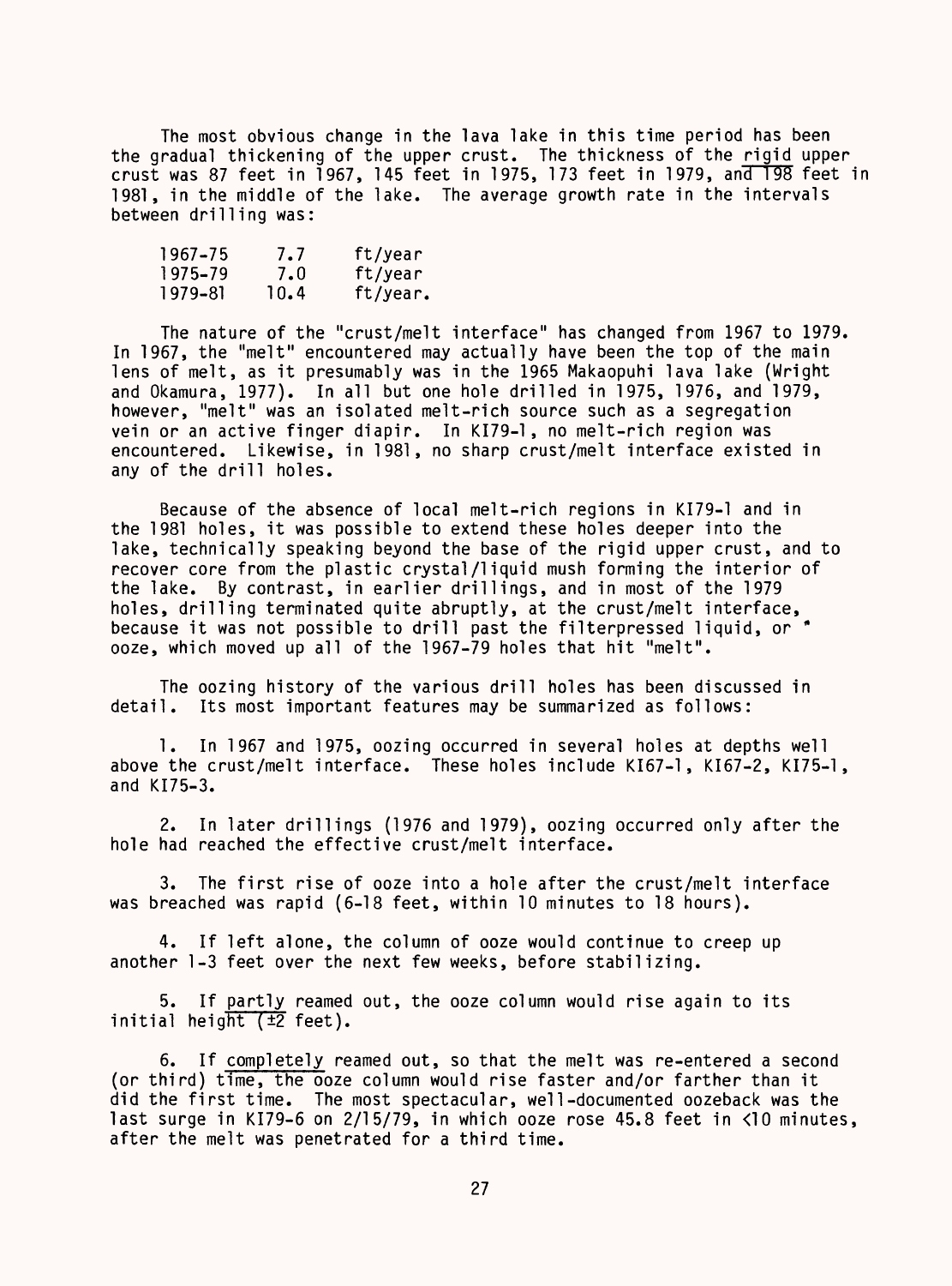The most obvious change in the lava lake in this time period has been the gradual thickening of the upper crust. The thickness of the <u>rigid</u> upper crust was 87 feet in 1967, 145 feet in 1975, 173 feet in 1979, and 198 feet in 1981, in the middle of the lake. The average growth rate in the intervals between drilling was:

| | | |
|---|---|---|
| 1967-75 | 7.7 | ft/year |
| 1975-79 | 7.0 | ft/year |
| 1979-81 | 10.4 | ft/year. |

The nature of the "crust/melt interface" has changed from 1967 to 1979. In 1967, the "melt" encountered may actually have been the top of the main lens of melt, as it presumably was in the 1965 Makaopuhi lava lake (Wright and Okamura, 1977). In all but one hole drilled in 1975, 1976, and 1979, however, "melt" was an isolated melt-rich source such as a segregation vein or an active finger diapir. In KI79-1, no melt-rich region was encountered. Likewise, in 1981, no sharp crust/melt interface existed in any of the drill holes.

Because of the absence of local melt-rich regions in KI79-1 and in the 1981 holes, it was possible to extend these holes deeper into the lake, technically speaking beyond the base of the rigid upper crust, and to recover core from the plastic crystal/liquid mush forming the interior of the lake. By contrast, in earlier drillings, and in most of the 1979 holes, drilling terminated quite abruptly, at the crust/melt interface, because it was not possible to drill past the filterpressed liquid, or ooze, which moved up all of the 1967-79 holes that hit "melt".

The oozing history of the various drill holes has been discussed in detail. Its most important features may be summarized as follows:

1. In 1967 and 1975, oozing occurred in several holes at depths well above the crust/melt interface. These holes include KI67-1, KI67-2, KI75-1, and KI75-3.

2. In later drillings (1976 and 1979), oozing occurred only after the hole had reached the effective crust/melt interface.

3. The first rise of ooze into a hole after the crust/melt interface was breached was rapid (6-18 feet, within 10 minutes to 18 hours).

4. If left alone, the column of ooze would continue to creep up another 1-3 feet over the next few weeks, before stabilizing.

5. If <u>partly</u> reamed out, the ooze column would rise again to its initial height (±2 feet).

6. If <u>completely</u> reamed out, so that the melt was re-entered a second (or third) time, the ooze column would rise faster and/or farther than it did the first time. The most spectacular, well-documented oozeback was the last surge in KI79-6 on 2/15/79, in which ooze rose 45.8 feet in <10 minutes, after the melt was penetrated for a third time.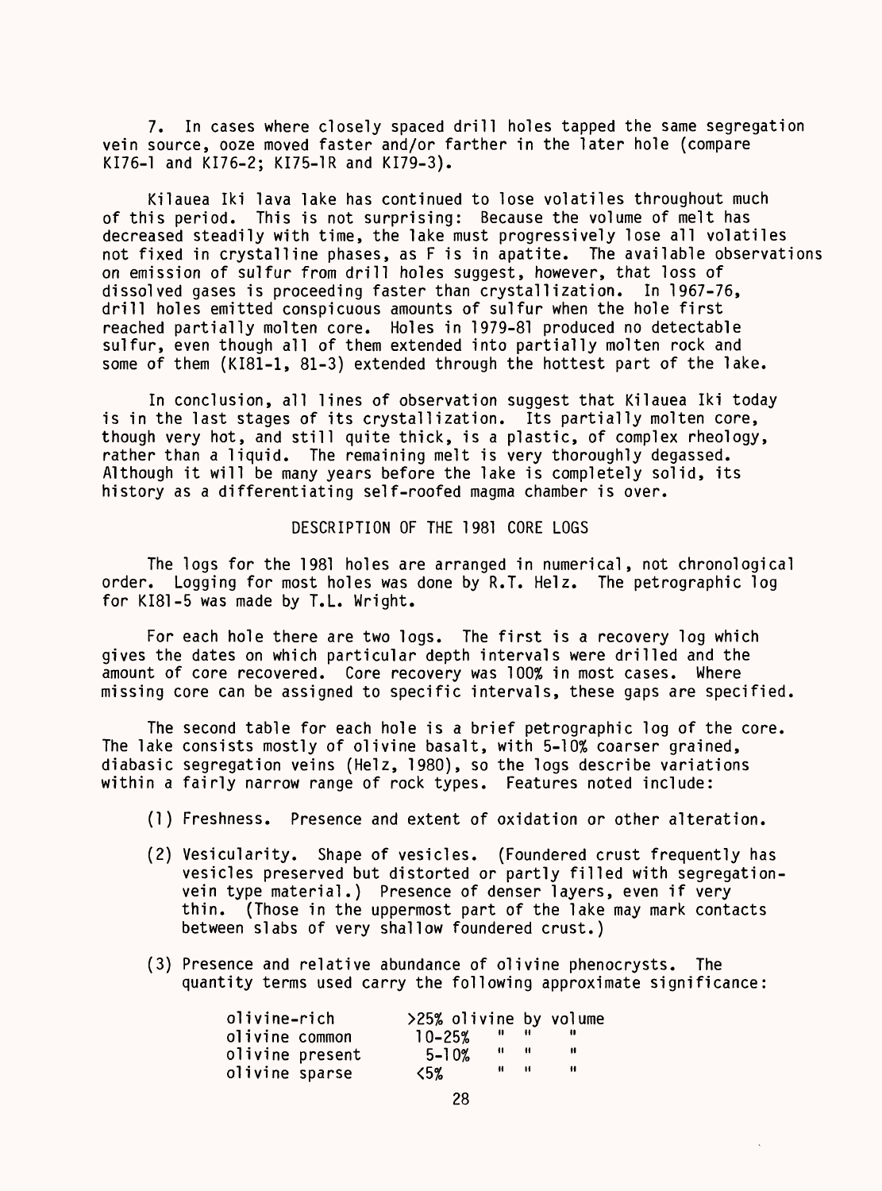7. In cases where closely spaced drill holes tapped the same segregation vein source, ooze moved faster and/or farther in the later hole (compare KI76-1 and KI76-2; KI75-1R and KI79-3).

Kilauea Iki lava lake has continued to lose volatiles throughout much of this period. This is not surprising: Because the volume of melt has decreased steadily with time, the lake must progressively lose all volatiles not fixed in crystalline phases, as F is in apatite. The available observations on emission of sulfur from drill holes suggest, however, that loss of dissolved gases is proceeding faster than crystallization. In 1967-76, drill holes emitted conspicuous amounts of sulfur when the hole first reached partially molten core. Holes in 1979-81 produced no detectable sulfur, even though all of them extended into partially molten rock and some of them (KI81-1, 81-3) extended through the hottest part of the lake.

In conclusion, all lines of observation suggest that Kilauea Iki today is in the last stages of its crystallization. Its partially molten core, though very hot, and still quite thick, is a plastic, of complex rheology, rather than a liquid. The remaining melt is very thoroughly degassed. Although it will be many years before the lake is completely solid, its history as a differentiating self-roofed magma chamber is over.

## DESCRIPTION OF THE 1981 CORE LOGS

The logs for the 1981 holes are arranged in numerical, not chronological order. Logging for most holes was done by R.T. Helz. The petrographic log for KI81-5 was made by T.L. Wright.

For each hole there are two logs. The first is a recovery log which gives the dates on which particular depth intervals were drilled and the amount of core recovered. Core recovery was 100% in most cases. Where missing core can be assigned to specific intervals, these gaps are specified.

The second table for each hole is a brief petrographic log of the core. The lake consists mostly of olivine basalt, with 5-10% coarser grained, diabasic segregation veins (Helz, 1980), so the logs describe variations within a fairly narrow range of rock types. Features noted include:

(1) Freshness. Presence and extent of oxidation or other alteration.

(2) Vesicularity. Shape of vesicles. (Foundered crust frequently has vesicles preserved but distorted or partly filled with segregation-vein type material.) Presence of denser layers, even if very thin. (Those in the uppermost part of the lake may mark contacts between slabs of very shallow foundered crust.)

(3) Presence and relative abundance of olivine phenocrysts. The quantity terms used carry the following approximate significance:

| | |
|---|---|
| olivine-rich | >25% olivine by volume |
| olivine common | 10-25% " " " |
| olivine present | 5-10% " " " |
| olivine sparse | <5% " " " |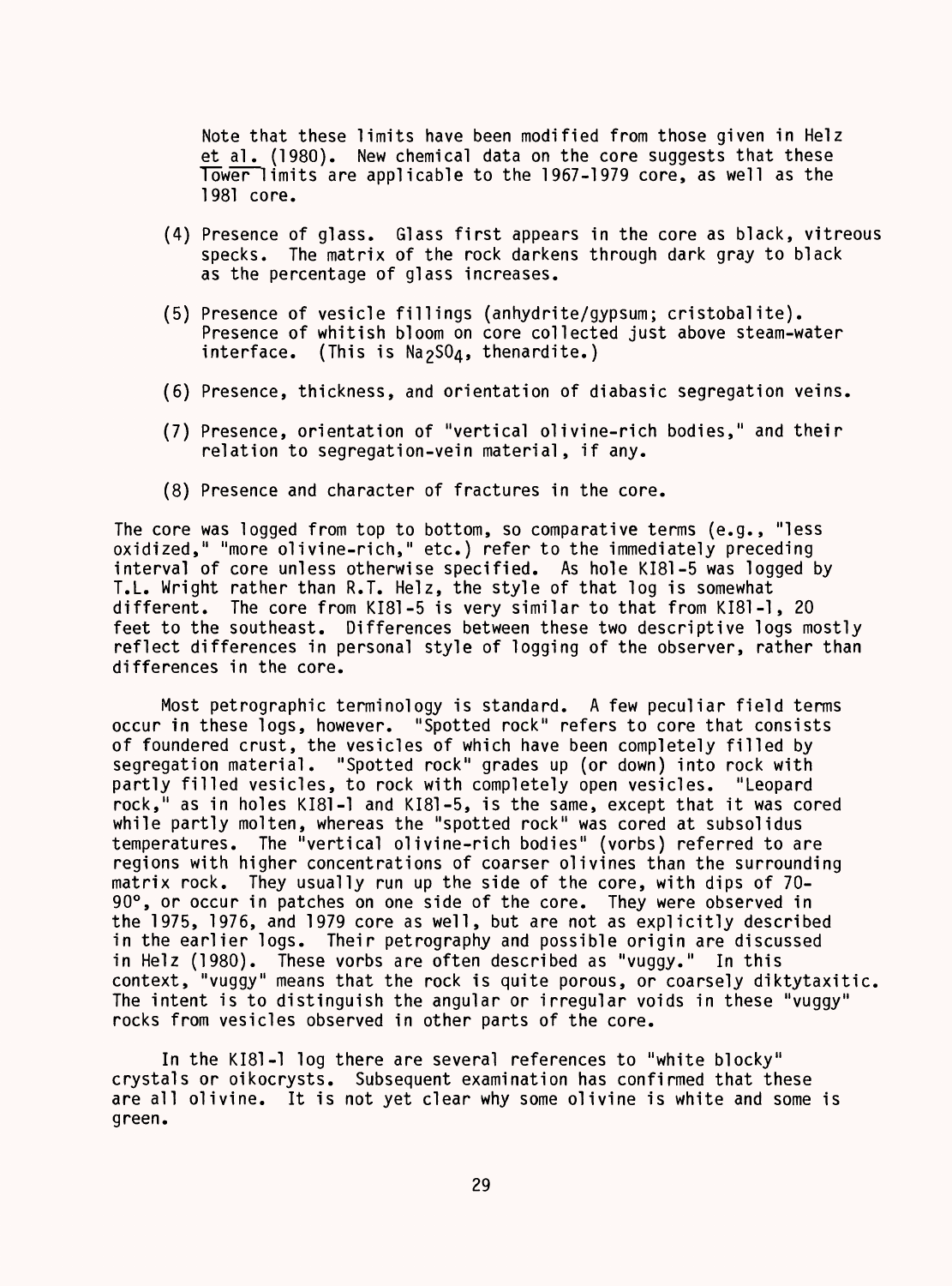Note that these limits have been modified from those given in Helz et al. (1980). New chemical data on the core suggests that these lower limits are applicable to the 1967-1979 core, as well as the 1981 core.

(4) Presence of glass. Glass first appears in the core as black, vitreous specks. The matrix of the rock darkens through dark gray to black as the percentage of glass increases.

(5) Presence of vesicle fillings (anhydrite/gypsum; cristobalite). Presence of whitish bloom on core collected just above steam-water interface. (This is $Na_2SO_4$, thenardite.)

(6) Presence, thickness, and orientation of diabasic segregation veins.

(7) Presence, orientation of "vertical olivine-rich bodies," and their relation to segregation-vein material, if any.

(8) Presence and character of fractures in the core.

The core was logged from top to bottom, so comparative terms (e.g., "less oxidized," "more olivine-rich," etc.) refer to the immediately preceding interval of core unless otherwise specified. As hole KI81-5 was logged by T.L. Wright rather than R.T. Helz, the style of that log is somewhat different. The core from KI81-5 is very similar to that from KI81-1, 20 feet to the southeast. Differences between these two descriptive logs mostly reflect differences in personal style of logging of the observer, rather than differences in the core.

Most petrographic terminology is standard. A few peculiar field terms occur in these logs, however. "Spotted rock" refers to core that consists of foundered crust, the vesicles of which have been completely filled by segregation material. "Spotted rock" grades up (or down) into rock with partly filled vesicles, to rock with completely open vesicles. "Leopard rock," as in holes KI81-1 and KI81-5, is the same, except that it was cored while partly molten, whereas the "spotted rock" was cored at subsolidus temperatures. The "vertical olivine-rich bodies" (vorbs) referred to are regions with higher concentrations of coarser olivines than the surrounding matrix rock. They usually run up the side of the core, with dips of 70-90°, or occur in patches on one side of the core. They were observed in the 1975, 1976, and 1979 core as well, but are not as explicitly described in the earlier logs. Their petrography and possible origin are discussed in Helz (1980). These vorbs are often described as "vuggy." In this context, "vuggy" means that the rock is quite porous, or coarsely diktytaxitic. The intent is to distinguish the angular or irregular voids in these "vuggy" rocks from vesicles observed in other parts of the core.

In the KI81-1 log there are several references to "white blocky" crystals or oikocrysts. Subsequent examination has confirmed that these are all olivine. It is not yet clear why some olivine is white and some is green.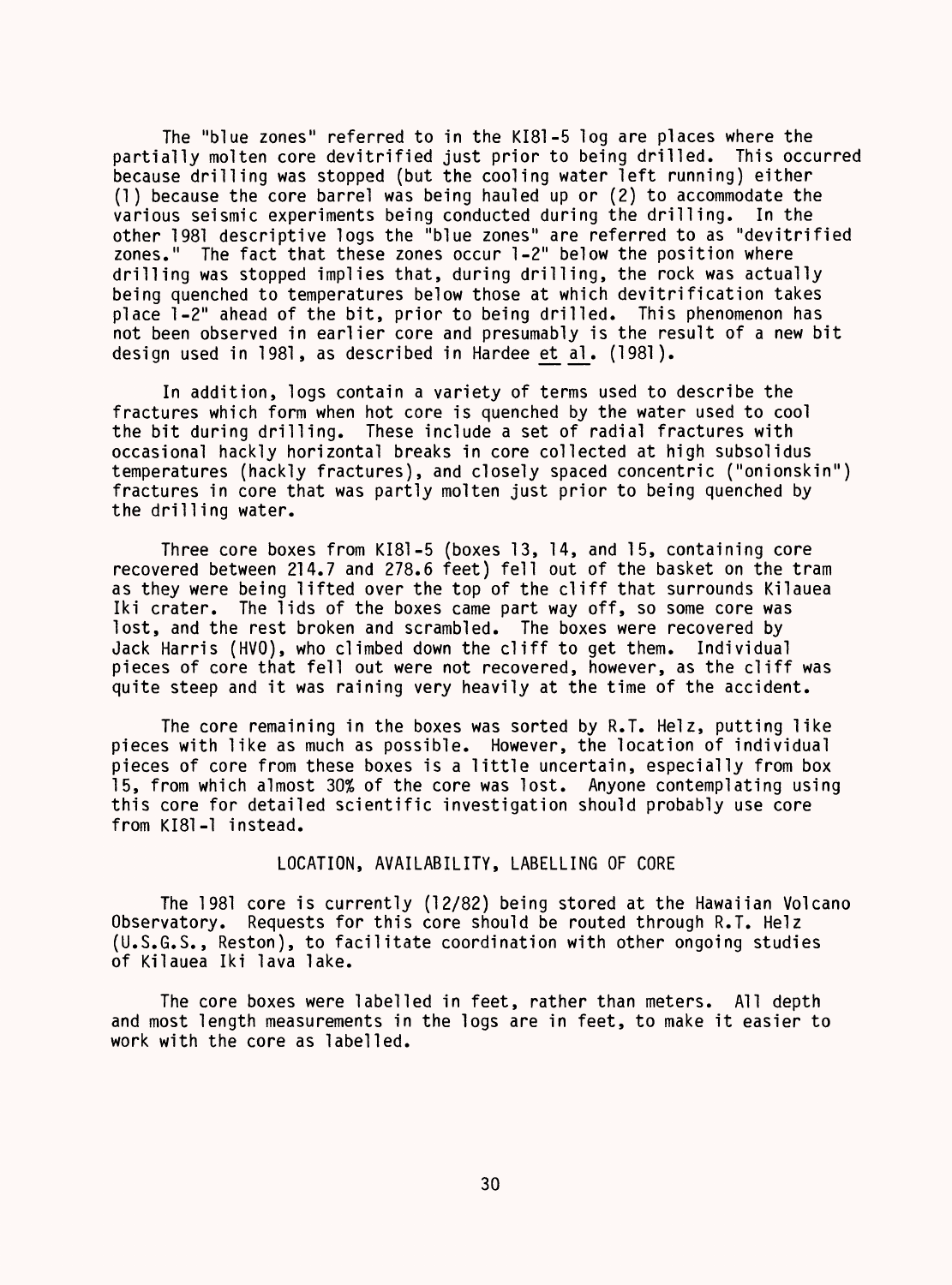The "blue zones" referred to in the KI81-5 log are places where the partially molten core devitrified just prior to being drilled. This occurred because drilling was stopped (but the cooling water left running) either (1) because the core barrel was being hauled up or (2) to accommodate the various seismic experiments being conducted during the drilling. In the other 1981 descriptive logs the "blue zones" are referred to as "devitrified zones." The fact that these zones occur 1-2" below the position where drilling was stopped implies that, during drilling, the rock was actually being quenched to temperatures below those at which devitrification takes place 1-2" ahead of the bit, prior to being drilled. This phenomenon has not been observed in earlier core and presumably is the result of a new bit design used in 1981, as described in Hardee et al. (1981).

In addition, logs contain a variety of terms used to describe the fractures which form when hot core is quenched by the water used to cool the bit during drilling. These include a set of radial fractures with occasional hackly horizontal breaks in core collected at high subsolidus temperatures (hackly fractures), and closely spaced concentric ("onionskin") fractures in core that was partly molten just prior to being quenched by the drilling water.

Three core boxes from KI81-5 (boxes 13, 14, and 15, containing core recovered between 214.7 and 278.6 feet) fell out of the basket on the tram as they were being lifted over the top of the cliff that surrounds Kilauea Iki crater. The lids of the boxes came part way off, so some core was lost, and the rest broken and scrambled. The boxes were recovered by Jack Harris (HVO), who climbed down the cliff to get them. Individual pieces of core that fell out were not recovered, however, as the cliff was quite steep and it was raining very heavily at the time of the accident.

The core remaining in the boxes was sorted by R.T. Helz, putting like pieces with like as much as possible. However, the location of individual pieces of core from these boxes is a little uncertain, especially from box 15, from which almost 30% of the core was lost. Anyone contemplating using this core for detailed scientific investigation should probably use core from KI81-1 instead.

## LOCATION, AVAILABILITY, LABELLING OF CORE

The 1981 core is currently (12/82) being stored at the Hawaiian Volcano Observatory. Requests for this core should be routed through R.T. Helz (U.S.G.S., Reston), to facilitate coordination with other ongoing studies of Kilauea Iki lava lake.

The core boxes were labelled in feet, rather than meters. All depth and most length measurements in the logs are in feet, to make it easier to work with the core as labelled.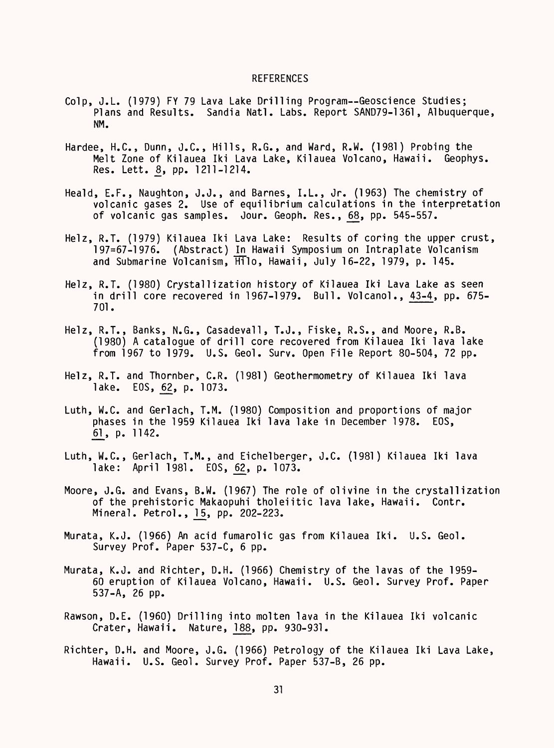# REFERENCES

Colp, J.L. (1979) FY 79 Lava Lake Drilling Program--Geoscience Studies; Plans and Results. Sandia Natl. Labs. Report SAND79-1361, Albuquerque, NM.

Hardee, H.C., Dunn, J.C., Hills, R.G., and Ward, R.W. (1981) Probing the Melt Zone of Kilauea Iki Lava Lake, Kilauea Volcano, Hawaii. Geophys. Res. Lett. 8, pp. 1211-1214.

Heald, E.F., Naughton, J.J., and Barnes, I.L., Jr. (1963) The chemistry of volcanic gases 2. Use of equilibrium calculations in the interpretation of volcanic gas samples. Jour. Geoph. Res., 68, pp. 545-557.

Helz, R.T. (1979) Kilauea Iki Lava Lake: Results of coring the upper crust, 197=67-1976. (Abstract) In Hawaii Symposium on Intraplate Volcanism and Submarine Volcanism, Hīlo, Hawaii, July 16-22, 1979, p. 145.

Helz, R.T. (1980) Crystallization history of Kilauea Iki Lava Lake as seen in drill core recovered in 1967-1979. Bull. Volcanol., 43-4, pp. 675-701.

Helz, R.T., Banks, N.G., Casadevall, T.J., Fiske, R.S., and Moore, R.B. (1980) A catalogue of drill core recovered from Kilauea Iki lava lake from 1967 to 1979. U.S. Geol. Surv. Open File Report 80-504, 72 pp.

Helz, R.T. and Thornber, C.R. (1981) Geothermometry of Kilauea Iki lava lake. EOS, 62, p. 1073.

Luth, W.C. and Gerlach, T.M. (1980) Composition and proportions of major phases in the 1959 Kilauea Iki lava lake in December 1978. EOS, 61, p. 1142.

Luth, W.C., Gerlach, T.M., and Eichelberger, J.C. (1981) Kilauea Iki lava lake: April 1981. EOS, 62, p. 1073.

Moore, J.G. and Evans, B.W. (1967) The role of olivine in the crystallization of the prehistoric Makaopuhi tholeiitic lava lake, Hawaii. Contr. Mineral. Petrol., 15, pp. 202-223.

Murata, K.J. (1966) An acid fumarolic gas from Kilauea Iki. U.S. Geol. Survey Prof. Paper 537-C, 6 pp.

Murata, K.J. and Richter, D.H. (1966) Chemistry of the lavas of the 1959-60 eruption of Kilauea Volcano, Hawaii. U.S. Geol. Survey Prof. Paper 537-A, 26 pp.

Rawson, D.E. (1960) Drilling into molten lava in the Kilauea Iki volcanic Crater, Hawaii. Nature, 188, pp. 930-931.

Richter, D.H. and Moore, J.G. (1966) Petrology of the Kilauea Iki Lava Lake, Hawaii. U.S. Geol. Survey Prof. Paper 537-B, 26 pp.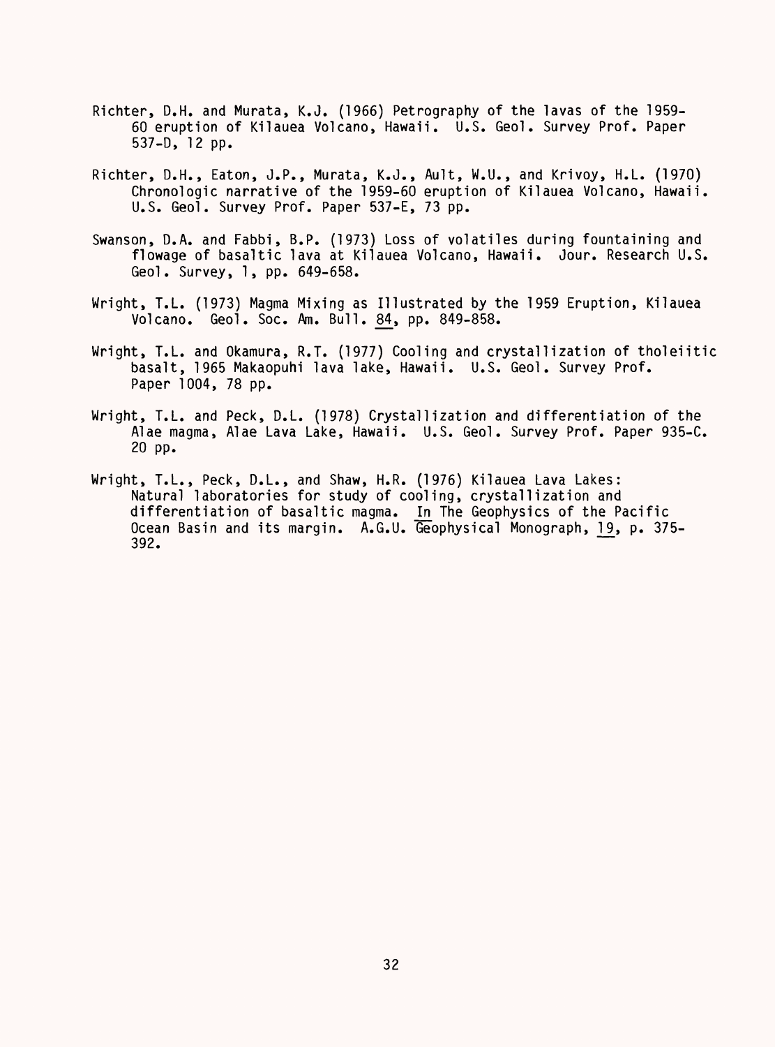Richter, D.H. and Murata, K.J. (1966) Petrography of the lavas of the 1959-60 eruption of Kilauea Volcano, Hawaii. U.S. Geol. Survey Prof. Paper 537-D, 12 pp.

Richter, D.H., Eaton, J.P., Murata, K.J., Ault, W.U., and Krivoy, H.L. (1970) Chronologic narrative of the 1959-60 eruption of Kilauea Volcano, Hawaii. U.S. Geol. Survey Prof. Paper 537-E, 73 pp.

Swanson, D.A. and Fabbi, B.P. (1973) Loss of volatiles during fountaining and flowage of basaltic lava at Kilauea Volcano, Hawaii. Jour. Research U.S. Geol. Survey, 1, pp. 649-658.

Wright, T.L. (1973) Magma Mixing as Illustrated by the 1959 Eruption, Kilauea Volcano. Geol. Soc. Am. Bull. 84, pp. 849-858.

Wright, T.L. and Okamura, R.T. (1977) Cooling and crystallization of tholeiitic basalt, 1965 Makaopuhi lava lake, Hawaii. U.S. Geol. Survey Prof. Paper 1004, 78 pp.

Wright, T.L. and Peck, D.L. (1978) Crystallization and differentiation of the Alae magma, Alae Lava Lake, Hawaii. U.S. Geol. Survey Prof. Paper 935-C. 20 pp.

Wright, T.L., Peck, D.L., and Shaw, H.R. (1976) Kilauea Lava Lakes: Natural laboratories for study of cooling, crystallization and differentiation of basaltic magma. In The Geophysics of the Pacific Ocean Basin and its margin. A.G.U. Geophysical Monograph, 19, p. 375-392.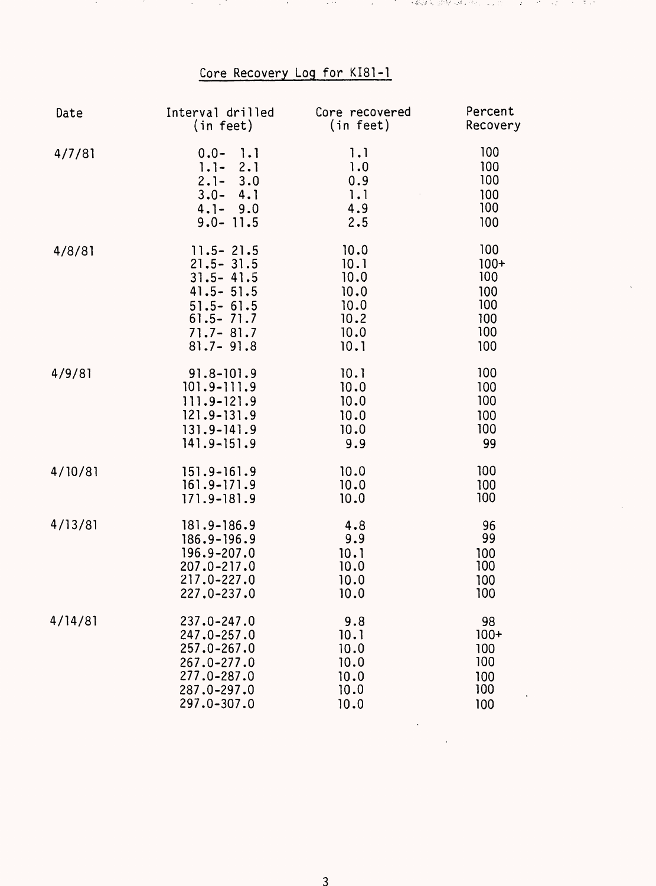# Core Recovery Log for KI81-1

| Date | Interval drilled (in feet) | Core recovered (in feet) | Percent Recovery |
|---|---|---|---|
| 4/7/81 | 0.0- 1.1 | 1.1 | 100 |
| | 1.1- 2.1 | 1.0 | 100 |
| | 2.1- 3.0 | 0.9 | 100 |
| | 3.0- 4.1 | 1.1 | 100 |
| | 4.1- 9.0 | 4.9 | 100 |
| | 9.0- 11.5 | 2.5 | 100 |
| 4/8/81 | 11.5- 21.5 | 10.0 | 100 |
| | 21.5- 31.5 | 10.1 | 100+ |
| | 31.5- 41.5 | 10.0 | 100 |
| | 41.5- 51.5 | 10.0 | 100 |
| | 51.5- 61.5 | 10.0 | 100 |
| | 61.5- 71.7 | 10.2 | 100 |
| | 71.7- 81.7 | 10.0 | 100 |
| | 81.7- 91.8 | 10.1 | 100 |
| 4/9/81 | 91.8-101.9 | 10.1 | 100 |
| | 101.9-111.9 | 10.0 | 100 |
| | 111.9-121.9 | 10.0 | 100 |
| | 121.9-131.9 | 10.0 | 100 |
| | 131.9-141.9 | 10.0 | 100 |
| | 141.9-151.9 | 9.9 | 99 |
| 4/10/81 | 151.9-161.9 | 10.0 | 100 |
| | 161.9-171.9 | 10.0 | 100 |
| | 171.9-181.9 | 10.0 | 100 |
| 4/13/81 | 181.9-186.9 | 4.8 | 96 |
| | 186.9-196.9 | 9.9 | 99 |
| | 196.9-207.0 | 10.1 | 100 |
| | 207.0-217.0 | 10.0 | 100 |
| | 217.0-227.0 | 10.0 | 100 |
| | 227.0-237.0 | 10.0 | 100 |
| 4/14/81 | 237.0-247.0 | 9.8 | 98 |
| | 247.0-257.0 | 10.1 | 100+ |
| | 257.0-267.0 | 10.0 | 100 |
| | 267.0-277.0 | 10.0 | 100 |
| | 277.0-287.0 | 10.0 | 100 |
| | 287.0-297.0 | 10.0 | 100 |
| | 297.0-307.0 | 10.0 | 100 |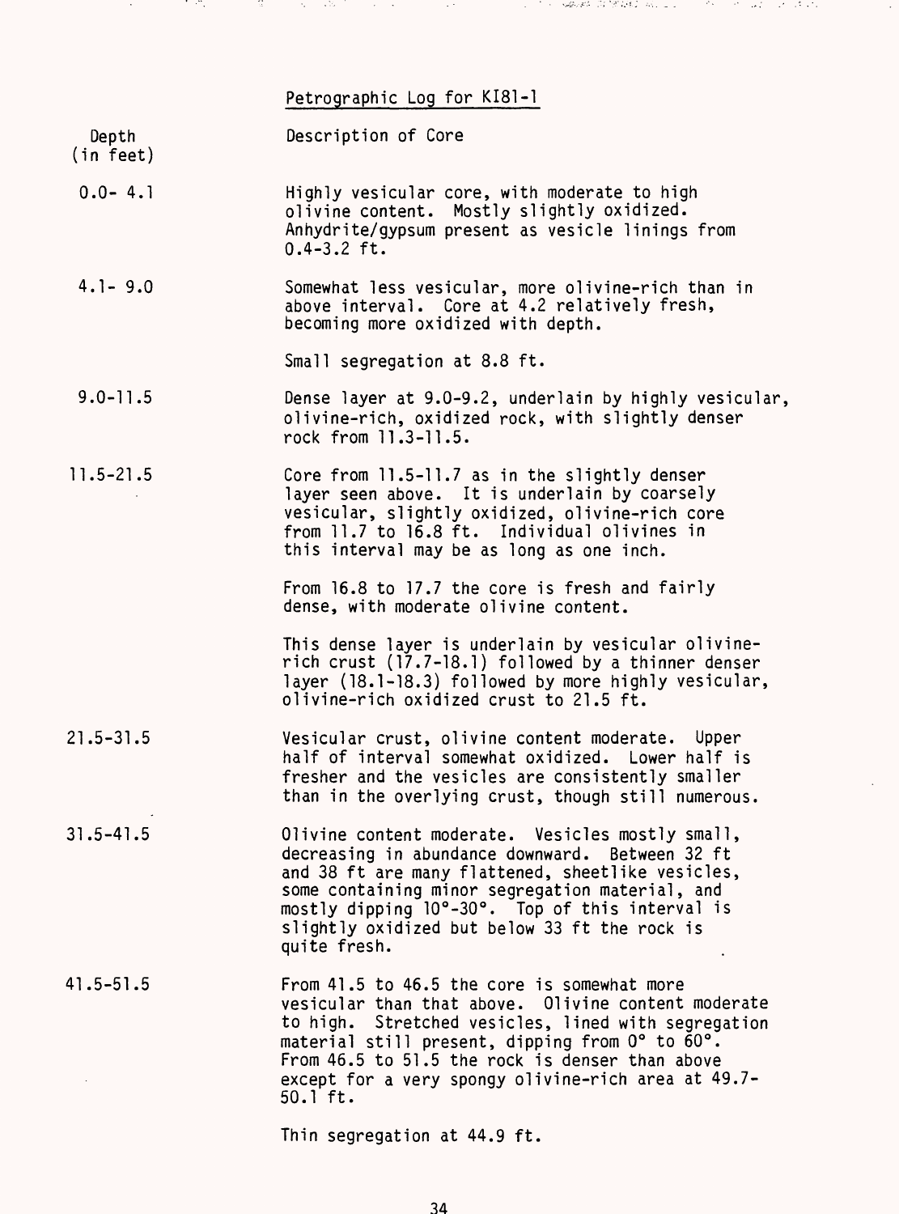## Petrographic Log for KI81-1

| Depth (in feet) | Description of Core |
| --- | --- |
| 0.0- 4.1 | Highly vesicular core, with moderate to high olivine content. Mostly slightly oxidized. Anhydrite/gypsum present as vesicle linings from 0.4-3.2 ft. |
| 4.1- 9.0 | Somewhat less vesicular, more olivine-rich than in above interval. Core at 4.2 relatively fresh, becoming more oxidized with depth.<br><br>Small segregation at 8.8 ft. |
| 9.0-11.5 | Dense layer at 9.0-9.2, underlain by highly vesicular, olivine-rich, oxidized rock, with slightly denser rock from 11.3-11.5. |
| 11.5-21.5 | Core from 11.5-11.7 as in the slightly denser layer seen above. It is underlain by coarsely vesicular, slightly oxidized, olivine-rich core from 11.7 to 16.8 ft. Individual olivines in this interval may be as long as one inch.<br><br>From 16.8 to 17.7 the core is fresh and fairly dense, with moderate olivine content.<br><br>This dense layer is underlain by vesicular olivine-rich crust (17.7-18.1) followed by a thinner denser layer (18.1-18.3) followed by more highly vesicular, olivine-rich oxidized crust to 21.5 ft. |
| 21.5-31.5 | Vesicular crust, olivine content moderate. Upper half of interval somewhat oxidized. Lower half is fresher and the vesicles are consistently smaller than in the overlying crust, though still numerous. |
| 31.5-41.5 | Olivine content moderate. Vesicles mostly small, decreasing in abundance downward. Between 32 ft and 38 ft are many flattened, sheetlike vesicles, some containing minor segregation material, and mostly dipping 10°-30°. Top of this interval is slightly oxidized but below 33 ft the rock is quite fresh. |
| 41.5-51.5 | From 41.5 to 46.5 the core is somewhat more vesicular than that above. Olivine content moderate to high. Stretched vesicles, lined with segregation material still present, dipping from 0° to 60°. From 46.5 to 51.5 the rock is denser than above except for a very spongy olivine-rich area at 49.7-50.1 ft.<br><br>Thin segregation at 44.9 ft. |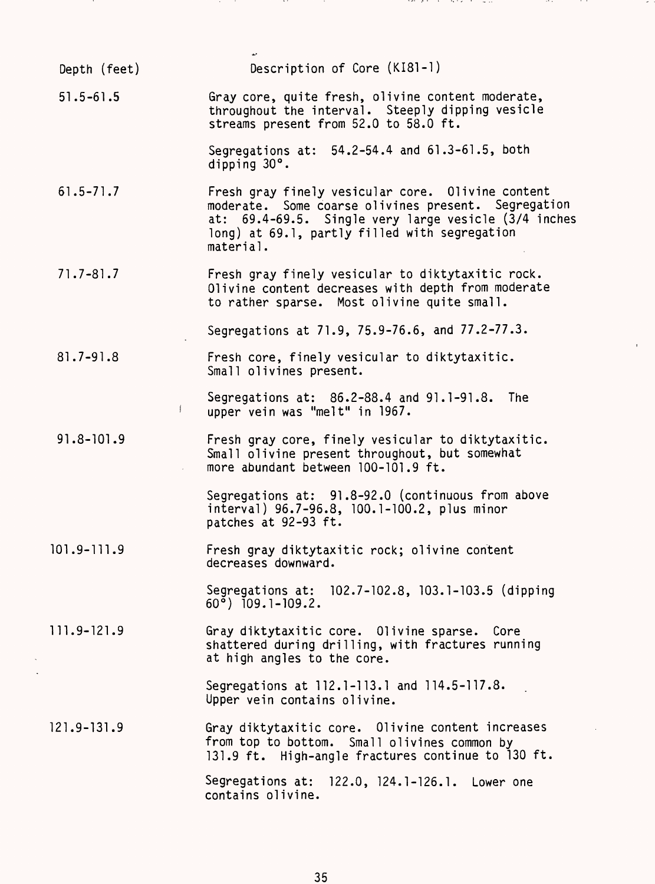| Depth (feet) | Description of Core (KI81-1) |
|---|---|
| 51.5-61.5 | Gray core, quite fresh, olivine content moderate, throughout the interval. Steeply dipping vesicle streams present from 52.0 to 58.0 ft.<br><br>Segregations at: 54.2-54.4 and 61.3-61.5, both dipping 30°. |
| 61.5-71.7 | Fresh gray finely vesicular core. Olivine content moderate. Some coarse olivines present. Segregation at: 69.4-69.5. Single very large vesicle (3/4 inches long) at 69.1, partly filled with segregation material. |
| 71.7-81.7 | Fresh gray finely vesicular to diktytaxitic rock. Olivine content decreases with depth from moderate to rather sparse. Most olivine quite small.<br><br>Segregations at 71.9, 75.9-76.6, and 77.2-77.3. |
| 81.7-91.8 | Fresh core, finely vesicular to diktytaxitic. Small olivines present.<br><br>Segregations at: 86.2-88.4 and 91.1-91.8. The upper vein was "melt" in 1967. |
| 91.8-101.9 | Fresh gray core, finely vesicular to diktytaxitic. Small olivine present throughout, but somewhat more abundant between 100-101.9 ft.<br><br>Segregations at: 91.8-92.0 (continuous from above interval) 96.7-96.8, 100.1-100.2, plus minor patches at 92-93 ft. |
| 101.9-111.9 | Fresh gray diktytaxitic rock; olivine content decreases downward.<br><br>Segregations at: 102.7-102.8, 103.1-103.5 (dipping 60°) 109.1-109.2. |
| 111.9-121.9 | Gray diktytaxitic core. Olivine sparse. Core shattered during drilling, with fractures running at high angles to the core.<br><br>Segregations at 112.1-113.1 and 114.5-117.8. Upper vein contains olivine. |
| 121.9-131.9 | Gray diktytaxitic core. Olivine content increases from top to bottom. Small olivines common by 131.9 ft. High-angle fractures continue to 130 ft.<br><br>Segregations at: 122.0, 124.1-126.1. Lower one contains olivine. |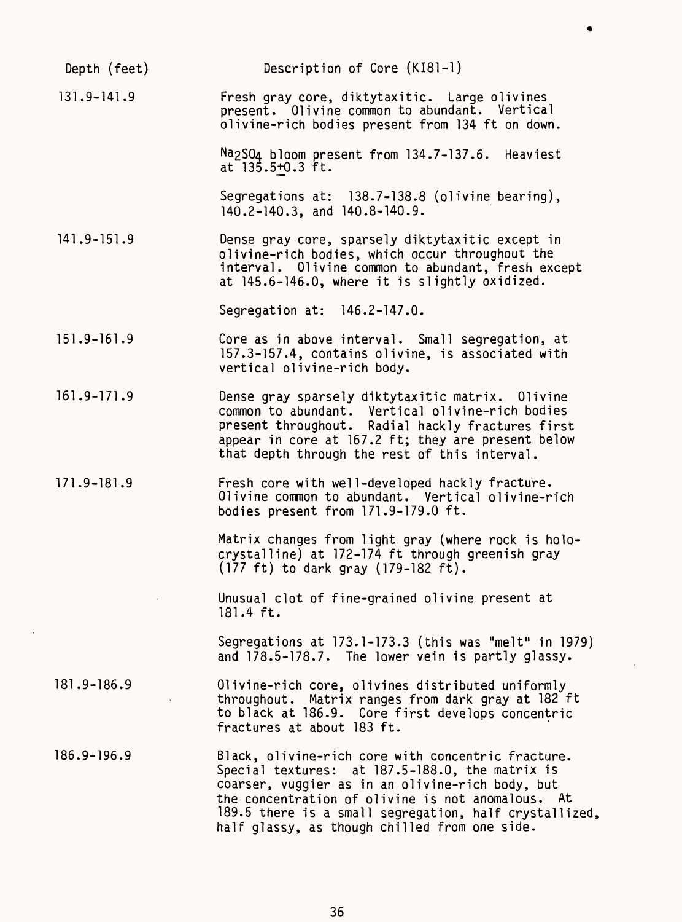| Depth (feet) | Description of Core (KI81-1) |
|---|---|
| 131.9-141.9 | Fresh gray core, diktytaxitic. Large olivines present. Olivine common to abundant. Vertical olivine-rich bodies present from 134 ft on down.<br><br>$Na_2SO_4$ bloom present from 134.7-137.6. Heaviest at 135.5±0.3 ft.<br><br>Segregations at: 138.7-138.8 (olivine bearing), 140.2-140.3, and 140.8-140.9. |
| 141.9-151.9 | Dense gray core, sparsely diktytaxitic except in olivine-rich bodies, which occur throughout the interval. Olivine common to abundant, fresh except at 145.6-146.0, where it is slightly oxidized.<br><br>Segregation at: 146.2-147.0. |
| 151.9-161.9 | Core as in above interval. Small segregation, at 157.3-157.4, contains olivine, is associated with vertical olivine-rich body. |
| 161.9-171.9 | Dense gray sparsely diktytaxitic matrix. Olivine common to abundant. Vertical olivine-rich bodies present throughout. Radial hackly fractures first appear in core at 167.2 ft; they are present below that depth through the rest of this interval. |
| 171.9-181.9 | Fresh core with well-developed hackly fracture. Olivine common to abundant. Vertical olivine-rich bodies present from 171.9-179.0 ft.<br><br>Matrix changes from light gray (where rock is holocrystalline) at 172-174 ft through greenish gray (177 ft) to dark gray (179-182 ft).<br><br>Unusual clot of fine-grained olivine present at 181.4 ft.<br><br>Segregations at 173.1-173.3 (this was "melt" in 1979) and 178.5-178.7. The lower vein is partly glassy. |
| 181.9-186.9 | Olivine-rich core, olivines distributed uniformly throughout. Matrix ranges from dark gray at 182 ft to black at 186.9. Core first develops concentric fractures at about 183 ft. |
| 186.9-196.9 | Black, olivine-rich core with concentric fracture. Special textures: at 187.5-188.0, the matrix is coarser, vuggier as in an olivine-rich body, but the concentration of olivine is not anomalous. At 189.5 there is a small segregation, half crystallized, half glassy, as though chilled from one side. |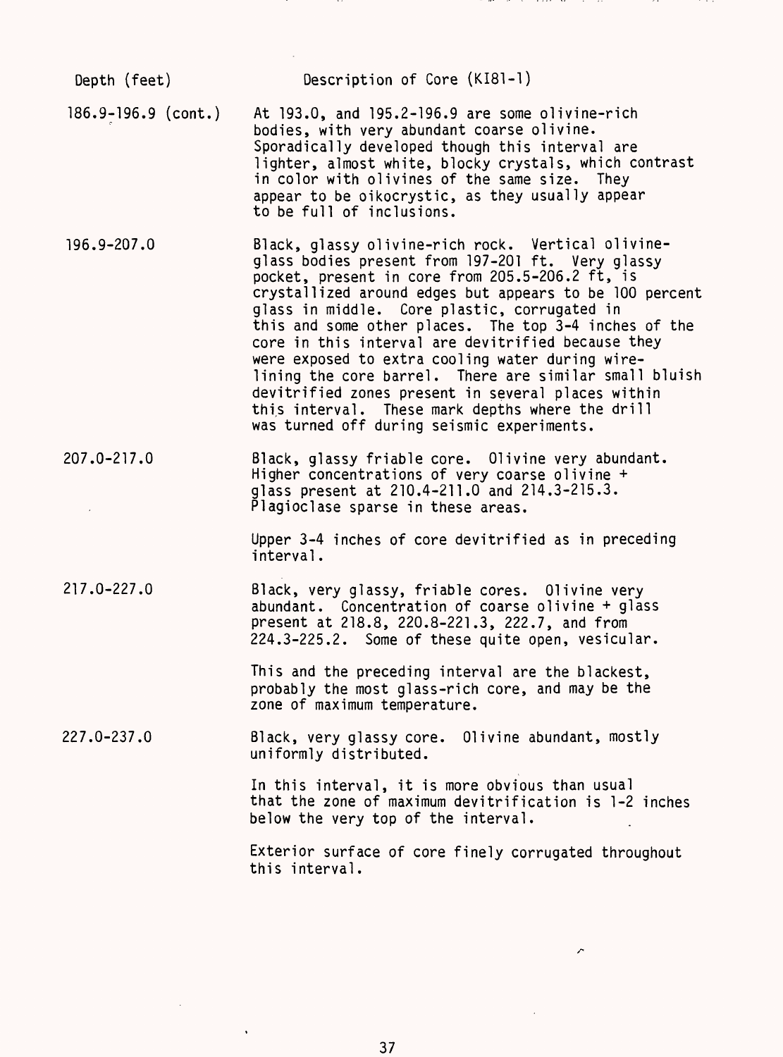| Depth (feet) | Description of Core (KI81-1) |
| --- | --- |
| 186.9-196.9 (cont.) | At 193.0, and 195.2-196.9 are some olivine-rich bodies, with very abundant coarse olivine. Sporadically developed though this interval are lighter, almost white, blocky crystals, which contrast in color with olivines of the same size. They appear to be oikocrystic, as they usually appear to be full of inclusions. |
| 196.9-207.0 | Black, glassy olivine-rich rock. Vertical olivine-glass bodies present from 197-201 ft. Very glassy pocket, present in core from 205.5-206.2 ft, is crystallized around edges but appears to be 100 percent glass in middle. Core plastic, corrugated in this and some other places. The top 3-4 inches of the core in this interval are devitrified because they were exposed to extra cooling water during wire-lining the core barrel. There are similar small bluish devitrified zones present in several places within this interval. These mark depths where the drill was turned off during seismic experiments. |
| 207.0-217.0 | Black, glassy friable core. Olivine very abundant. Higher concentrations of very coarse olivine + glass present at 210.4-211.0 and 214.3-215.3. Plagioclase sparse in these areas.<br><br>Upper 3-4 inches of core devitrified as in preceding interval. |
| 217.0-227.0 | Black, very glassy, friable cores. Olivine very abundant. Concentration of coarse olivine + glass present at 218.8, 220.8-221.3, 222.7, and from 224.3-225.2. Some of these quite open, vesicular.<br><br>This and the preceding interval are the blackest, probably the most glass-rich core, and may be the zone of maximum temperature. |
| 227.0-237.0 | Black, very glassy core. Olivine abundant, mostly uniformly distributed.<br><br>In this interval, it is more obvious than usual that the zone of maximum devitrification is 1-2 inches below the very top of the interval.<br><br>Exterior surface of core finely corrugated throughout this interval. |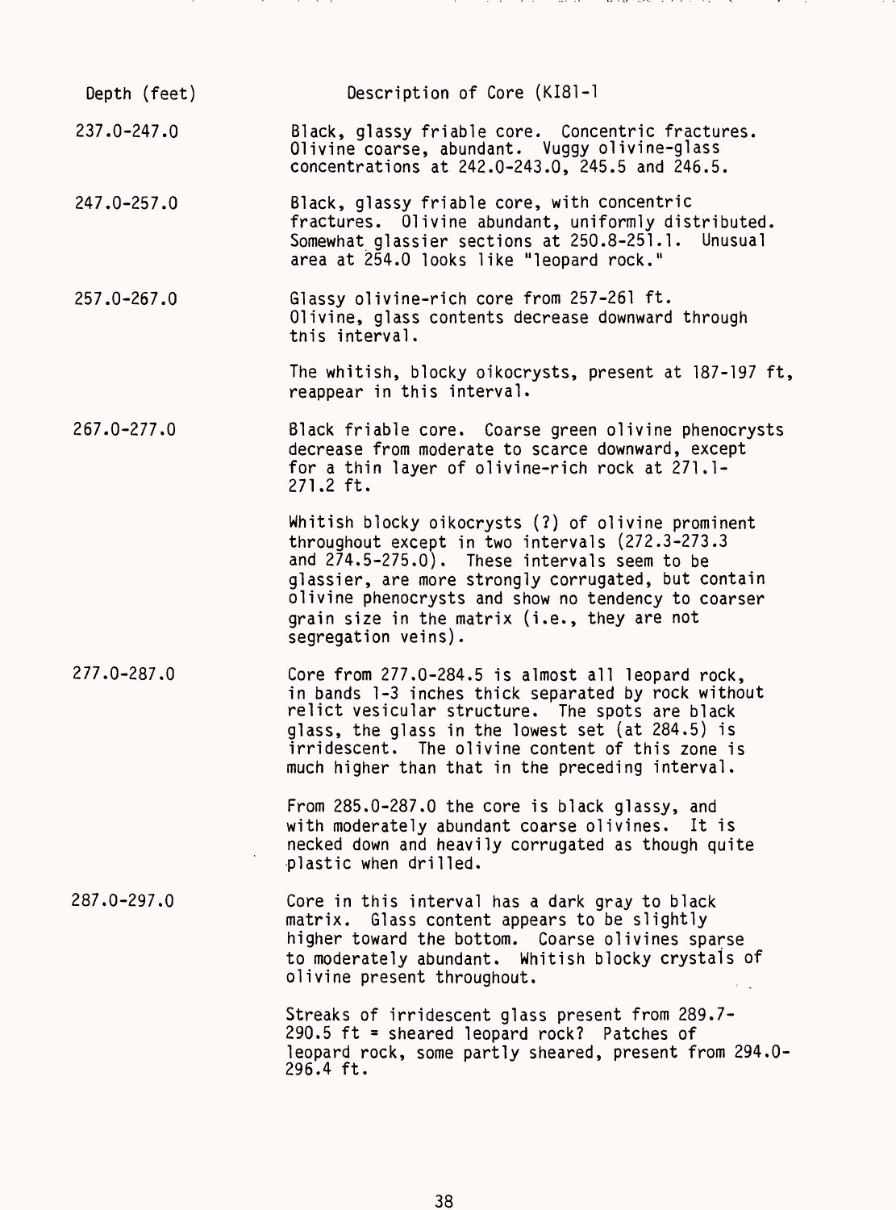| Depth (feet) | Description of Core (KI81-1 |
|---|---|
| 237.0-247.0 | Black, glassy friable core. Concentric fractures. Olivine coarse, abundant. Vuggy olivine-glass concentrations at 242.0-243.0, 245.5 and 246.5. |
| 247.0-257.0 | Black, glassy friable core, with concentric fractures. Olivine abundant, uniformly distributed. Somewhat glassier sections at 250.8-251.1. Unusual area at 254.0 looks like "leopard rock." |
| 257.0-267.0 | Glassy olivine-rich core from 257-261 ft. Olivine, glass contents decrease downward through tnis interval.<br><br>The whitish, blocky oikocrysts, present at 187-197 ft, reappear in this interval. |
| 267.0-277.0 | Black friable core. Coarse green olivine phenocrysts decrease from moderate to scarce downward, except for a thin layer of olivine-rich rock at 271.1-271.2 ft.<br><br>Whitish blocky oikocrysts (?) of olivine prominent throughout except in two intervals (272.3-273.3 and 274.5-275.0). These intervals seem to be glassier, are more strongly corrugated, but contain olivine phenocrysts and show no tendency to coarser grain size in the matrix (i.e., they are not segregation veins). |
| 277.0-287.0 | Core from 277.0-284.5 is almost all leopard rock, in bands 1-3 inches thick separated by rock without relict vesicular structure. The spots are black glass, the glass in the lowest set (at 284.5) is irridescent. The olivine content of this zone is much higher than that in the preceding interval.<br><br>From 285.0-287.0 the core is black glassy, and with moderately abundant coarse olivines. It is necked down and heavily corrugated as though quite plastic when drilled. |
| 287.0-297.0 | Core in this interval has a dark gray to black matrix. Glass content appears to be slightly higher toward the bottom. Coarse olivines sparse to moderately abundant. Whitish blocky crystals of olivine present throughout.<br><br>Streaks of irridescent glass present from 289.7-290.5 ft = sheared leopard rock? Patches of leopard rock, some partly sheared, present from 294.0-296.4 ft. |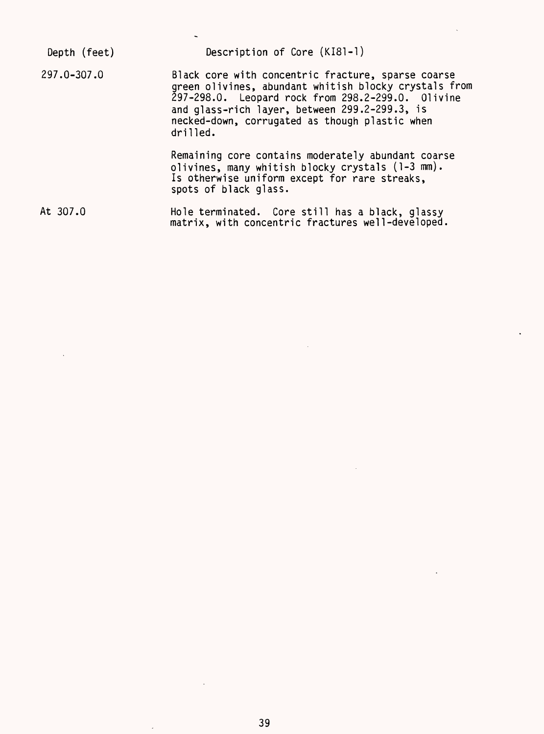| Depth (feet) | Description of Core (KI81-1) |
| --- | --- |
| 297.0-307.0 | Black core with concentric fracture, sparse coarse green olivines, abundant whitish blocky crystals from 297-298.0. Leopard rock from 298.2-299.0. Olivine and glass-rich layer, between 299.2-299.3, is necked-down, corrugated as though plastic when drilled.<br><br>Remaining core contains moderately abundant coarse olivines, many whitish blocky crystals (1-3 mm). Is otherwise uniform except for rare streaks, spots of black glass. |
| At 307.0 | Hole terminated. Core still has a black, glassy matrix, with concentric fractures well-developed. |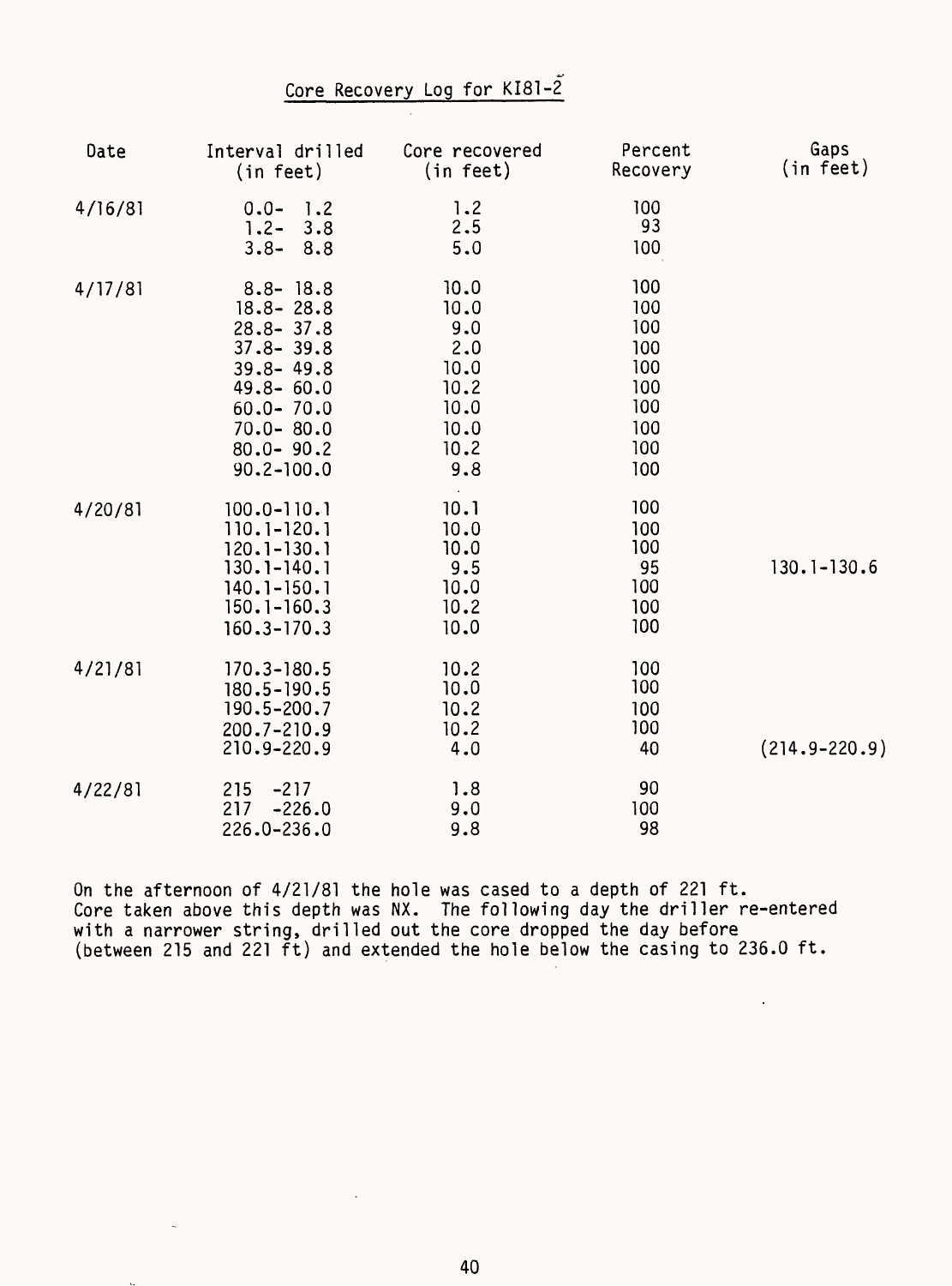# Core Recovery Log for KI81-2

| Date | Interval drilled (in feet) | Core recovered (in feet) | Percent Recovery | Gaps (in feet) |
|---|---|---|---|---|
| 4/16/81 | 0.0- 1.2 | 1.2 | 100 | |
| | 1.2- 3.8 | 2.5 | 93 | |
| | 3.8- 8.8 | 5.0 | 100 | |
| 4/17/81 | 8.8- 18.8 | 10.0 | 100 | |
| | 18.8- 28.8 | 10.0 | 100 | |
| | 28.8- 37.8 | 9.0 | 100 | |
| | 37.8- 39.8 | 2.0 | 100 | |
| | 39.8- 49.8 | 10.0 | 100 | |
| | 49.8- 60.0 | 10.2 | 100 | |
| | 60.0- 70.0 | 10.0 | 100 | |
| | 70.0- 80.0 | 10.0 | 100 | |
| | 80.0- 90.2 | 10.2 | 100 | |
| | 90.2-100.0 | 9.8 | 100 | |
| 4/20/81 | 100.0-110.1 | 10.1 | 100 | |
| | 110.1-120.1 | 10.0 | 100 | |
| | 120.1-130.1 | 10.0 | 100 | |
| | 130.1-140.1 | 9.5 | 95 | 130.1-130.6 |
| | 140.1-150.1 | 10.0 | 100 | |
| | 150.1-160.3 | 10.2 | 100 | |
| | 160.3-170.3 | 10.0 | 100 | |
| 4/21/81 | 170.3-180.5 | 10.2 | 100 | |
| | 180.5-190.5 | 10.0 | 100 | |
| | 190.5-200.7 | 10.2 | 100 | |
| | 200.7-210.9 | 10.2 | 100 | |
| | 210.9-220.9 | 4.0 | 40 | (214.9-220.9) |
| 4/22/81 | 215 -217 | 1.8 | 90 | |
| | 217 -226.0 | 9.0 | 100 | |
| | 226.0-236.0 | 9.8 | 98 | |

On the afternoon of 4/21/81 the hole was cased to a depth of 221 ft. Core taken above this depth was NX. The following day the driller re-entered with a narrower string, drilled out the core dropped the day before (between 215 and 221 ft) and extended the hole below the casing to 236.0 ft.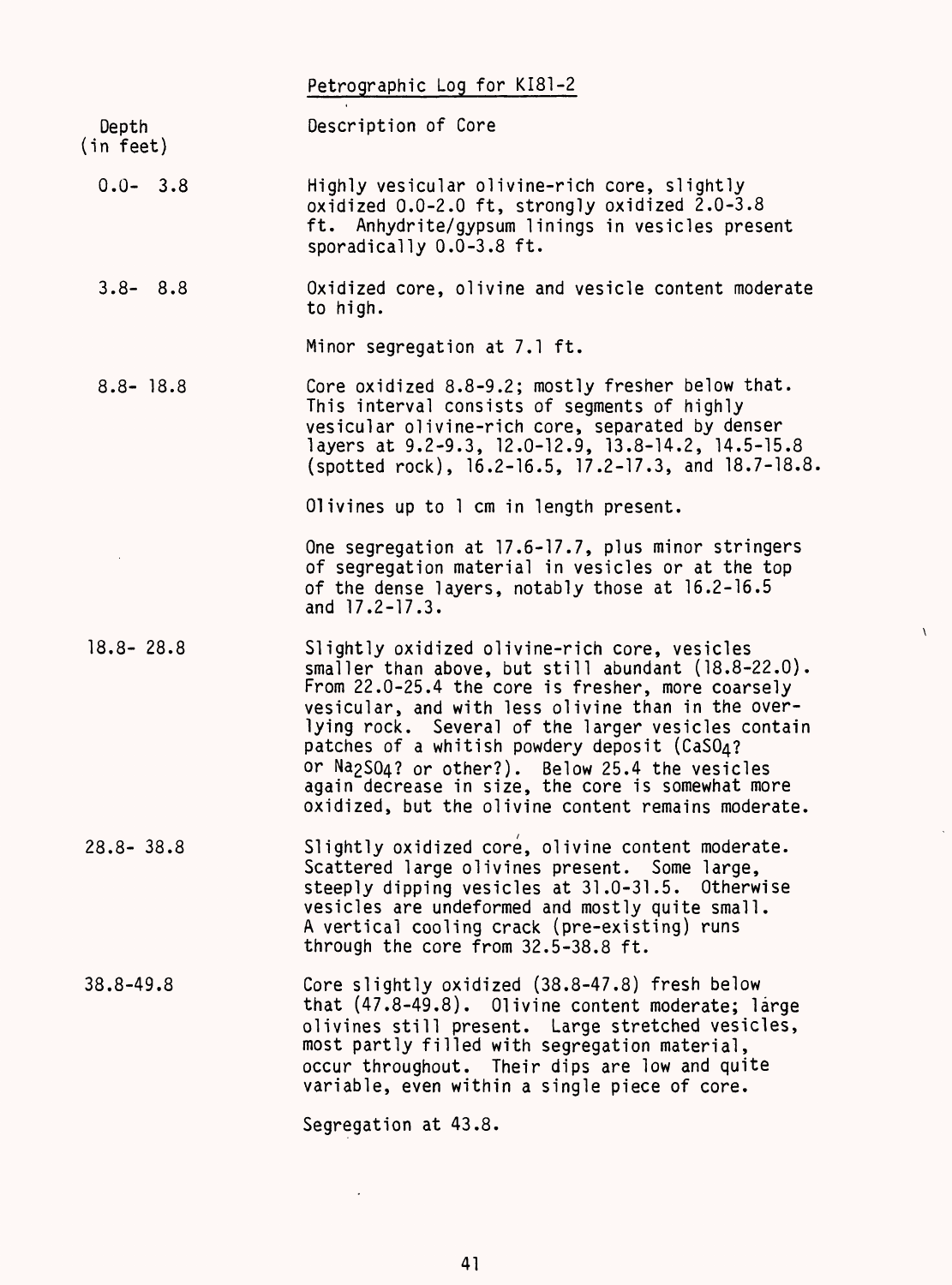# Petrographic Log for KI81-2

| Depth (in feet) | Description of Core |
|---|---|
| 0.0- 3.8 | Highly vesicular olivine-rich core, slightly oxidized 0.0-2.0 ft, strongly oxidized 2.0-3.8 ft. Anhydrite/gypsum linings in vesicles present sporadically 0.0-3.8 ft. |
| 3.8- 8.8 | Oxidized core, olivine and vesicle content moderate to high. <br><br> Minor segregation at 7.1 ft. |
| 8.8- 18.8 | Core oxidized 8.8-9.2; mostly fresher below that. This interval consists of segments of highly vesicular olivine-rich core, separated by denser layers at 9.2-9.3, 12.0-12.9, 13.8-14.2, 14.5-15.8 (spotted rock), 16.2-16.5, 17.2-17.3, and 18.7-18.8. <br><br> Olivines up to 1 cm in length present. <br><br> One segregation at 17.6-17.7, plus minor stringers of segregation material in vesicles or at the top of the dense layers, notably those at 16.2-16.5 and 17.2-17.3. |
| 18.8- 28.8 | Slightly oxidized olivine-rich core, vesicles smaller than above, but still abundant (18.8-22.0). From 22.0-25.4 the core is fresher, more coarsely vesicular, and with less olivine than in the overlying rock. Several of the larger vesicles contain patches of a whitish powdery deposit ($CaSO_4$? or $Na_2SO_4$? or other?). Below 25.4 the vesicles again decrease in size, the core is somewhat more oxidized, but the olivine content remains moderate. |
| 28.8- 38.8 | Slightly oxidized core, olivine content moderate. Scattered large olivines present. Some large, steeply dipping vesicles at 31.0-31.5. Otherwise vesicles are undeformed and mostly quite small. A vertical cooling crack (pre-existing) runs through the core from 32.5-38.8 ft. |
| 38.8-49.8 | Core slightly oxidized (38.8-47.8) fresh below that (47.8-49.8). Olivine content moderate; large olivines still present. Large stretched vesicles, most partly filled with segregation material, occur throughout. Their dips are low and quite variable, even within a single piece of core. <br><br> Segregation at 43.8. |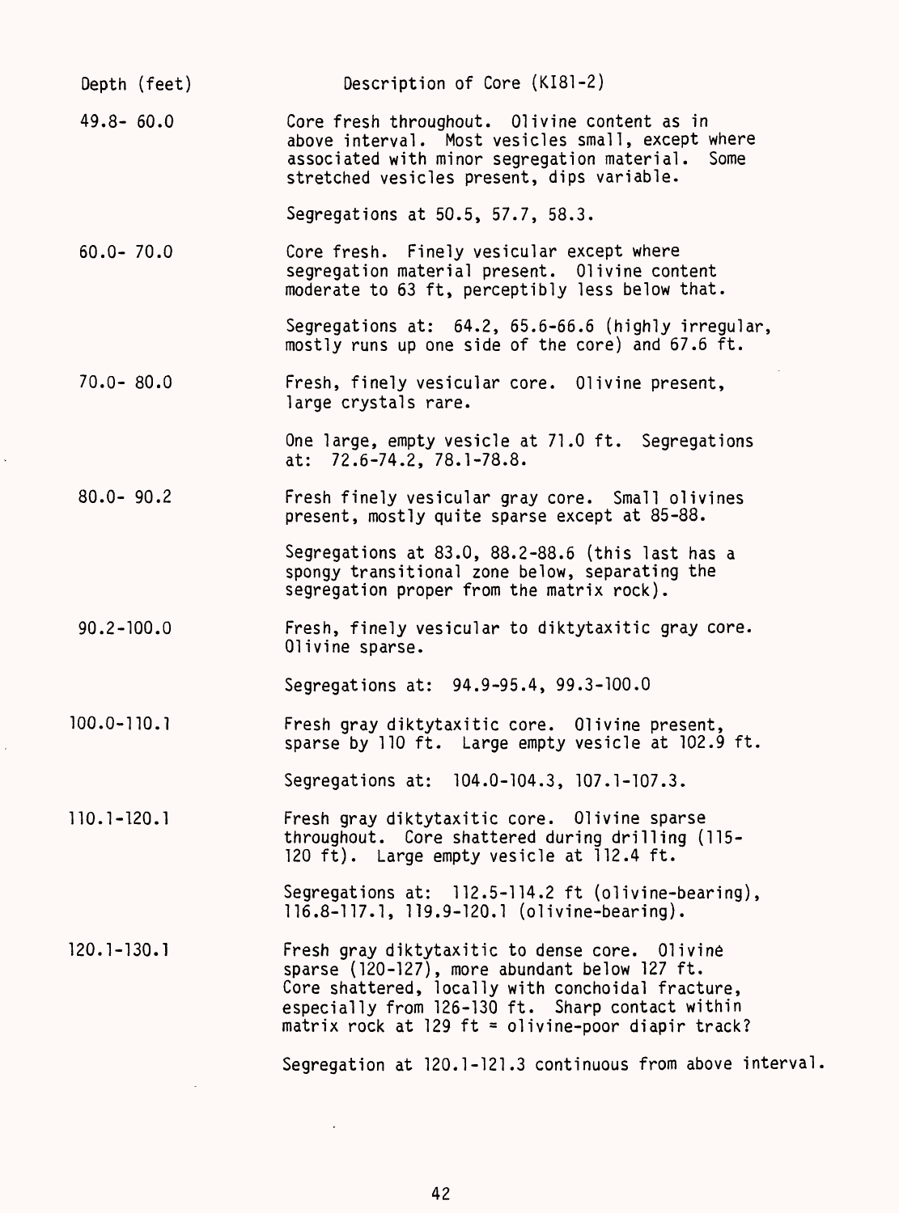| Depth (feet) | Description of Core (KI81-2) |
| --- | --- |
| 49.8- 60.0 | Core fresh throughout. Olivine content as in above interval. Most vesicles small, except where associated with minor segregation material. Some stretched vesicles present, dips variable. |
| | Segregations at 50.5, 57.7, 58.3. |
| 60.0- 70.0 | Core fresh. Finely vesicular except where segregation material present. Olivine content moderate to 63 ft, perceptibly less below that. |
| | Segregations at: 64.2, 65.6-66.6 (highly irregular, mostly runs up one side of the core) and 67.6 ft. |
| 70.0- 80.0 | Fresh, finely vesicular core. Olivine present, large crystals rare. |
| | One large, empty vesicle at 71.0 ft. Segregations at: 72.6-74.2, 78.1-78.8. |
| 80.0- 90.2 | Fresh finely vesicular gray core. Small olivines present, mostly quite sparse except at 85-88. |
| | Segregations at 83.0, 88.2-88.6 (this last has a spongy transitional zone below, separating the segregation proper from the matrix rock). |
| 90.2-100.0 | Fresh, finely vesicular to diktytaxitic gray core. Olivine sparse. |
| | Segregations at: 94.9-95.4, 99.3-100.0 |
| 100.0-110.1 | Fresh gray diktytaxitic core. Olivine present, sparse by 110 ft. Large empty vesicle at 102.9 ft. |
| | Segregations at: 104.0-104.3, 107.1-107.3. |
| 110.1-120.1 | Fresh gray diktytaxitic core. Olivine sparse throughout. Core shattered during drilling (115-120 ft). Large empty vesicle at 112.4 ft. |
| | Segregations at: 112.5-114.2 ft (olivine-bearing), 116.8-117.1, 119.9-120.1 (olivine-bearing). |
| 120.1-130.1 | Fresh gray diktytaxitic to dense core. Olivine sparse (120-127), more abundant below 127 ft. Core shattered, locally with conchoidal fracture, especially from 126-130 ft. Sharp contact within matrix rock at 129 ft = olivine-poor diapir track? |
| | Segregation at 120.1-121.3 continuous from above interval. |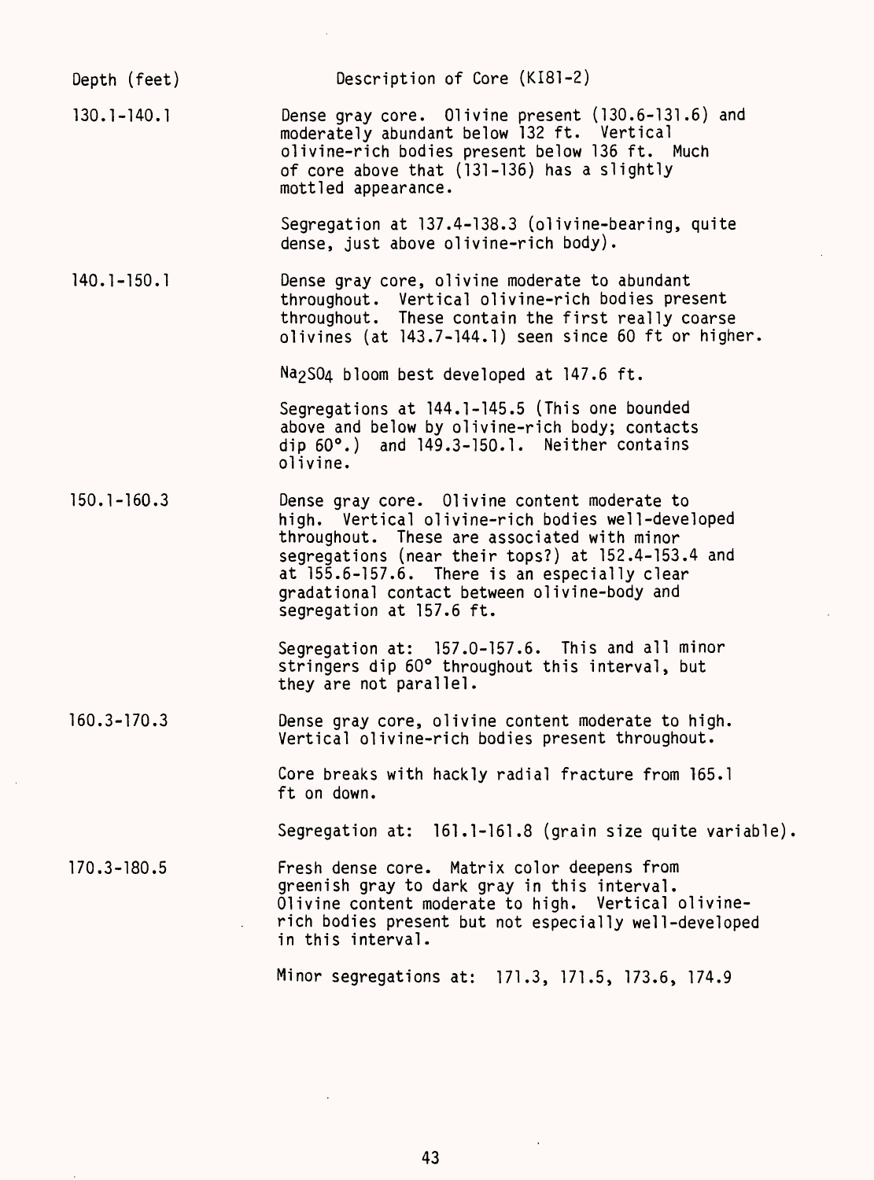| Depth (feet) | Description of Core (KI81-2) |
|---|---|
| 130.1-140.1 | Dense gray core. Olivine present (130.6-131.6) and moderately abundant below 132 ft. Vertical olivine-rich bodies present below 136 ft. Much of core above that (131-136) has a slightly mottled appearance.<br><br>Segregation at 137.4-138.3 (olivine-bearing, quite dense, just above olivine-rich body). |
| 140.1-150.1 | Dense gray core, olivine moderate to abundant throughout. Vertical olivine-rich bodies present throughout. These contain the first really coarse olivines (at 143.7-144.1) seen since 60 ft or higher.<br><br>$Na_2SO_4$ bloom best developed at 147.6 ft.<br><br>Segregations at 144.1-145.5 (This one bounded above and below by olivine-rich body; contacts dip 60°.) and 149.3-150.1. Neither contains olivine. |
| 150.1-160.3 | Dense gray core. Olivine content moderate to high. Vertical olivine-rich bodies well-developed throughout. These are associated with minor segregations (near their tops?) at 152.4-153.4 and at 155.6-157.6. There is an especially clear gradational contact between olivine-body and segregation at 157.6 ft.<br><br>Segregation at: 157.0-157.6. This and all minor stringers dip 60° throughout this interval, but they are not parallel. |
| 160.3-170.3 | Dense gray core, olivine content moderate to high. Vertical olivine-rich bodies present throughout.<br><br>Core breaks with hackly radial fracture from 165.1 ft on down.<br><br>Segregation at: 161.1-161.8 (grain size quite variable). |
| 170.3-180.5 | Fresh dense core. Matrix color deepens from greenish gray to dark gray in this interval. Olivine content moderate to high. Vertical olivine-rich bodies present but not especially well-developed in this interval.<br><br>Minor segregations at: 171.3, 171.5, 173.6, 174.9 |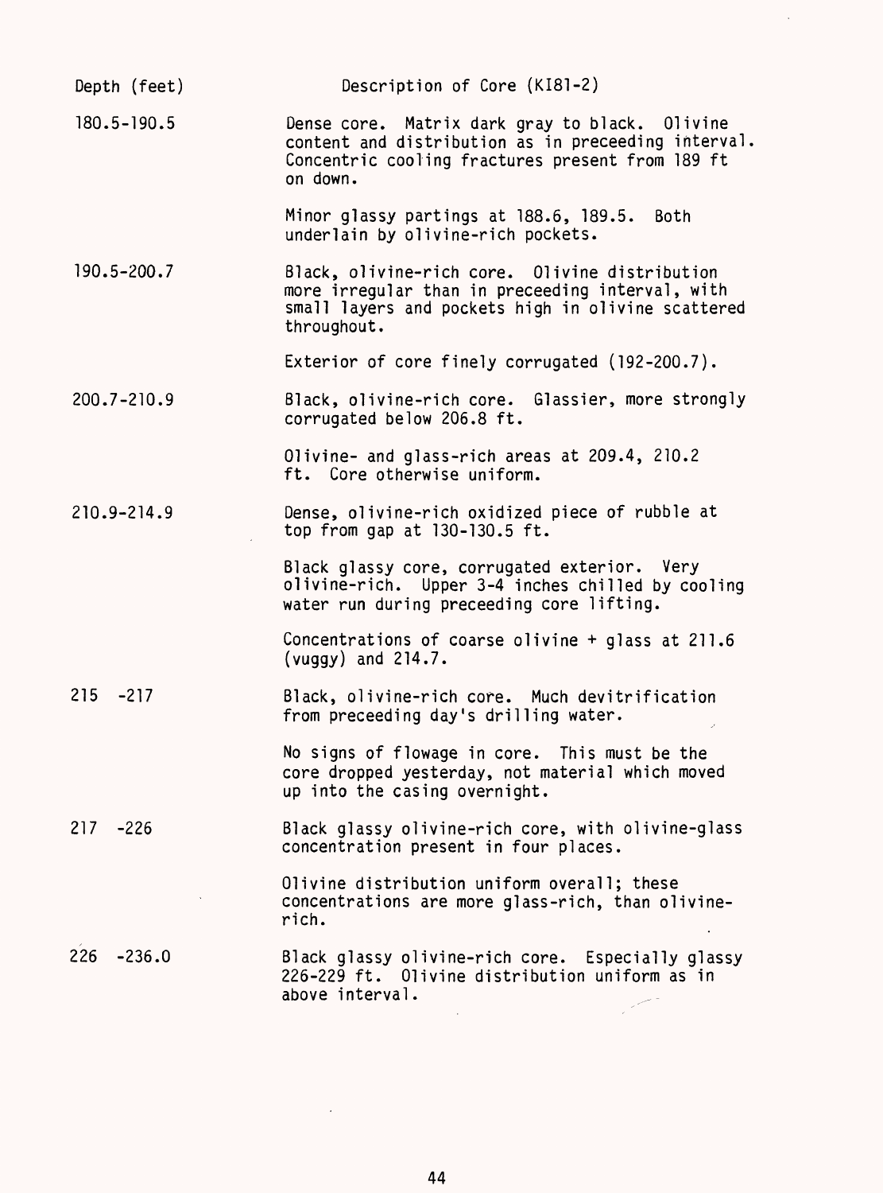| Depth (feet) | Description of Core (KI81-2) |
|---|---|
| 180.5-190.5 | Dense core. Matrix dark gray to black. Olivine content and distribution as in preceeding interval. Concentric cooling fractures present from 189 ft on down. |
| | Minor glassy partings at 188.6, 189.5. Both underlain by olivine-rich pockets. |
| 190.5-200.7 | Black, olivine-rich core. Olivine distribution more irregular than in preceeding interval, with small layers and pockets high in olivine scattered throughout. |
| | Exterior of core finely corrugated (192-200.7). |
| 200.7-210.9 | Black, olivine-rich core. Glassier, more strongly corrugated below 206.8 ft. |
| | Olivine- and glass-rich areas at 209.4, 210.2 ft. Core otherwise uniform. |
| 210.9-214.9 | Dense, olivine-rich oxidized piece of rubble at top from gap at 130-130.5 ft. |
| | Black glassy core, corrugated exterior. Very olivine-rich. Upper 3-4 inches chilled by cooling water run during preceeding core lifting. |
| | Concentrations of coarse olivine + glass at 211.6 (vuggy) and 214.7. |
| 215 -217 | Black, olivine-rich core. Much devitrification from preceeding day's drilling water. |
| | No signs of flowage in core. This must be the core dropped yesterday, not material which moved up into the casing overnight. |
| 217 -226 | Black glassy olivine-rich core, with olivine-glass concentration present in four places. |
| | Olivine distribution uniform overall; these concentrations are more glass-rich, than olivine-rich. |
| 226 -236.0 | Black glassy olivine-rich core. Especially glassy 226-229 ft. Olivine distribution uniform as in above interval. |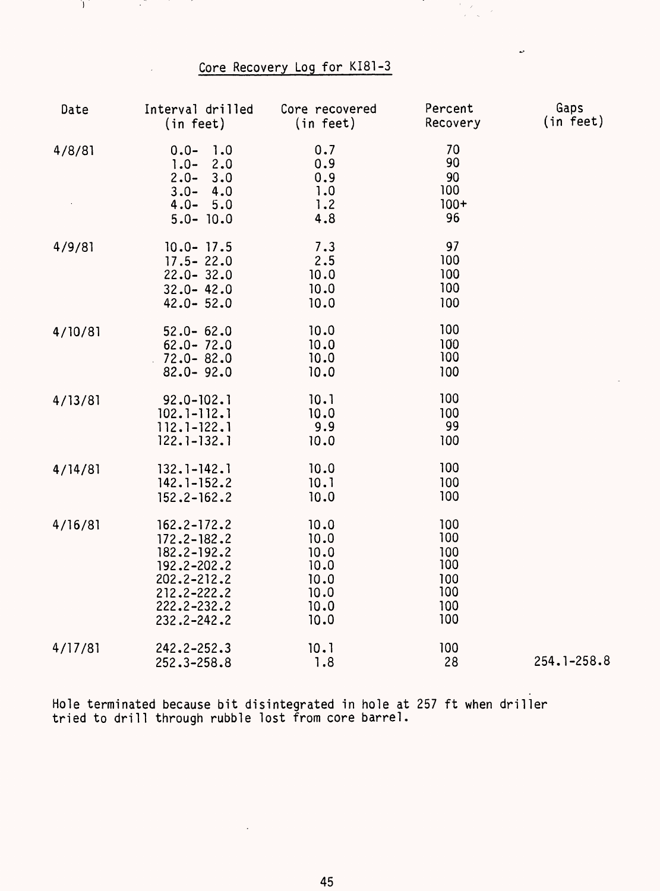# Core Recovery Log for KI81-3

| Date | Interval drilled (in feet) | Core recovered (in feet) | Percent Recovery | Gaps (in feet) |
|---|---|---|---|---|
| 4/8/81 | 0.0- 1.0 | 0.7 | 70 | |
| | 1.0- 2.0 | 0.9 | 90 | |
| | 2.0- 3.0 | 0.9 | 90 | |
| | 3.0- 4.0 | 1.0 | 100 | |
| | 4.0- 5.0 | 1.2 | 100+ | |
| | 5.0- 10.0 | 4.8 | 96 | |
| 4/9/81 | 10.0- 17.5 | 7.3 | 97 | |
| | 17.5- 22.0 | 2.5 | 100 | |
| | 22.0- 32.0 | 10.0 | 100 | |
| | 32.0- 42.0 | 10.0 | 100 | |
| | 42.0- 52.0 | 10.0 | 100 | |
| 4/10/81 | 52.0- 62.0 | 10.0 | 100 | |
| | 62.0- 72.0 | 10.0 | 100 | |
| | 72.0- 82.0 | 10.0 | 100 | |
| | 82.0- 92.0 | 10.0 | 100 | |
| 4/13/81 | 92.0-102.1 | 10.1 | 100 | |
| | 102.1-112.1 | 10.0 | 100 | |
| | 112.1-122.1 | 9.9 | 99 | |
| | 122.1-132.1 | 10.0 | 100 | |
| 4/14/81 | 132.1-142.1 | 10.0 | 100 | |
| | 142.1-152.2 | 10.1 | 100 | |
| | 152.2-162.2 | 10.0 | 100 | |
| 4/16/81 | 162.2-172.2 | 10.0 | 100 | |
| | 172.2-182.2 | 10.0 | 100 | |
| | 182.2-192.2 | 10.0 | 100 | |
| | 192.2-202.2 | 10.0 | 100 | |
| | 202.2-212.2 | 10.0 | 100 | |
| | 212.2-222.2 | 10.0 | 100 | |
| | 222.2-232.2 | 10.0 | 100 | |
| | 232.2-242.2 | 10.0 | 100 | |
| 4/17/81 | 242.2-252.3 | 10.1 | 100 | |
| | 252.3-258.8 | 1.8 | 28 | 254.1-258.8 |

Hole terminated because bit disintegrated in hole at 257 ft when driller tried to drill through rubble lost from core barrel.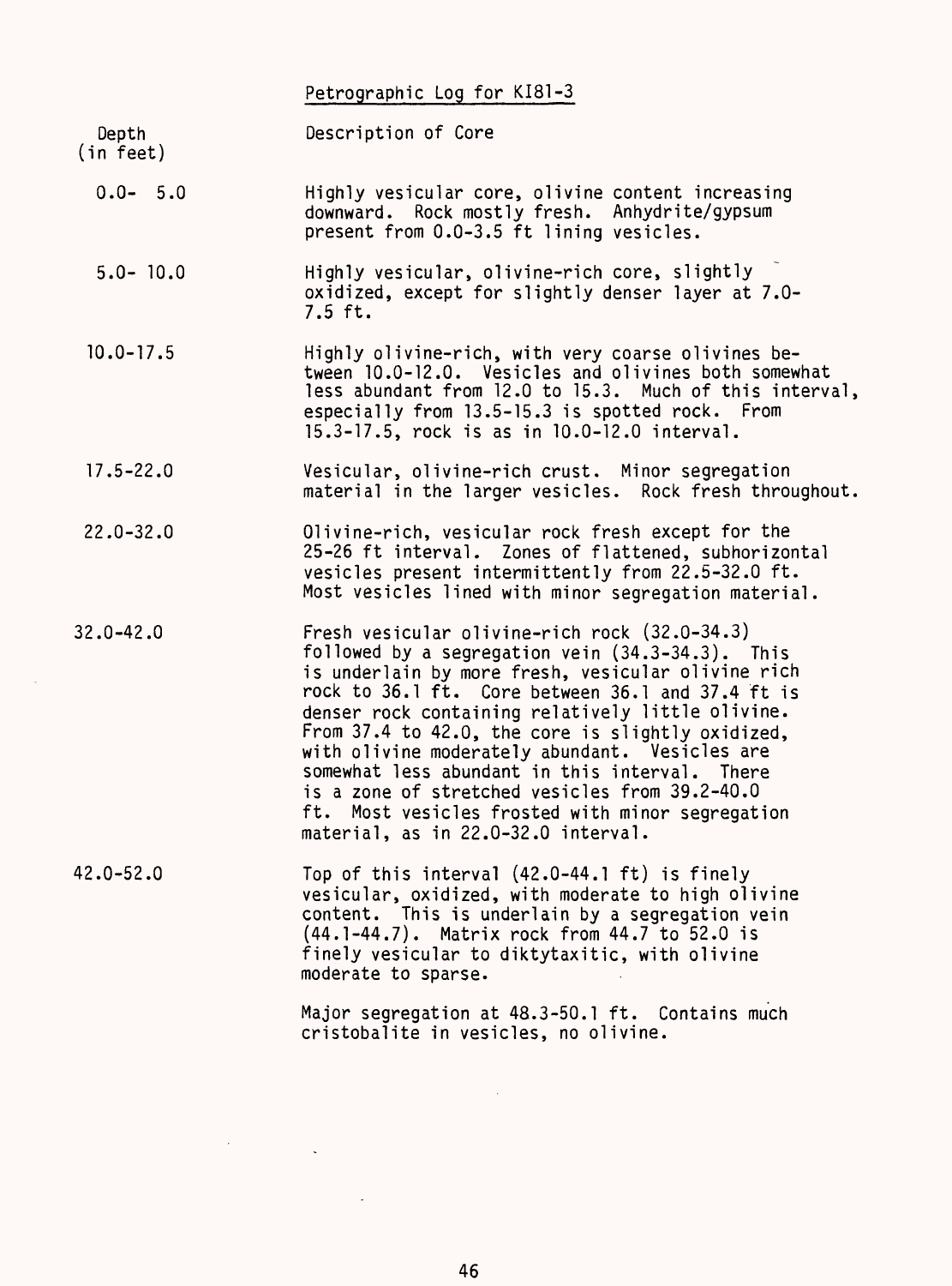## Petrographic Log for KI81-3

| Depth (in feet) | Description of Core |
|---|---|
| 0.0- 5.0 | Highly vesicular core, olivine content increasing downward. Rock mostly fresh. Anhydrite/gypsum present from 0.0-3.5 ft lining vesicles. |
| 5.0- 10.0 | Highly vesicular, olivine-rich core, slightly oxidized, except for slightly denser layer at 7.0-7.5 ft. |
| 10.0-17.5 | Highly olivine-rich, with very coarse olivines between 10.0-12.0. Vesicles and olivines both somewhat less abundant from 12.0 to 15.3. Much of this interval, especially from 13.5-15.3 is spotted rock. From 15.3-17.5, rock is as in 10.0-12.0 interval. |
| 17.5-22.0 | Vesicular, olivine-rich crust. Minor segregation material in the larger vesicles. Rock fresh throughout. |
| 22.0-32.0 | Olivine-rich, vesicular rock fresh except for the 25-26 ft interval. Zones of flattened, subhorizontal vesicles present intermittently from 22.5-32.0 ft. Most vesicles lined with minor segregation material. |
| 32.0-42.0 | Fresh vesicular olivine-rich rock (32.0-34.3) followed by a segregation vein (34.3-34.3). This is underlain by more fresh, vesicular olivine rich rock to 36.1 ft. Core between 36.1 and 37.4 ft is denser rock containing relatively little olivine. From 37.4 to 42.0, the core is slightly oxidized, with olivine moderately abundant. Vesicles are somewhat less abundant in this interval. There is a zone of stretched vesicles from 39.2-40.0 ft. Most vesicles frosted with minor segregation material, as in 22.0-32.0 interval. |
| 42.0-52.0 | Top of this interval (42.0-44.1 ft) is finely vesicular, oxidized, with moderate to high olivine content. This is underlain by a segregation vein (44.1-44.7). Matrix rock from 44.7 to 52.0 is finely vesicular to diktytaxitic, with olivine moderate to sparse.<br><br>Major segregation at 48.3-50.1 ft. Contains much cristobalite in vesicles, no olivine. |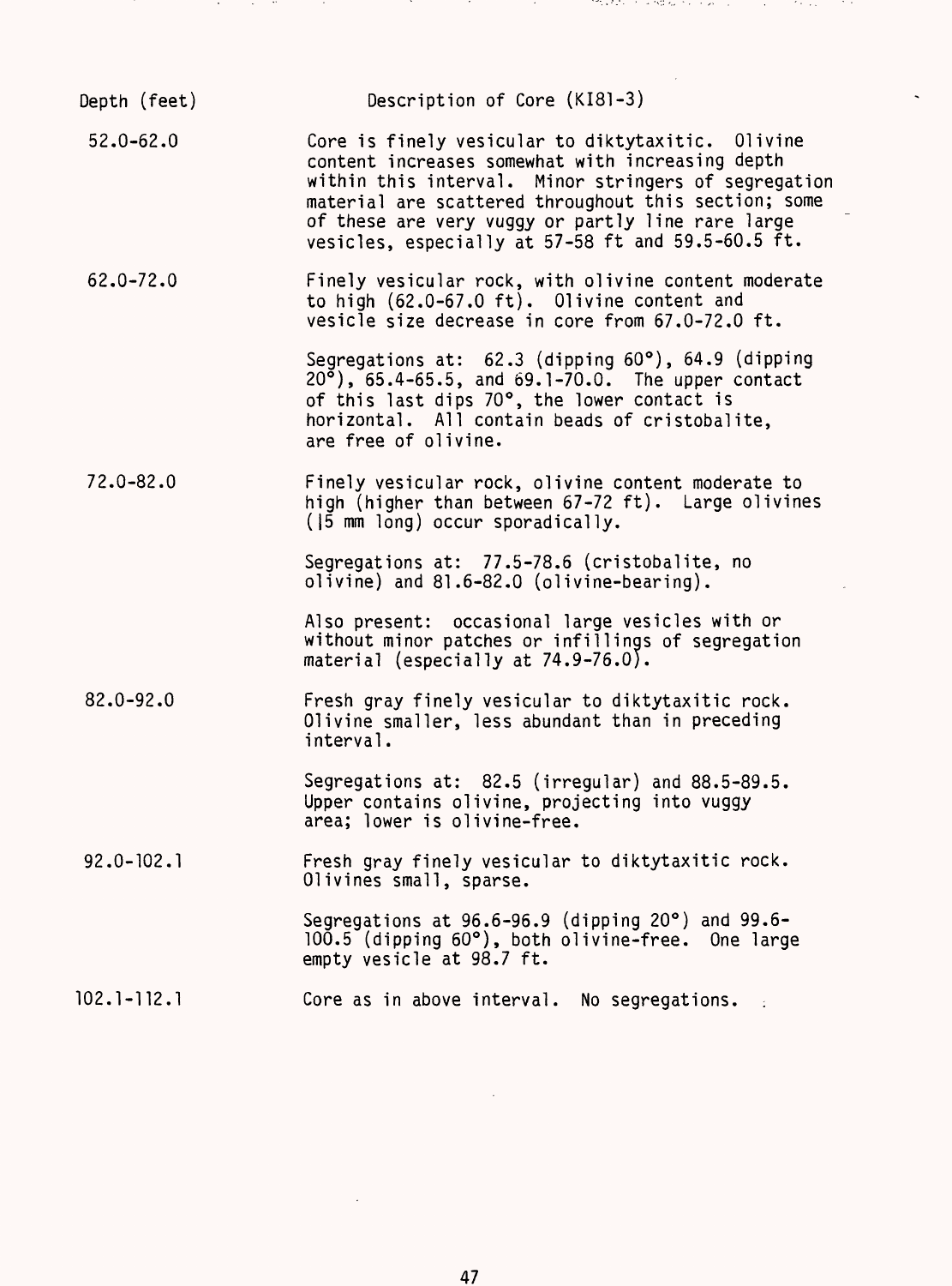| Depth (feet) | Description of Core (KI81-3) |
| --- | --- |
| 52.0-62.0 | Core is finely vesicular to diktytaxitic. Olivine content increases somewhat with increasing depth within this interval. Minor stringers of segregation material are scattered throughout this section; some of these are very vuggy or partly line rare large vesicles, especially at 57-58 ft and 59.5-60.5 ft. |
| 62.0-72.0 | Finely vesicular rock, with olivine content moderate to high (62.0-67.0 ft). Olivine content and vesicle size decrease in core from 67.0-72.0 ft.<br><br>Segregations at: 62.3 (dipping 60°), 64.9 (dipping 20°), 65.4-65.5, and 69.1-70.0. The upper contact of this last dips 70°, the lower contact is horizontal. All contain beads of cristobalite, are free of olivine. |
| 72.0-82.0 | Finely vesicular rock, olivine content moderate to high (higher than between 67-72 ft). Large olivines (\|5 mm long) occur sporadically.<br><br>Segregations at: 77.5-78.6 (cristobalite, no olivine) and 81.6-82.0 (olivine-bearing).<br><br>Also present: occasional large vesicles with or without minor patches or infillings of segregation material (especially at 74.9-76.0). |
| 82.0-92.0 | Fresh gray finely vesicular to diktytaxitic rock. Olivine smaller, less abundant than in preceding interval.<br><br>Segregations at: 82.5 (irregular) and 88.5-89.5. Upper contains olivine, projecting into vuggy area; lower is olivine-free. |
| 92.0-102.1 | Fresh gray finely vesicular to diktytaxitic rock. Olivines small, sparse.<br><br>Segregations at 96.6-96.9 (dipping 20°) and 99.6-100.5 (dipping 60°), both olivine-free. One large empty vesicle at 98.7 ft. |
| 102.1-112.1 | Core as in above interval. No segregations. |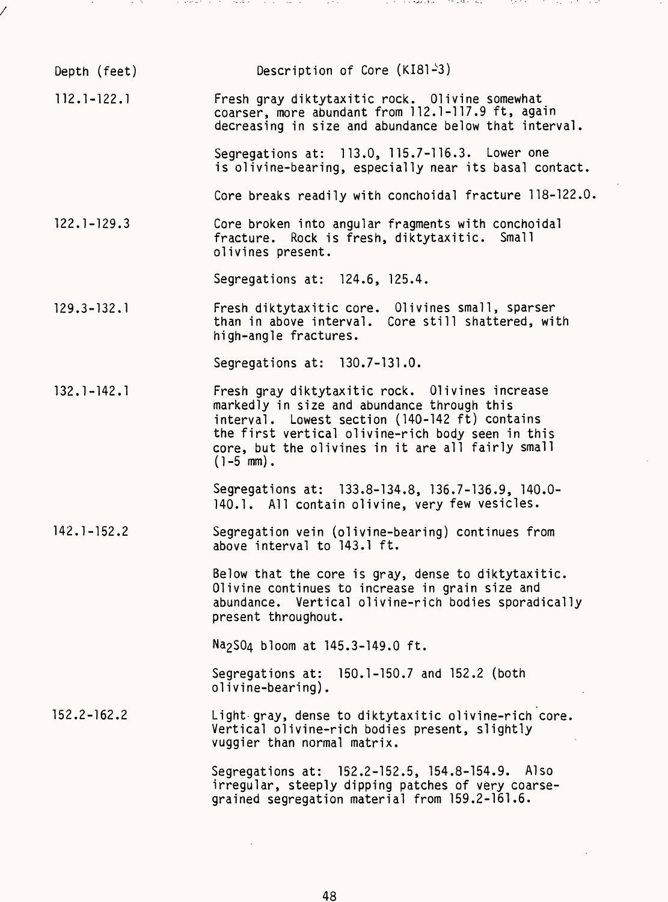| Depth (feet) | Description of Core (KI81-3) |
|---|---|
| 112.1-122.1 | Fresh gray diktytaxitic rock. Olivine somewhat coarser, more abundant from 112.1-117.9 ft, again decreasing in size and abundance below that interval.<br><br>Segregations at: 113.0, 115.7-116.3. Lower one is olivine-bearing, especially near its basal contact.<br><br>Core breaks readily with conchoidal fracture 118-122.0. |
| 122.1-129.3 | Core broken into angular fragments with conchoidal fracture. Rock is fresh, diktytaxitic. Small olivines present.<br><br>Segregations at: 124.6, 125.4. |
| 129.3-132.1 | Fresh diktytaxitic core. Olivines small, sparser than in above interval. Core still shattered, with high-angle fractures.<br><br>Segregations at: 130.7-131.0. |
| 132.1-142.1 | Fresh gray diktytaxitic rock. Olivines increase markedly in size and abundance through this interval. Lowest section (140-142 ft) contains the first vertical olivine-rich body seen in this core, but the olivines in it are all fairly small (1-5 mm).<br><br>Segregations at: 133.8-134.8, 136.7-136.9, 140.0-140.1. All contain olivine, very few vesicles. |
| 142.1-152.2 | Segregation vein (olivine-bearing) continues from above interval to 143.1 ft.<br><br>Below that the core is gray, dense to diktytaxitic. Olivine continues to increase in grain size and abundance. Vertical olivine-rich bodies sporadically present throughout.<br><br>$Na_2SO_4$ bloom at 145.3-149.0 ft.<br><br>Segregations at: 150.1-150.7 and 152.2 (both olivine-bearing). |
| 152.2-162.2 | Light gray, dense to diktytaxitic olivine-rich core. Vertical olivine-rich bodies present, slightly vuggier than normal matrix.<br><br>Segregations at: 152.2-152.5, 154.8-154.9. Also irregular, steeply dipping patches of very coarse-grained segregation material from 159.2-161.6. |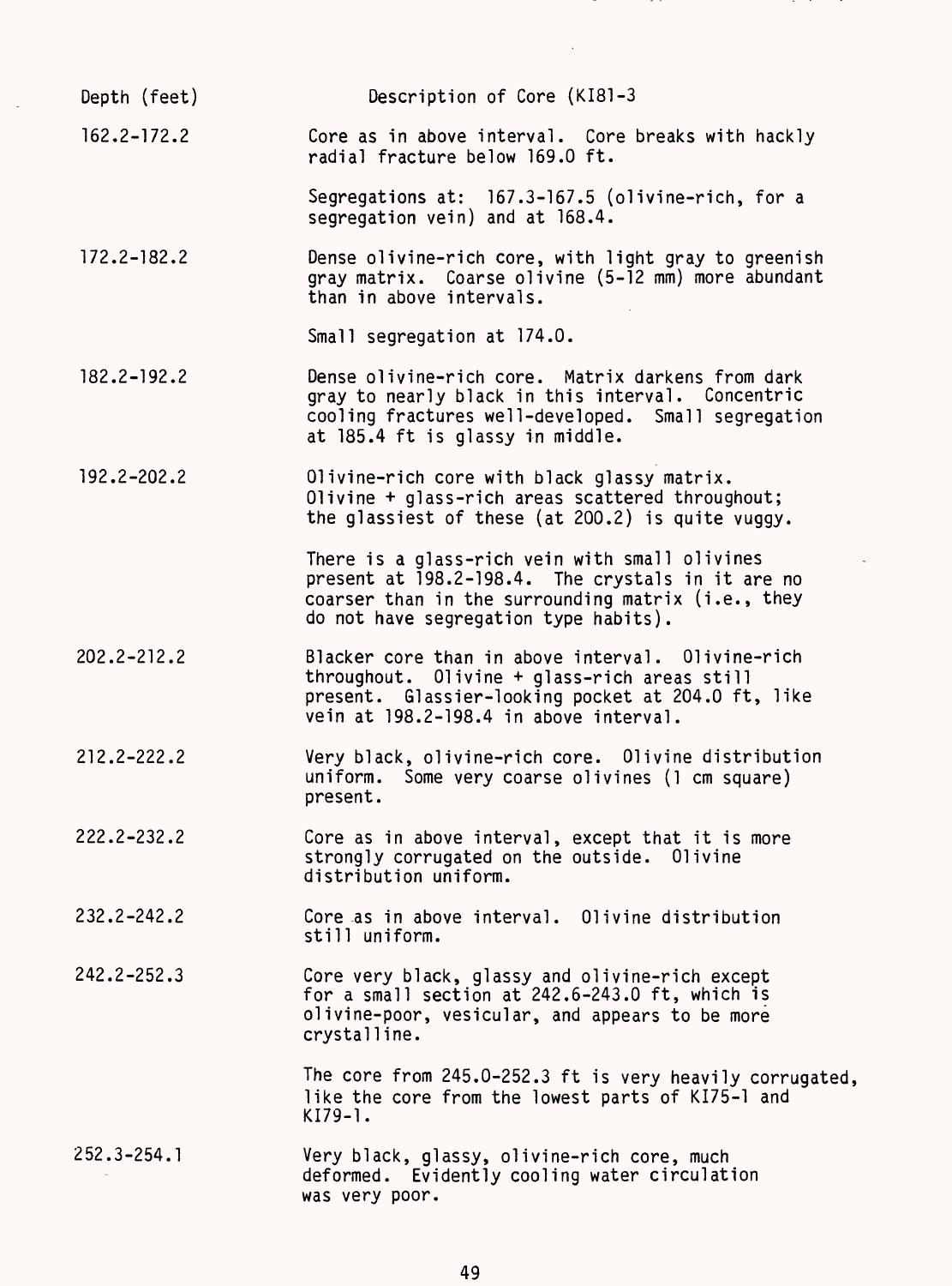| Depth (feet) | Description of Core (KI81-3) |
|---|---|
| 162.2-172.2 | Core as in above interval. Core breaks with hackly radial fracture below 169.0 ft.<br><br>Segregations at: 167.3-167.5 (olivine-rich, for a segregation vein) and at 168.4. |
| 172.2-182.2 | Dense olivine-rich core, with light gray to greenish gray matrix. Coarse olivine (5-12 mm) more abundant than in above intervals.<br><br>Small segregation at 174.0. |
| 182.2-192.2 | Dense olivine-rich core. Matrix darkens from dark gray to nearly black in this interval. Concentric cooling fractures well-developed. Small segregation at 185.4 ft is glassy in middle. |
| 192.2-202.2 | Olivine-rich core with black glassy matrix. Olivine + glass-rich areas scattered throughout; the glassiest of these (at 200.2) is quite vuggy.<br><br>There is a glass-rich vein with small olivines present at 198.2-198.4. The crystals in it are no coarser than in the surrounding matrix (i.e., they do not have segregation type habits). |
| 202.2-212.2 | Blacker core than in above interval. Olivine-rich throughout. Olivine + glass-rich areas still present. Glassier-looking pocket at 204.0 ft, like vein at 198.2-198.4 in above interval. |
| 212.2-222.2 | Very black, olivine-rich core. Olivine distribution uniform. Some very coarse olivines (1 cm square) present. |
| 222.2-232.2 | Core as in above interval, except that it is more strongly corrugated on the outside. Olivine distribution uniform. |
| 232.2-242.2 | Core as in above interval. Olivine distribution still uniform. |
| 242.2-252.3 | Core very black, glassy and olivine-rich except for a small section at 242.6-243.0 ft, which is olivine-poor, vesicular, and appears to be more crystalline.<br><br>The core from 245.0-252.3 ft is very heavily corrugated, like the core from the lowest parts of KI75-1 and KI79-1. |
| 252.3-254.1 | Very black, glassy, olivine-rich core, much deformed. Evidently cooling water circulation was very poor. |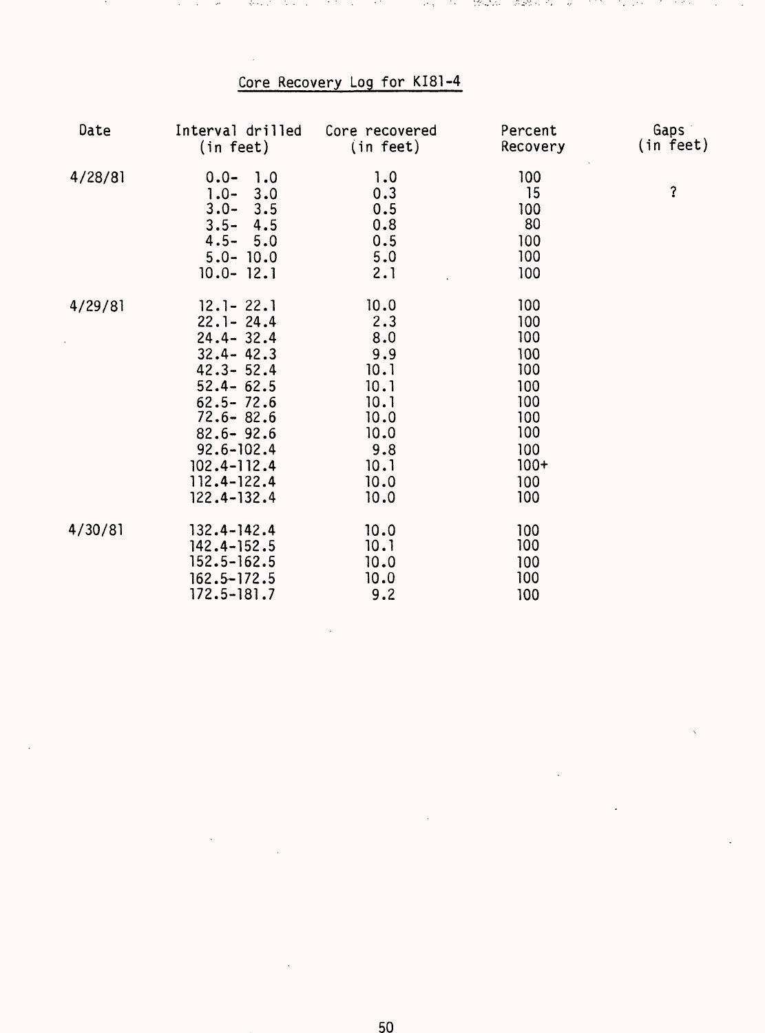## Core Recovery Log for KI81-4

| Date | Interval drilled (in feet) | Core recovered (in feet) | Percent Recovery | Gaps (in feet) |
|---|---|---|---|---|
| 4/28/81 | 0.0- 1.0 | 1.0 | 100 | |
| | 1.0- 3.0 | 0.3 | 15 | ? |
| | 3.0- 3.5 | 0.5 | 100 | |
| | 3.5- 4.5 | 0.8 | 80 | |
| | 4.5- 5.0 | 0.5 | 100 | |
| | 5.0- 10.0 | 5.0 | 100 | |
| | 10.0- 12.1 | 2.1 | 100 | |
| 4/29/81 | 12.1- 22.1 | 10.0 | 100 | |
| | 22.1- 24.4 | 2.3 | 100 | |
| | 24.4- 32.4 | 8.0 | 100 | |
| | 32.4- 42.3 | 9.9 | 100 | |
| | 42.3- 52.4 | 10.1 | 100 | |
| | 52.4- 62.5 | 10.1 | 100 | |
| | 62.5- 72.6 | 10.1 | 100 | |
| | 72.6- 82.6 | 10.0 | 100 | |
| | 82.6- 92.6 | 10.0 | 100 | |
| | 92.6-102.4 | 9.8 | 100 | |
| | 102.4-112.4 | 10.1 | 100+ | |
| | 112.4-122.4 | 10.0 | 100 | |
| | 122.4-132.4 | 10.0 | 100 | |
| 4/30/81 | 132.4-142.4 | 10.0 | 100 | |
| | 142.4-152.5 | 10.1 | 100 | |
| | 152.5-162.5 | 10.0 | 100 | |
| | 162.5-172.5 | 10.0 | 100 | |
| | 172.5-181.7 | 9.2 | 100 | |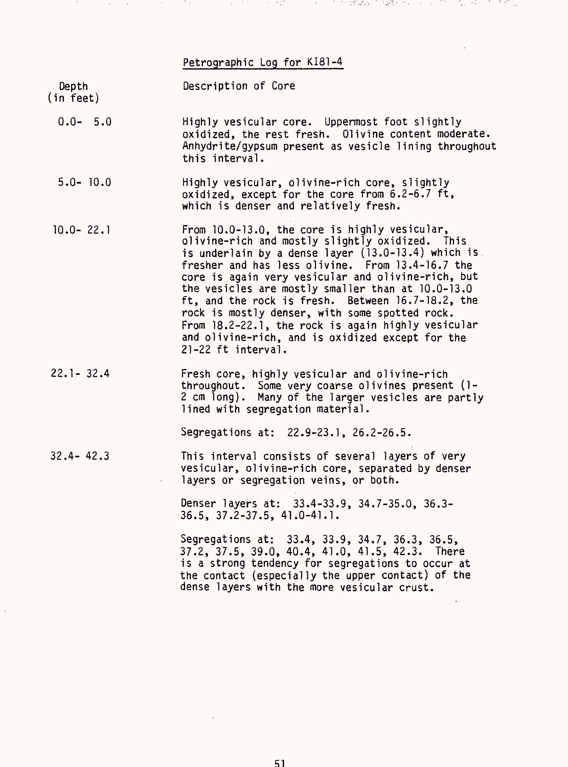# Petrographic Log for KI81-4

| Depth (in feet) | Description of Core |
|---|---|
| 0.0- 5.0 | Highly vesicular core. Uppermost foot slightly oxidized, the rest fresh. Olivine content moderate. Anhydrite/gypsum present as vesicle lining throughout this interval. |
| 5.0- 10.0 | Highly vesicular, olivine-rich core, slightly oxidized, except for the core from 6.2-6.7 ft, which is denser and relatively fresh. |
| 10.0- 22.1 | From 10.0-13.0, the core is highly vesicular, olivine-rich and mostly slightly oxidized. This is underlain by a dense layer (13.0-13.4) which is fresher and has less olivine. From 13.4-16.7 the core is again very vesicular and olivine-rich, but the vesicles are mostly smaller than at 10.0-13.0 ft, and the rock is fresh. Between 16.7-18.2, the rock is mostly denser, with some spotted rock. From 18.2-22.1, the rock is again highly vesicular and olivine-rich, and is oxidized except for the 21-22 ft interval. |
| 22.1- 32.4 | Fresh core, highly vesicular and olivine-rich throughout. Some very coarse olivines present (1-2 cm long). Many of the larger vesicles are partly lined with segregation material.<br><br>Segregations at: 22.9-23.1, 26.2-26.5. |
| 32.4- 42.3 | This interval consists of several layers of very vesicular, olivine-rich core, separated by denser layers or segregation veins, or both.<br><br>Denser layers at: 33.4-33.9, 34.7-35.0, 36.3-36.5, 37.2-37.5, 41.0-41.1.<br><br>Segregations at: 33.4, 33.9, 34.7, 36.3, 36.5, 37.2, 37.5, 39.0, 40.4, 41.0, 41.5, 42.3. There is a strong tendency for segregations to occur at the contact (especially the upper contact) of the dense layers with the more vesicular crust. |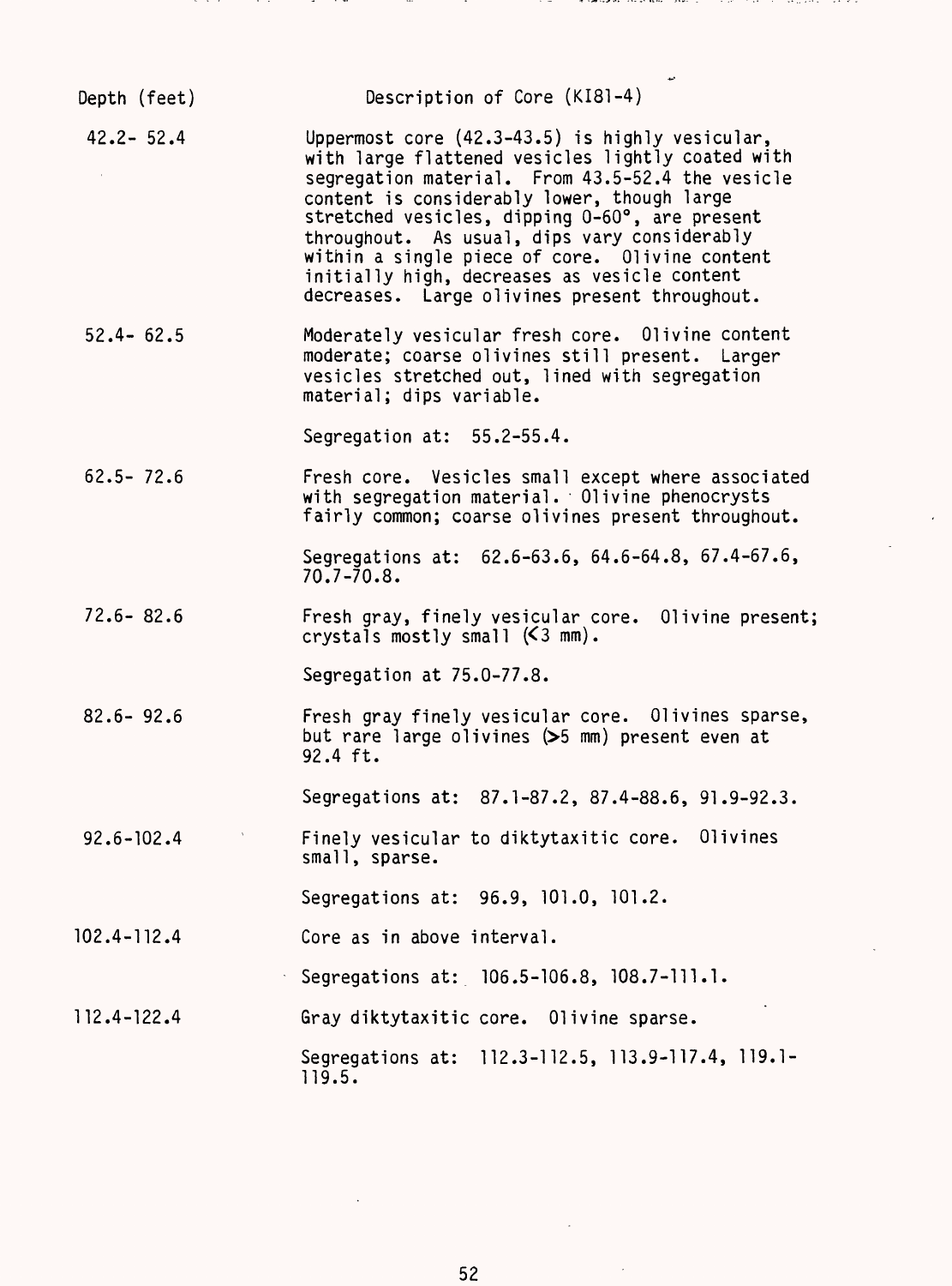| Depth (feet) | Description of Core (KI81-4) |
| --- | --- |
| 42.2- 52.4 | Uppermost core (42.3-43.5) is highly vesicular, with large flattened vesicles lightly coated with segregation material. From 43.5-52.4 the vesicle content is considerably lower, though large stretched vesicles, dipping 0-60°, are present throughout. As usual, dips vary considerably within a single piece of core. Olivine content initially high, decreases as vesicle content decreases. Large olivines present throughout. |
| 52.4- 62.5 | Moderately vesicular fresh core. Olivine content moderate; coarse olivines still present. Larger vesicles stretched out, lined with segregation material; dips variable. |
| | Segregation at: 55.2-55.4. |
| 62.5- 72.6 | Fresh core. Vesicles small except where associated with segregation material. Olivine phenocrysts fairly common; coarse olivines present throughout. |
| | Segregations at: 62.6-63.6, 64.6-64.8, 67.4-67.6, 70.7-70.8. |
| 72.6- 82.6 | Fresh gray, finely vesicular core. Olivine present; crystals mostly small (<3 mm). |
| | Segregation at 75.0-77.8. |
| 82.6- 92.6 | Fresh gray finely vesicular core. Olivines sparse, but rare large olivines (>5 mm) present even at 92.4 ft. |
| | Segregations at: 87.1-87.2, 87.4-88.6, 91.9-92.3. |
| 92.6-102.4 | Finely vesicular to diktytaxitic core. Olivines small, sparse. |
| | Segregations at: 96.9, 101.0, 101.2. |
| 102.4-112.4 | Core as in above interval. |
| | Segregations at: 106.5-106.8, 108.7-111.1. |
| 112.4-122.4 | Gray diktytaxitic core. Olivine sparse. |
| | Segregations at: 112.3-112.5, 113.9-117.4, 119.1-119.5. |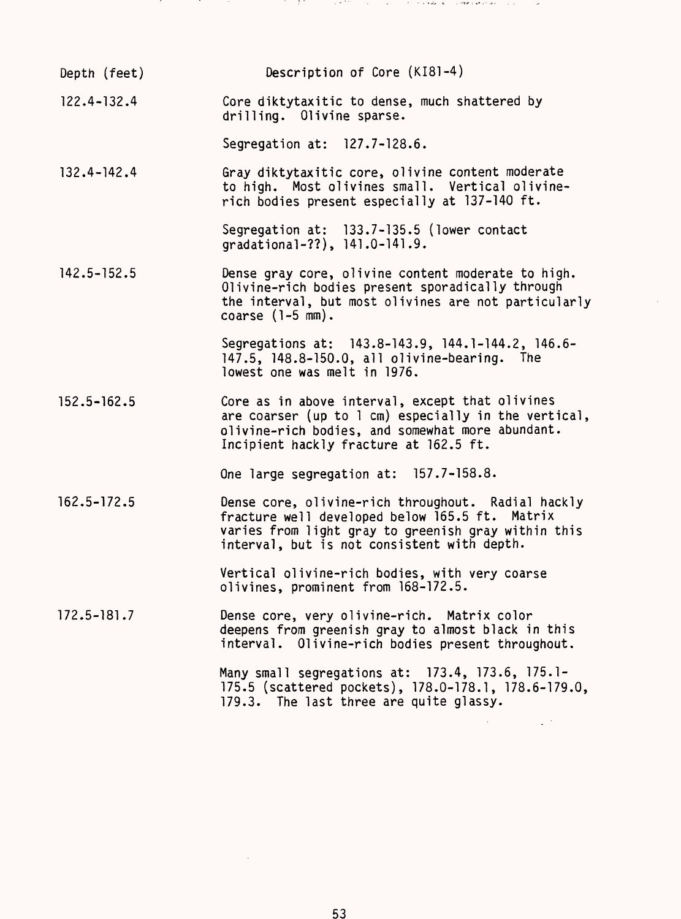| Depth (feet) | Description of Core (KI81-4) |
|---|---|
| 122.4-132.4 | Core diktytaxitic to dense, much shattered by drilling. Olivine sparse.<br><br>Segregation at: 127.7-128.6. |
| 132.4-142.4 | Gray diktytaxitic core, olivine content moderate to high. Most olivines small. Vertical olivine-rich bodies present especially at 137-140 ft.<br><br>Segregation at: 133.7-135.5 (lower contact gradational-??), 141.0-141.9. |
| 142.5-152.5 | Dense gray core, olivine content moderate to high. Olivine-rich bodies present sporadically through the interval, but most olivines are not particularly coarse (1-5 mm).<br><br>Segregations at: 143.8-143.9, 144.1-144.2, 146.6-147.5, 148.8-150.0, all olivine-bearing. The lowest one was melt in 1976. |
| 152.5-162.5 | Core as in above interval, except that olivines are coarser (up to 1 cm) especially in the vertical, olivine-rich bodies, and somewhat more abundant. Incipient hackly fracture at 162.5 ft.<br><br>One large segregation at: 157.7-158.8. |
| 162.5-172.5 | Dense core, olivine-rich throughout. Radial hackly fracture well developed below 165.5 ft. Matrix varies from light gray to greenish gray within this interval, but is not consistent with depth.<br><br>Vertical olivine-rich bodies, with very coarse olivines, prominent from 168-172.5. |
| 172.5-181.7 | Dense core, very olivine-rich. Matrix color deepens from greenish gray to almost black in this interval. Olivine-rich bodies present throughout.<br><br>Many small segregations at: 173.4, 173.6, 175.1-175.5 (scattered pockets), 178.0-178.1, 178.6-179.0, 179.3. The last three are quite glassy. |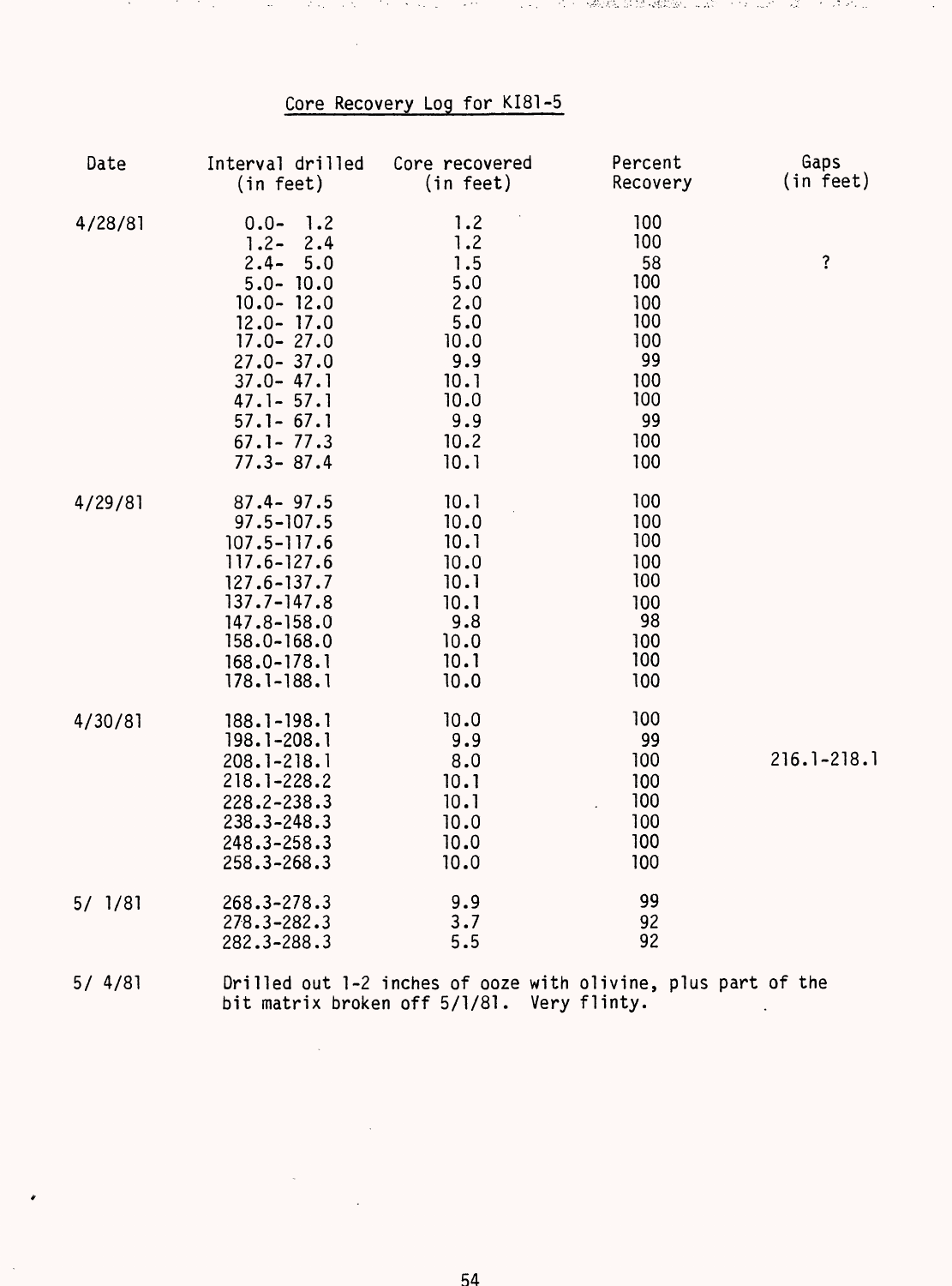## Core Recovery Log for KI81-5

| Date | Interval drilled (in feet) | Core recovered (in feet) | Percent Recovery | Gaps (in feet) |
|---|---|---|---|---|
| 4/28/81 | 0.0- 1.2 | 1.2 | 100 | |
| | 1.2- 2.4 | 1.2 | 100 | |
| | 2.4- 5.0 | 1.5 | 58 | ? |
| | 5.0- 10.0 | 5.0 | 100 | |
| | 10.0- 12.0 | 2.0 | 100 | |
| | 12.0- 17.0 | 5.0 | 100 | |
| | 17.0- 27.0 | 10.0 | 100 | |
| | 27.0- 37.0 | 9.9 | 99 | |
| | 37.0- 47.1 | 10.1 | 100 | |
| | 47.1- 57.1 | 10.0 | 100 | |
| | 57.1- 67.1 | 9.9 | 99 | |
| | 67.1- 77.3 | 10.2 | 100 | |
| | 77.3- 87.4 | 10.1 | 100 | |
| 4/29/81 | 87.4- 97.5 | 10.1 | 100 | |
| | 97.5-107.5 | 10.0 | 100 | |
| | 107.5-117.6 | 10.1 | 100 | |
| | 117.6-127.6 | 10.0 | 100 | |
| | 127.6-137.7 | 10.1 | 100 | |
| | 137.7-147.8 | 10.1 | 100 | |
| | 147.8-158.0 | 9.8 | 98 | |
| | 158.0-168.0 | 10.0 | 100 | |
| | 168.0-178.1 | 10.1 | 100 | |
| | 178.1-188.1 | 10.0 | 100 | |
| 4/30/81 | 188.1-198.1 | 10.0 | 100 | |
| | 198.1-208.1 | 9.9 | 99 | |
| | 208.1-218.1 | 8.0 | 100 | 216.1-218.1 |
| | 218.1-228.2 | 10.1 | 100 | |
| | 228.2-238.3 | 10.1 | 100 | |
| | 238.3-248.3 | 10.0 | 100 | |
| | 248.3-258.3 | 10.0 | 100 | |
| | 258.3-268.3 | 10.0 | 100 | |
| 5/ 1/81 | 268.3-278.3 | 9.9 | 99 | |
| | 278.3-282.3 | 3.7 | 92 | |
| | 282.3-288.3 | 5.5 | 92 | |

5/ 4/81 Drilled out 1-2 inches of ooze with olivine, plus part of the bit matrix broken off 5/1/81. Very flinty.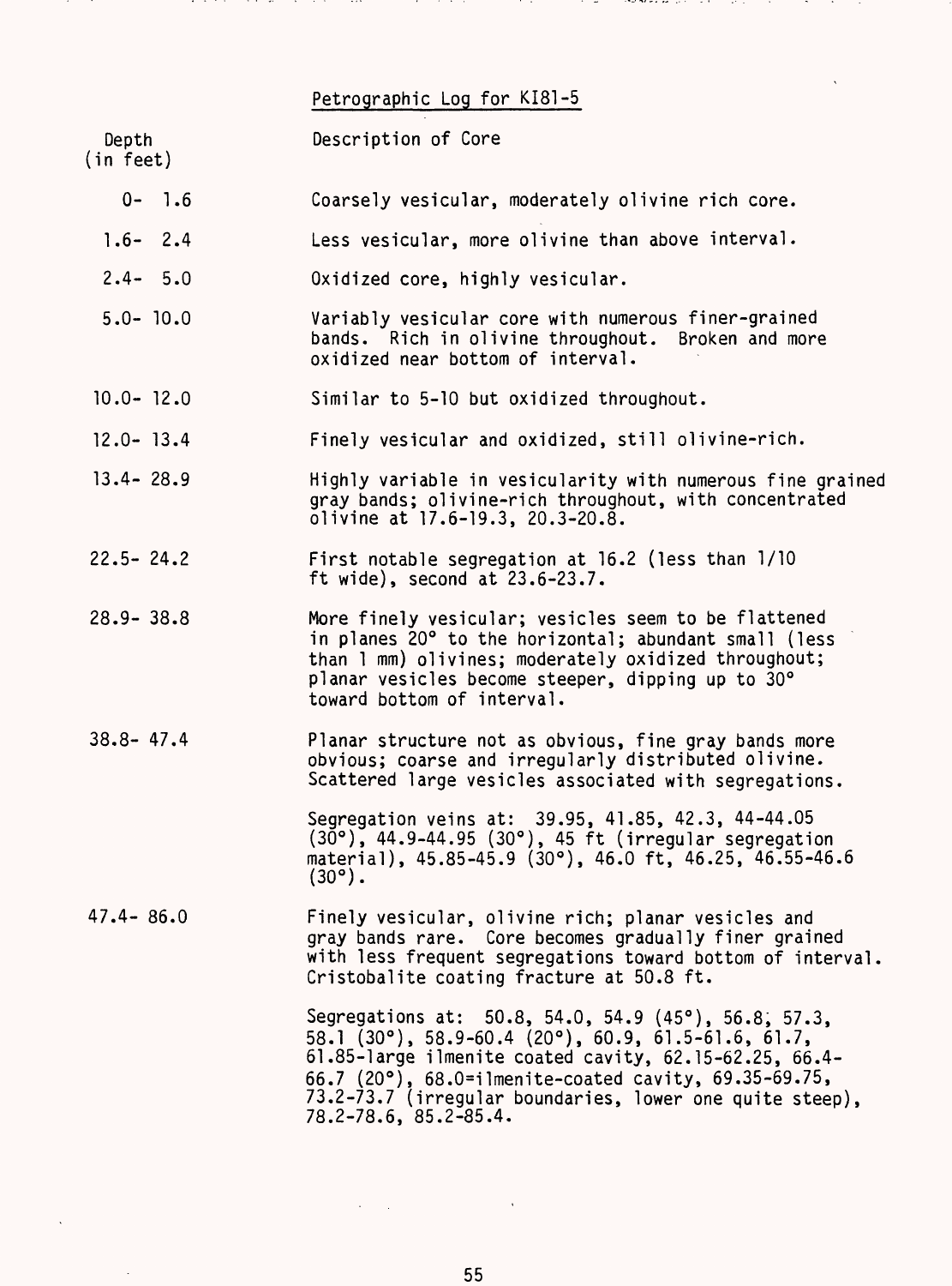## Petrographic Log for KI81-5

| Depth (in feet) | Description of Core |
|---|---|
| 0- 1.6 | Coarsely vesicular, moderately olivine rich core. |
| 1.6- 2.4 | Less vesicular, more olivine than above interval. |
| 2.4- 5.0 | Oxidized core, highly vesicular. |
| 5.0- 10.0 | Variably vesicular core with numerous finer-grained bands. Rich in olivine throughout. Broken and more oxidized near bottom of interval. |
| 10.0- 12.0 | Similar to 5-10 but oxidized throughout. |
| 12.0- 13.4 | Finely vesicular and oxidized, still olivine-rich. |
| 13.4- 28.9 | Highly variable in vesicularity with numerous fine grained gray bands; olivine-rich throughout, with concentrated olivine at 17.6-19.3, 20.3-20.8. |
| 22.5- 24.2 | First notable segregation at 16.2 (less than 1/10 ft wide), second at 23.6-23.7. |
| 28.9- 38.8 | More finely vesicular; vesicles seem to be flattened in planes 20° to the horizontal; abundant small (less than 1 mm) olivines; moderately oxidized throughout; planar vesicles become steeper, dipping up to 30° toward bottom of interval. |
| 38.8- 47.4 | Planar structure not as obvious, fine gray bands more obvious; coarse and irregularly distributed olivine. Scattered large vesicles associated with segregations.<br><br>Segregation veins at: 39.95, 41.85, 42.3, 44-44.05 (30°), 44.9-44.95 (30°), 45 ft (irregular segregation material), 45.85-45.9 (30°), 46.0 ft, 46.25, 46.55-46.6 (30°). |
| 47.4- 86.0 | Finely vesicular, olivine rich; planar vesicles and gray bands rare. Core becomes gradually finer grained with less frequent segregations toward bottom of interval. Cristobalite coating fracture at 50.8 ft.<br><br>Segregations at: 50.8, 54.0, 54.9 (45°), 56.8, 57.3, 58.1 (30°), 58.9-60.4 (20°), 60.9, 61.5-61.6, 61.7, 61.85-large ilmenite coated cavity, 62.15-62.25, 66.4-66.7 (20°), 68.0=ilmenite-coated cavity, 69.35-69.75, 73.2-73.7 (irregular boundaries, lower one quite steep), 78.2-78.6, 85.2-85.4. |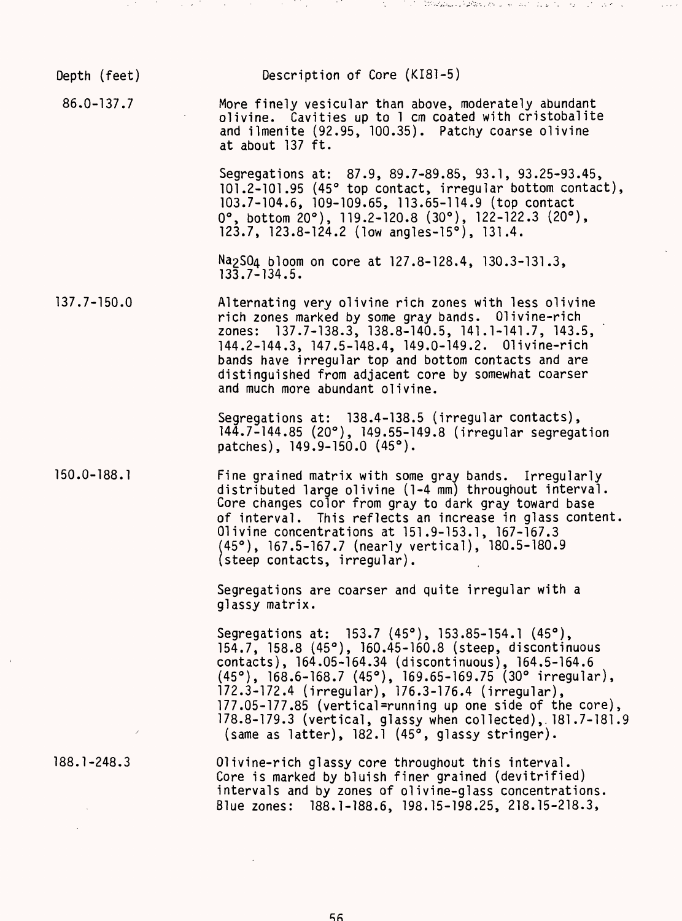| Depth (feet) | Description of Core (KI81-5) |
| --- | --- |
| 86.0-137.7 | More finely vesicular than above, moderately abundant olivine. Cavities up to 1 cm coated with cristobalite and ilmenite (92.95, 100.35). Patchy coarse olivine at about 137 ft. |
| | Segregations at: 87.9, 89.7-89.85, 93.1, 93.25-93.45, 101.2-101.95 (45° top contact, irregular bottom contact), 103.7-104.6, 109-109.65, 113.65-114.9 (top contact 0°, bottom 20°), 119.2-120.8 (30°), 122-122.3 (20°), 123.7, 123.8-124.2 (low angles-15°), 131.4. |
| | $Na_2SO_4$ bloom on core at 127.8-128.4, 130.3-131.3, 133.7-134.5. |
| 137.7-150.0 | Alternating very olivine rich zones with less olivine rich zones marked by some gray bands. Olivine-rich zones: 137.7-138.3, 138.8-140.5, 141.1-141.7, 143.5, 144.2-144.3, 147.5-148.4, 149.0-149.2. Olivine-rich bands have irregular top and bottom contacts and are distinguished from adjacent core by somewhat coarser and much more abundant olivine. |
| | Segregations at: 138.4-138.5 (irregular contacts), 144.7-144.85 (20°), 149.55-149.8 (irregular segregation patches), 149.9-150.0 (45°). |
| 150.0-188.1 | Fine grained matrix with some gray bands. Irregularly distributed large olivine (1-4 mm) throughout interval. Core changes color from gray to dark gray toward base of interval. This reflects an increase in glass content. Olivine concentrations at 151.9-153.1, 167-167.3 (45°), 167.5-167.7 (nearly vertical), 180.5-180.9 (steep contacts, irregular). |
| | Segregations are coarser and quite irregular with a glassy matrix. |
| | Segregations at: 153.7 (45°), 153.85-154.1 (45°), 154.7, 158.8 (45°), 160.45-160.8 (steep, discontinuous contacts), 164.05-164.34 (discontinuous), 164.5-164.6 (45°), 168.6-168.7 (45°), 169.65-169.75 (30° irregular), 172.3-172.4 (irregular), 176.3-176.4 (irregular), 177.05-177.85 (vertical=running up one side of the core), 178.8-179.3 (vertical, glassy when collected), 181.7-181.9 (same as latter), 182.1 (45°, glassy stringer). |
| 188.1-248.3 | Olivine-rich glassy core throughout this interval. Core is marked by bluish finer grained (devitrified) intervals and by zones of olivine-glass concentrations. Blue zones: 188.1-188.6, 198.15-198.25, 218.15-218.3, |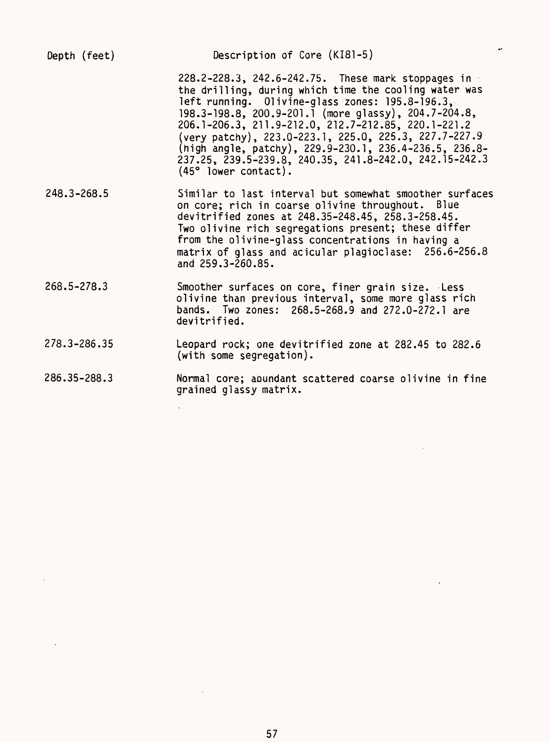| Depth (feet) | Description of Core (KI81-5) |
|---|---|
| | 228.2-228.3, 242.6-242.75. These mark stoppages in the drilling, during which time the cooling water was left running. Olivine-glass zones: 195.8-196.3, 198.3-198.8, 200.9-201.1 (more glassy), 204.7-204.8, 206.1-206.3, 211.9-212.0, 212.7-212.85, 220.1-221.2 (very patchy), 223.0-223.1, 225.0, 225.3, 227.7-227.9 (high angle, patchy), 229.9-230.1, 236.4-236.5, 236.8-237.25, 239.5-239.8, 240.35, 241.8-242.0, 242.15-242.3 (45° lower contact). |
| 248.3-268.5 | Similar to last interval but somewhat smoother surfaces on core; rich in coarse olivine throughout. Blue devitrified zones at 248.35-248.45, 258.3-258.45. Two olivine rich segregations present; these differ from the olivine-glass concentrations in having a matrix of glass and acicular plagioclase: 256.6-256.8 and 259.3-260.85. |
| 268.5-278.3 | Smoother surfaces on core, finer grain size. Less olivine than previous interval, some more glass rich bands. Two zones: 268.5-268.9 and 272.0-272.1 are devitrified. |
| 278.3-286.35 | Leopard rock; one devitrified zone at 282.45 to 282.6 (with some segregation). |
| 286.35-288.3 | Normal core; abundant scattered coarse olivine in fine grained glassy matrix. |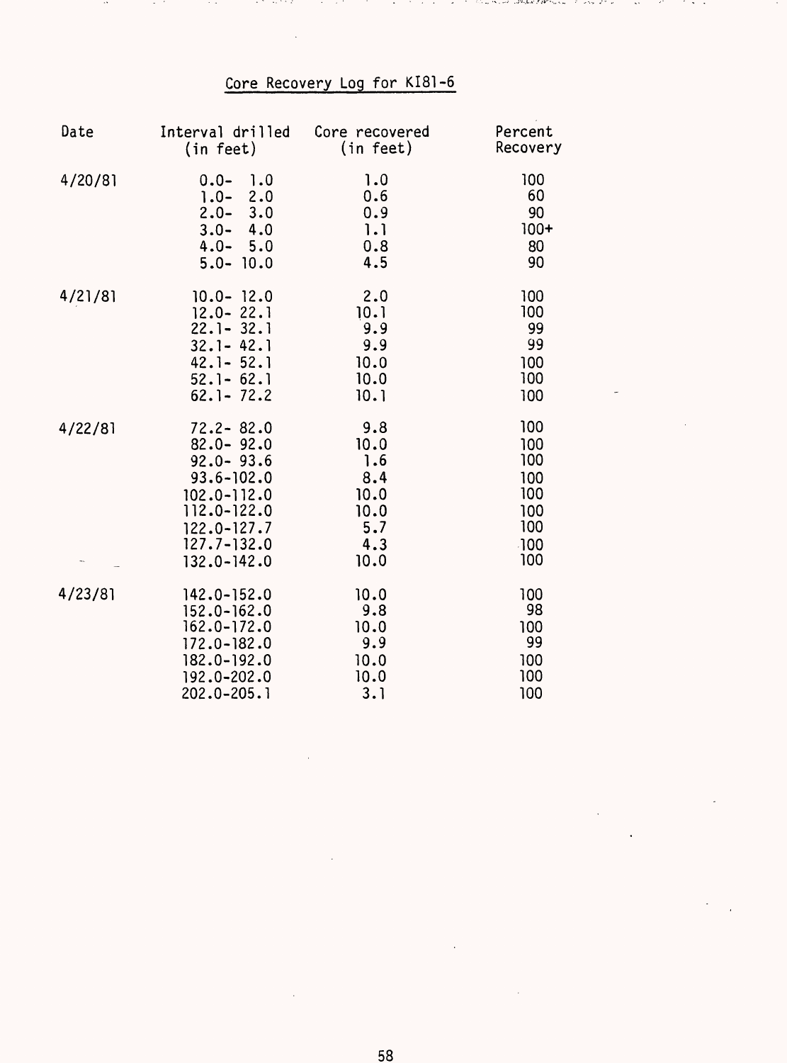# Core Recovery Log for KI81-6

| Date | Interval drilled (in feet) | Core recovered (in feet) | Percent Recovery |
|---|---|---|---|
| 4/20/81 | 0.0- 1.0 | 1.0 | 100 |
| | 1.0- 2.0 | 0.6 | 60 |
| | 2.0- 3.0 | 0.9 | 90 |
| | 3.0- 4.0 | 1.1 | 100+ |
| | 4.0- 5.0 | 0.8 | 80 |
| | 5.0- 10.0 | 4.5 | 90 |
| 4/21/81 | 10.0- 12.0 | 2.0 | 100 |
| | 12.0- 22.1 | 10.1 | 100 |
| | 22.1- 32.1 | 9.9 | 99 |
| | 32.1- 42.1 | 9.9 | 99 |
| | 42.1- 52.1 | 10.0 | 100 |
| | 52.1- 62.1 | 10.0 | 100 |
| | 62.1- 72.2 | 10.1 | 100 |
| 4/22/81 | 72.2- 82.0 | 9.8 | 100 |
| | 82.0- 92.0 | 10.0 | 100 |
| | 92.0- 93.6 | 1.6 | 100 |
| | 93.6-102.0 | 8.4 | 100 |
| | 102.0-112.0 | 10.0 | 100 |
| | 112.0-122.0 | 10.0 | 100 |
| | 122.0-127.7 | 5.7 | 100 |
| | 127.7-132.0 | 4.3 | 100 |
| | 132.0-142.0 | 10.0 | 100 |
| 4/23/81 | 142.0-152.0 | 10.0 | 100 |
| | 152.0-162.0 | 9.8 | 98 |
| | 162.0-172.0 | 10.0 | 100 |
| | 172.0-182.0 | 9.9 | 99 |
| | 182.0-192.0 | 10.0 | 100 |
| | 192.0-202.0 | 10.0 | 100 |
| | 202.0-205.1 | 3.1 | 100 |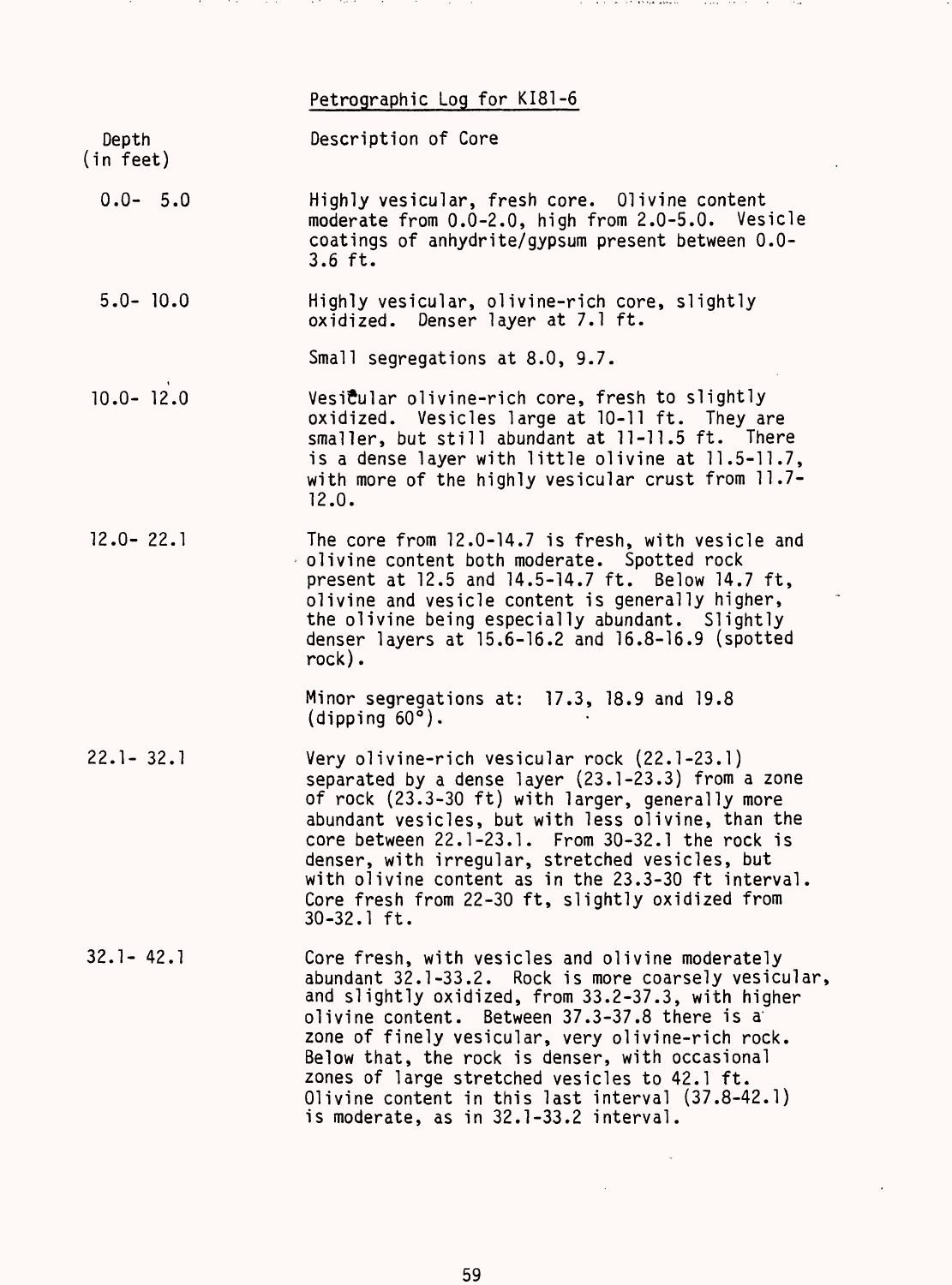## Petrographic Log for KI81-6

| Depth (in feet) | Description of Core |
|---|---|
| 0.0- 5.0 | Highly vesicular, fresh core. Olivine content moderate from 0.0-2.0, high from 2.0-5.0. Vesicle coatings of anhydrite/gypsum present between 0.0-3.6 ft. |
| 5.0- 10.0 | Highly vesicular, olivine-rich core, slightly oxidized. Denser layer at 7.1 ft.<br><br>Small segregations at 8.0, 9.7. |
| 10.0- 12.0 | Vesicular olivine-rich core, fresh to slightly oxidized. Vesicles large at 10-11 ft. They are smaller, but still abundant at 11-11.5 ft. There is a dense layer with little olivine at 11.5-11.7, with more of the highly vesicular crust from 11.7-12.0. |
| 12.0- 22.1 | The core from 12.0-14.7 is fresh, with vesicle and olivine content both moderate. Spotted rock present at 12.5 and 14.5-14.7 ft. Below 14.7 ft, olivine and vesicle content is generally higher, the olivine being especially abundant. Slightly denser layers at 15.6-16.2 and 16.8-16.9 (spotted rock).<br><br>Minor segregations at: 17.3, 18.9 and 19.8 (dipping 60°). |
| 22.1- 32.1 | Very olivine-rich vesicular rock (22.1-23.1) separated by a dense layer (23.1-23.3) from a zone of rock (23.3-30 ft) with larger, generally more abundant vesicles, but with less olivine, than the core between 22.1-23.1. From 30-32.1 the rock is denser, with irregular, stretched vesicles, but with olivine content as in the 23.3-30 ft interval. Core fresh from 22-30 ft, slightly oxidized from 30-32.1 ft. |
| 32.1- 42.1 | Core fresh, with vesicles and olivine moderately abundant 32.1-33.2. Rock is more coarsely vesicular, and slightly oxidized, from 33.2-37.3, with higher olivine content. Between 37.3-37.8 there is a zone of finely vesicular, very olivine-rich rock. Below that, the rock is denser, with occasional zones of large stretched vesicles to 42.1 ft. Olivine content in this last interval (37.8-42.1) is moderate, as in 32.1-33.2 interval. |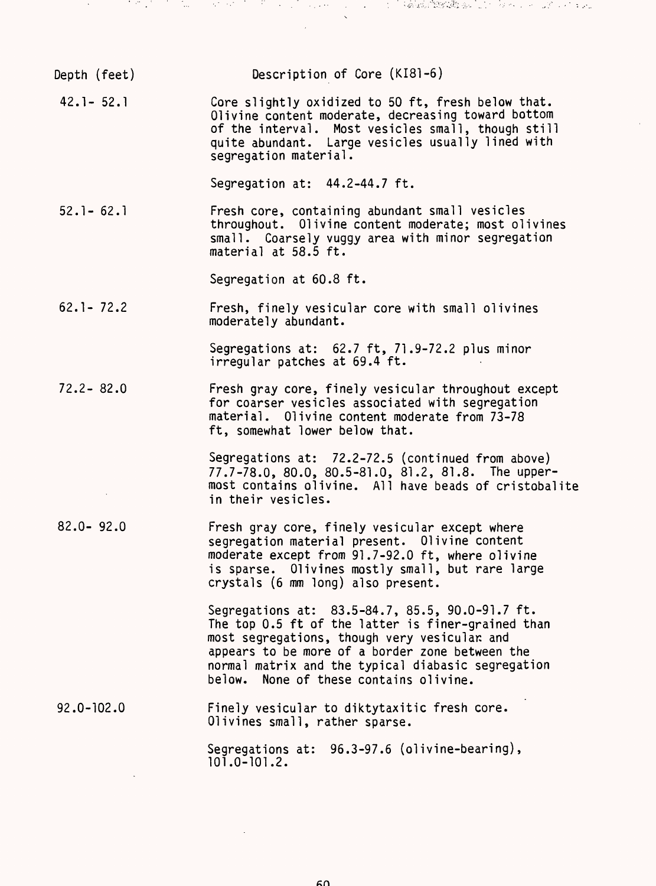| Depth (feet) | Description of Core (KI81-6) |
|---|---|
| 42.1- 52.1 | Core slightly oxidized to 50 ft, fresh below that. Olivine content moderate, decreasing toward bottom of the interval. Most vesicles small, though still quite abundant. Large vesicles usually lined with segregation material.<br><br>Segregation at: 44.2-44.7 ft. |
| 52.1- 62.1 | Fresh core, containing abundant small vesicles throughout. Olivine content moderate; most olivines small. Coarsely vuggy area with minor segregation material at 58.5 ft.<br><br>Segregation at 60.8 ft. |
| 62.1- 72.2 | Fresh, finely vesicular core with small olivines moderately abundant.<br><br>Segregations at: 62.7 ft, 71.9-72.2 plus minor irregular patches at 69.4 ft. |
| 72.2- 82.0 | Fresh gray core, finely vesicular throughout except for coarser vesicles associated with segregation material. Olivine content moderate from 73-78 ft, somewhat lower below that.<br><br>Segregations at: 72.2-72.5 (continued from above) 77.7-78.0, 80.0, 80.5-81.0, 81.2, 81.8. The uppermost contains olivine. All have beads of cristobalite in their vesicles. |
| 82.0- 92.0 | Fresh gray core, finely vesicular except where segregation material present. Olivine content moderate except from 91.7-92.0 ft, where olivine is sparse. Olivines mostly small, but rare large crystals (6 mm long) also present.<br><br>Segregations at: 83.5-84.7, 85.5, 90.0-91.7 ft. The top 0.5 ft of the latter is finer-grained than most segregations, though very vesicular and appears to be more of a border zone between the normal matrix and the typical diabasic segregation below. None of these contains olivine. |
| 92.0-102.0 | Finely vesicular to diktytaxitic fresh core. Olivines small, rather sparse.<br><br>Segregations at: 96.3-97.6 (olivine-bearing), 101.0-101.2. |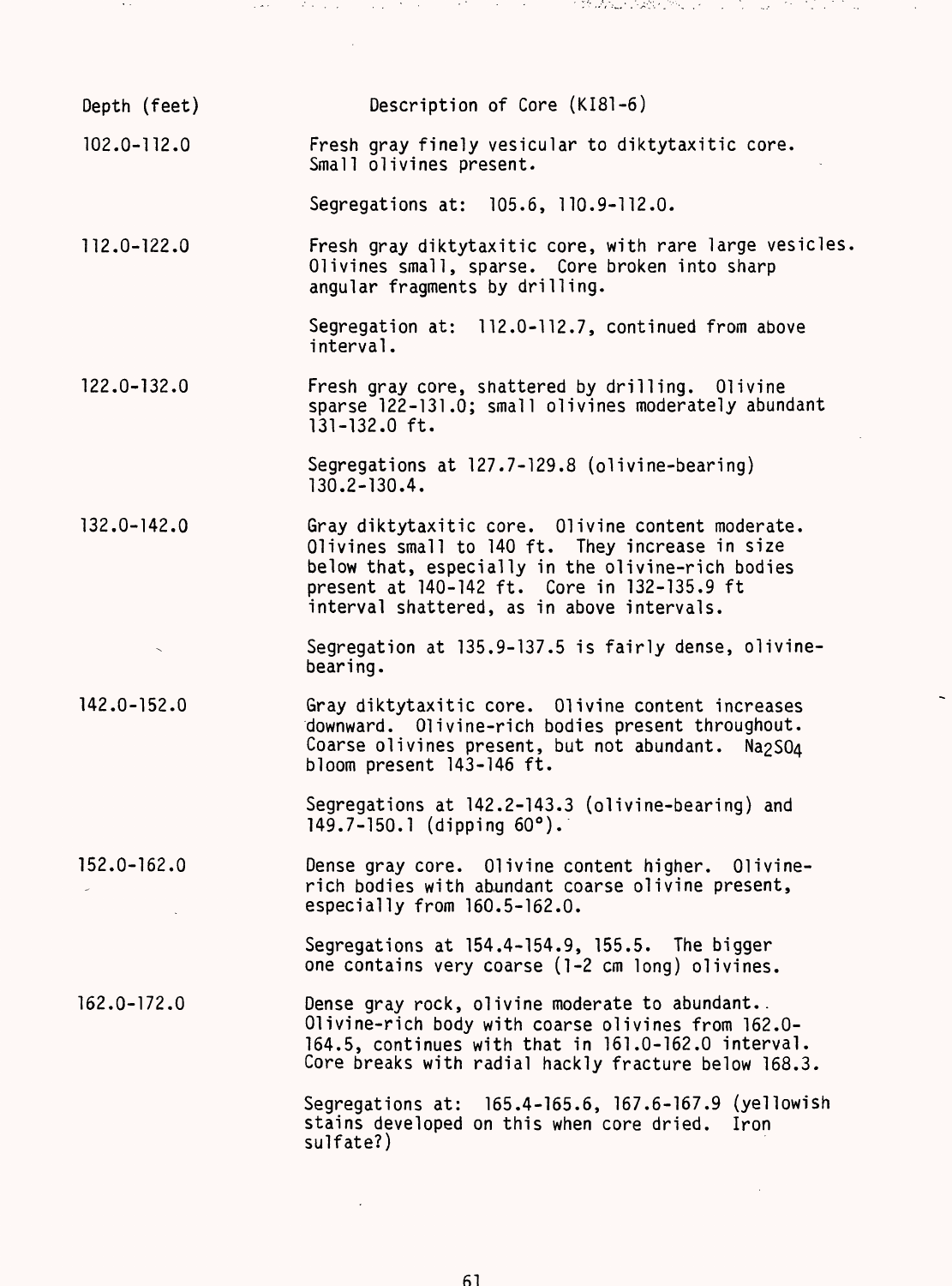| Depth (feet) | Description of Core (KI81-6) |
|---|---|
| 102.0-112.0 | Fresh gray finely vesicular to diktytaxitic core. Small olivines present. |
| | Segregations at: 105.6, 110.9-112.0. |
| 112.0-122.0 | Fresh gray diktytaxitic core, with rare large vesicles. Olivines small, sparse. Core broken into sharp angular fragments by drilling. |
| | Segregation at: 112.0-112.7, continued from above interval. |
| 122.0-132.0 | Fresh gray core, shattered by drilling. Olivine sparse 122-131.0; small olivines moderately abundant 131-132.0 ft. |
| | Segregations at 127.7-129.8 (olivine-bearing) 130.2-130.4. |
| 132.0-142.0 | Gray diktytaxitic core. Olivine content moderate. Olivines small to 140 ft. They increase in size below that, especially in the olivine-rich bodies present at 140-142 ft. Core in 132-135.9 ft interval shattered, as in above intervals. |
| | Segregation at 135.9-137.5 is fairly dense, olivine-bearing. |
| 142.0-152.0 | Gray diktytaxitic core. Olivine content increases downward. Olivine-rich bodies present throughout. Coarse olivines present, but not abundant. $Na_2SO_4$ bloom present 143-146 ft. |
| | Segregations at 142.2-143.3 (olivine-bearing) and 149.7-150.1 (dipping 60°). |
| 152.0-162.0 | Dense gray core. Olivine content higher. Olivine-rich bodies with abundant coarse olivine present, especially from 160.5-162.0. |
| | Segregations at 154.4-154.9, 155.5. The bigger one contains very coarse (1-2 cm long) olivines. |
| 162.0-172.0 | Dense gray rock, olivine moderate to abundant. Olivine-rich body with coarse olivines from 162.0-164.5, continues with that in 161.0-162.0 interval. Core breaks with radial hackly fracture below 168.3. |
| | Segregations at: 165.4-165.6, 167.6-167.9 (yellowish stains developed on this when core dried. Iron sulfate?) |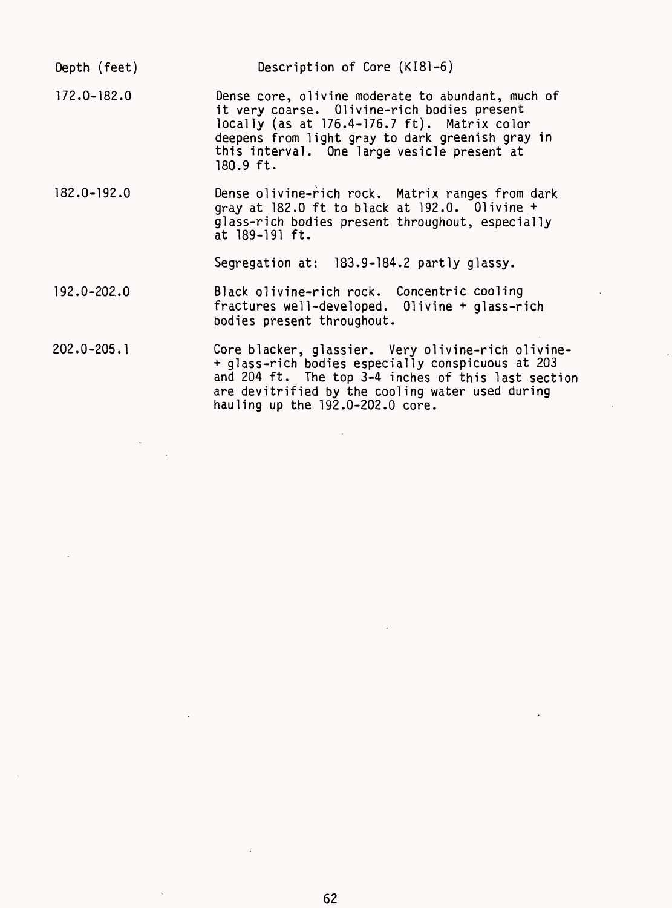| Depth (feet) | Description of Core (KI81-6) |
|---|---|
| 172.0-182.0 | Dense core, olivine moderate to abundant, much of it very coarse. Olivine-rich bodies present locally (as at 176.4-176.7 ft). Matrix color deepens from light gray to dark greenish gray in this interval. One large vesicle present at 180.9 ft. |
| 182.0-192.0 | Dense olivine-rich rock. Matrix ranges from dark gray at 182.0 ft to black at 192.0. Olivine + glass-rich bodies present throughout, especially at 189-191 ft. |
| | Segregation at: 183.9-184.2 partly glassy. |
| 192.0-202.0 | Black olivine-rich rock. Concentric cooling fractures well-developed. Olivine + glass-rich bodies present throughout. |
| 202.0-205.1 | Core blacker, glassier. Very olivine-rich olivine- + glass-rich bodies especially conspicuous at 203 and 204 ft. The top 3-4 inches of this last section are devitrified by the cooling water used during hauling up the 192.0-202.0 core. |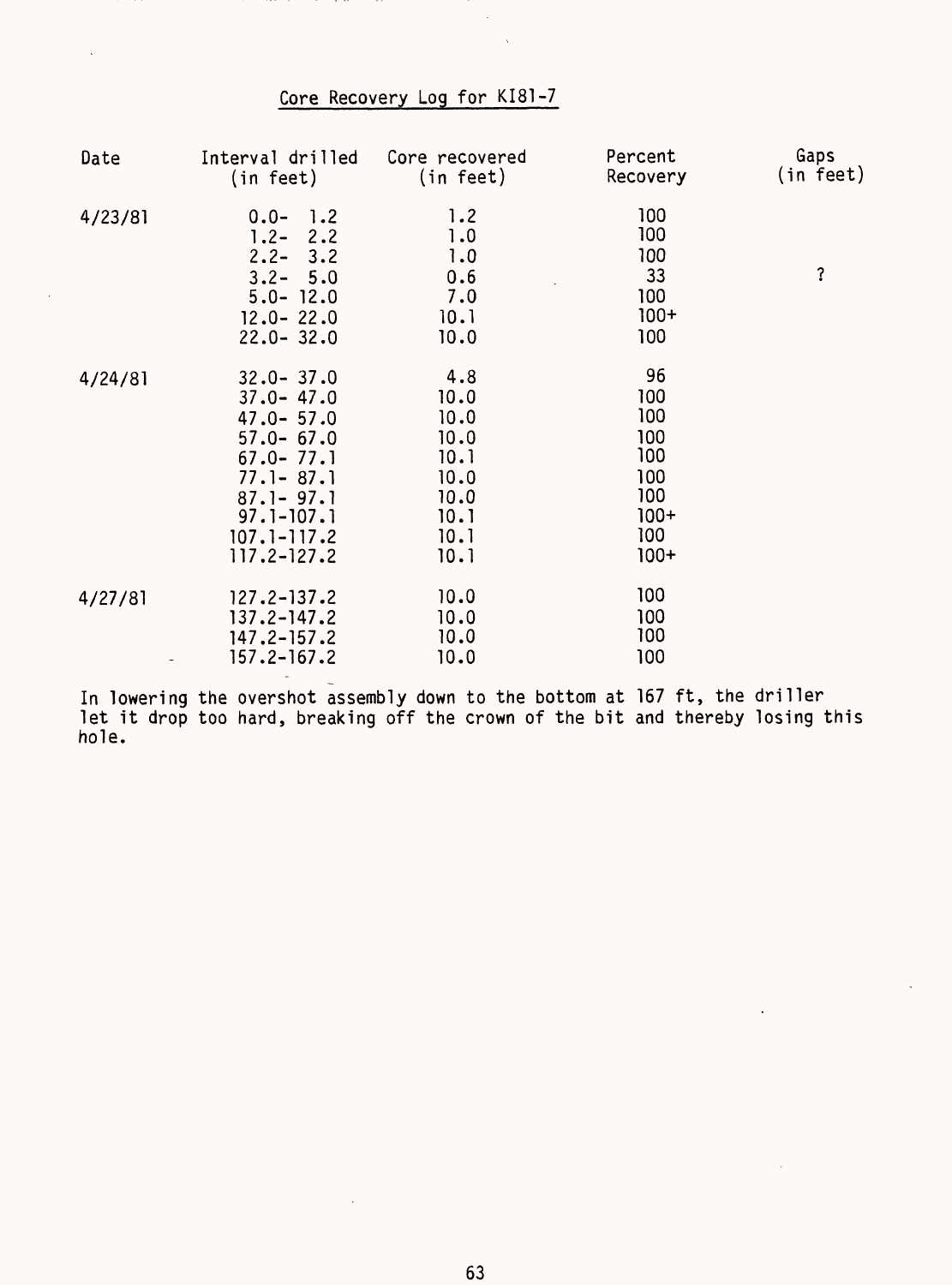## Core Recovery Log for KI81-7

| Date | Interval drilled (in feet) | Core recovered (in feet) | Percent Recovery | Gaps (in feet) |
|---|---|---|---|---|
| 4/23/81 | 0.0- 1.2 | 1.2 | 100 | |
| | 1.2- 2.2 | 1.0 | 100 | |
| | 2.2- 3.2 | 1.0 | 100 | |
| | 3.2- 5.0 | 0.6 | 33 | ? |
| | 5.0- 12.0 | 7.0 | 100 | |
| | 12.0- 22.0 | 10.1 | 100+ | |
| | 22.0- 32.0 | 10.0 | 100 | |
| 4/24/81 | 32.0- 37.0 | 4.8 | 96 | |
| | 37.0- 47.0 | 10.0 | 100 | |
| | 47.0- 57.0 | 10.0 | 100 | |
| | 57.0- 67.0 | 10.0 | 100 | |
| | 67.0- 77.1 | 10.1 | 100 | |
| | 77.1- 87.1 | 10.0 | 100 | |
| | 87.1- 97.1 | 10.0 | 100 | |
| | 97.1-107.1 | 10.1 | 100+ | |
| | 107.1-117.2 | 10.1 | 100 | |
| | 117.2-127.2 | 10.1 | 100+ | |
| 4/27/81 | 127.2-137.2 | 10.0 | 100 | |
| | 137.2-147.2 | 10.0 | 100 | |
| | 147.2-157.2 | 10.0 | 100 | |
| | 157.2-167.2 | 10.0 | 100 | |

In lowering the overshot assembly down to the bottom at 167 ft, the driller let it drop too hard, breaking off the crown of the bit and thereby losing this hole.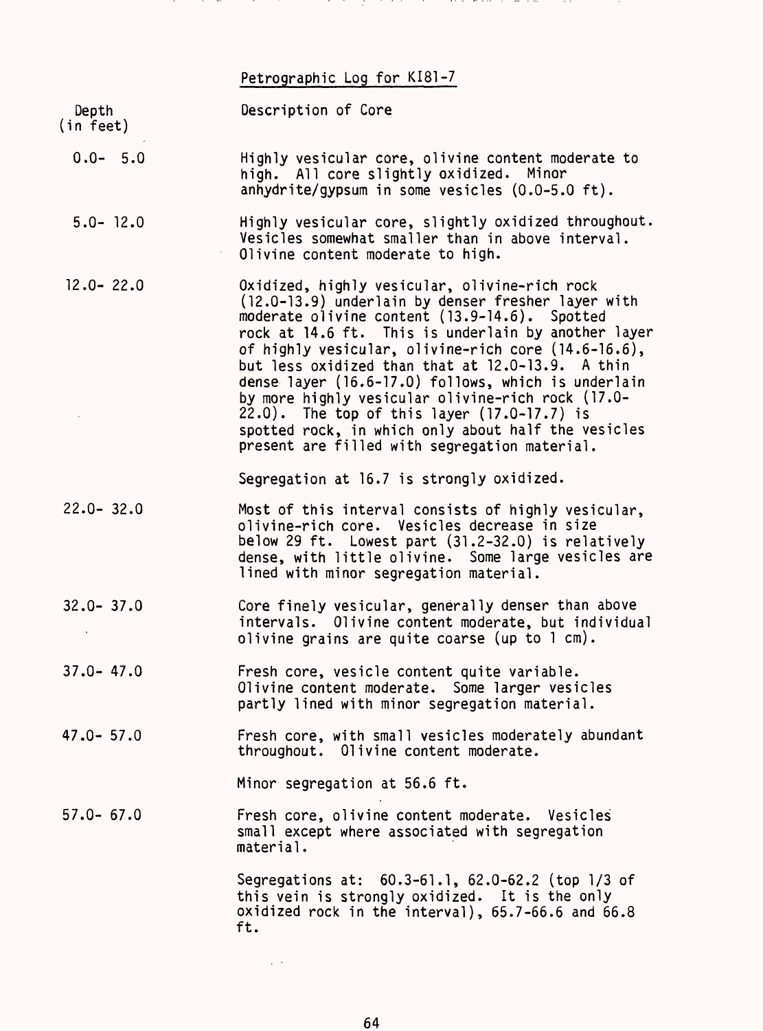# Petrographic Log for KI81-7

| Depth (in feet) | Description of Core |
|---|---|
| 0.0- 5.0 | Highly vesicular core, olivine content moderate to high. All core slightly oxidized. Minor anhydrite/gypsum in some vesicles (0.0-5.0 ft). |
| 5.0- 12.0 | Highly vesicular core, slightly oxidized throughout. Vesicles somewhat smaller than in above interval. Olivine content moderate to high. |
| 12.0- 22.0 | Oxidized, highly vesicular, olivine-rich rock (12.0-13.9) underlain by denser fresher layer with moderate olivine content (13.9-14.6). Spotted rock at 14.6 ft. This is underlain by another layer of highly vesicular, olivine-rich core (14.6-16.6), but less oxidized than that at 12.0-13.9. A thin dense layer (16.6-17.0) follows, which is underlain by more highly vesicular olivine-rich rock (17.0-22.0). The top of this layer (17.0-17.7) is spotted rock, in which only about half the vesicles present are filled with segregation material. <br><br> Segregation at 16.7 is strongly oxidized. |
| 22.0- 32.0 | Most of this interval consists of highly vesicular, olivine-rich core. Vesicles decrease in size below 29 ft. Lowest part (31.2-32.0) is relatively dense, with little olivine. Some large vesicles are lined with minor segregation material. |
| 32.0- 37.0 | Core finely vesicular, generally denser than above intervals. Olivine content moderate, but individual olivine grains are quite coarse (up to 1 cm). |
| 37.0- 47.0 | Fresh core, vesicle content quite variable. Olivine content moderate. Some larger vesicles partly lined with minor segregation material. |
| 47.0- 57.0 | Fresh core, with small vesicles moderately abundant throughout. Olivine content moderate. <br><br> Minor segregation at 56.6 ft. |
| 57.0- 67.0 | Fresh core, olivine content moderate. Vesicles small except where associated with segregation material. <br><br> Segregations at: 60.3-61.1, 62.0-62.2 (top 1/3 of this vein is strongly oxidized. It is the only oxidized rock in the interval), 65.7-66.6 and 66.8 ft. |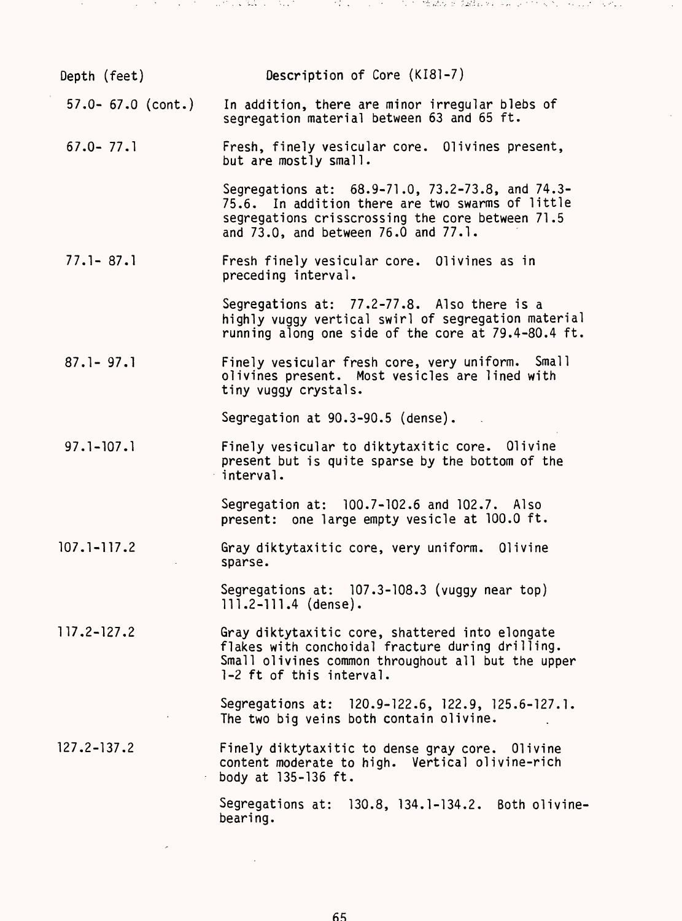| Depth (feet) | Description of Core (KI81-7) |
|---|---|
| 57.0- 67.0 (cont.) | In addition, there are minor irregular blebs of segregation material between 63 and 65 ft. |
| 67.0- 77.1 | Fresh, finely vesicular core. Olivines present, but are mostly small. |
| | Segregations at: 68.9-71.0, 73.2-73.8, and 74.3-75.6. In addition there are two swarms of little segregations crisscrossing the core between 71.5 and 73.0, and between 76.0 and 77.1. |
| 77.1- 87.1 | Fresh finely vesicular core. Olivines as in preceding interval. |
| | Segregations at: 77.2-77.8. Also there is a highly vuggy vertical swirl of segregation material running along one side of the core at 79.4-80.4 ft. |
| 87.1- 97.1 | Finely vesicular fresh core, very uniform. Small olivines present. Most vesicles are lined with tiny vuggy crystals. |
| | Segregation at 90.3-90.5 (dense). |
| 97.1-107.1 | Finely vesicular to diktytaxitic core. Olivine present but is quite sparse by the bottom of the interval. |
| | Segregation at: 100.7-102.6 and 102.7. Also present: one large empty vesicle at 100.0 ft. |
| 107.1-117.2 | Gray diktytaxitic core, very uniform. Olivine sparse. |
| | Segregations at: 107.3-108.3 (vuggy near top) 111.2-111.4 (dense). |
| 117.2-127.2 | Gray diktytaxitic core, shattered into elongate flakes with conchoidal fracture during drilling. Small olivines common throughout all but the upper 1-2 ft of this interval. |
| | Segregations at: 120.9-122.6, 122.9, 125.6-127.1. The two big veins both contain olivine. |
| 127.2-137.2 | Finely diktytaxitic to dense gray core. Olivine content moderate to high. Vertical olivine-rich body at 135-136 ft. |
| | Segregations at: 130.8, 134.1-134.2. Both olivine-bearing. |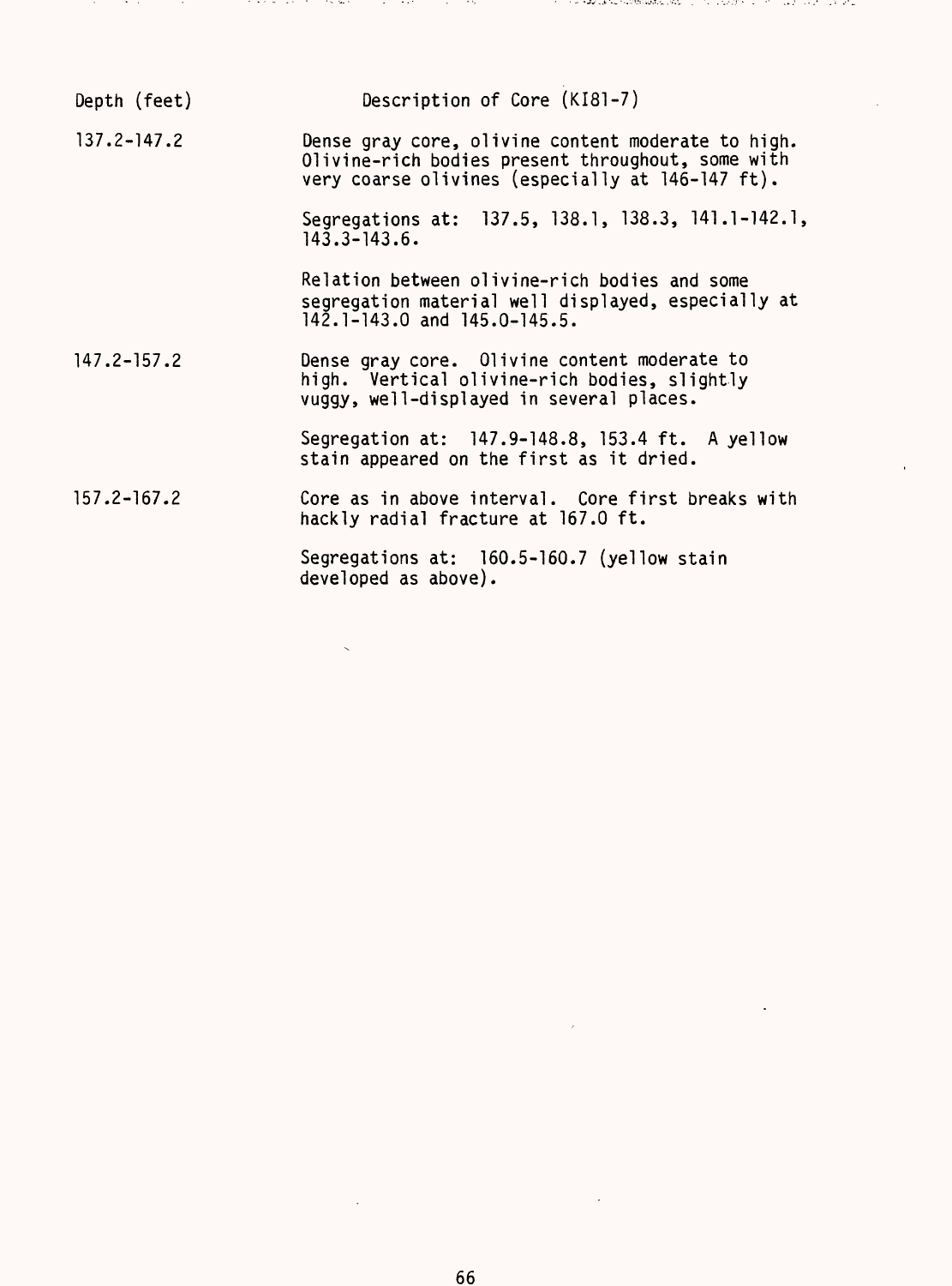| Depth (feet) | Description of Core (KI81-7) |
|---|---|
| 137.2-147.2 | Dense gray core, olivine content moderate to high. Olivine-rich bodies present throughout, some with very coarse olivines (especially at 146-147 ft). |
| | Segregations at: 137.5, 138.1, 138.3, 141.1-142.1, 143.3-143.6. |
| | Relation between olivine-rich bodies and some segregation material well displayed, especially at 142.1-143.0 and 145.0-145.5. |
| 147.2-157.2 | Dense gray core. Olivine content moderate to high. Vertical olivine-rich bodies, slightly vuggy, well-displayed in several places. |
| | Segregation at: 147.9-148.8, 153.4 ft. A yellow stain appeared on the first as it dried. |
| 157.2-167.2 | Core as in above interval. Core first breaks with hackly radial fracture at 167.0 ft. |
| | Segregations at: 160.5-160.7 (yellow stain developed as above). |